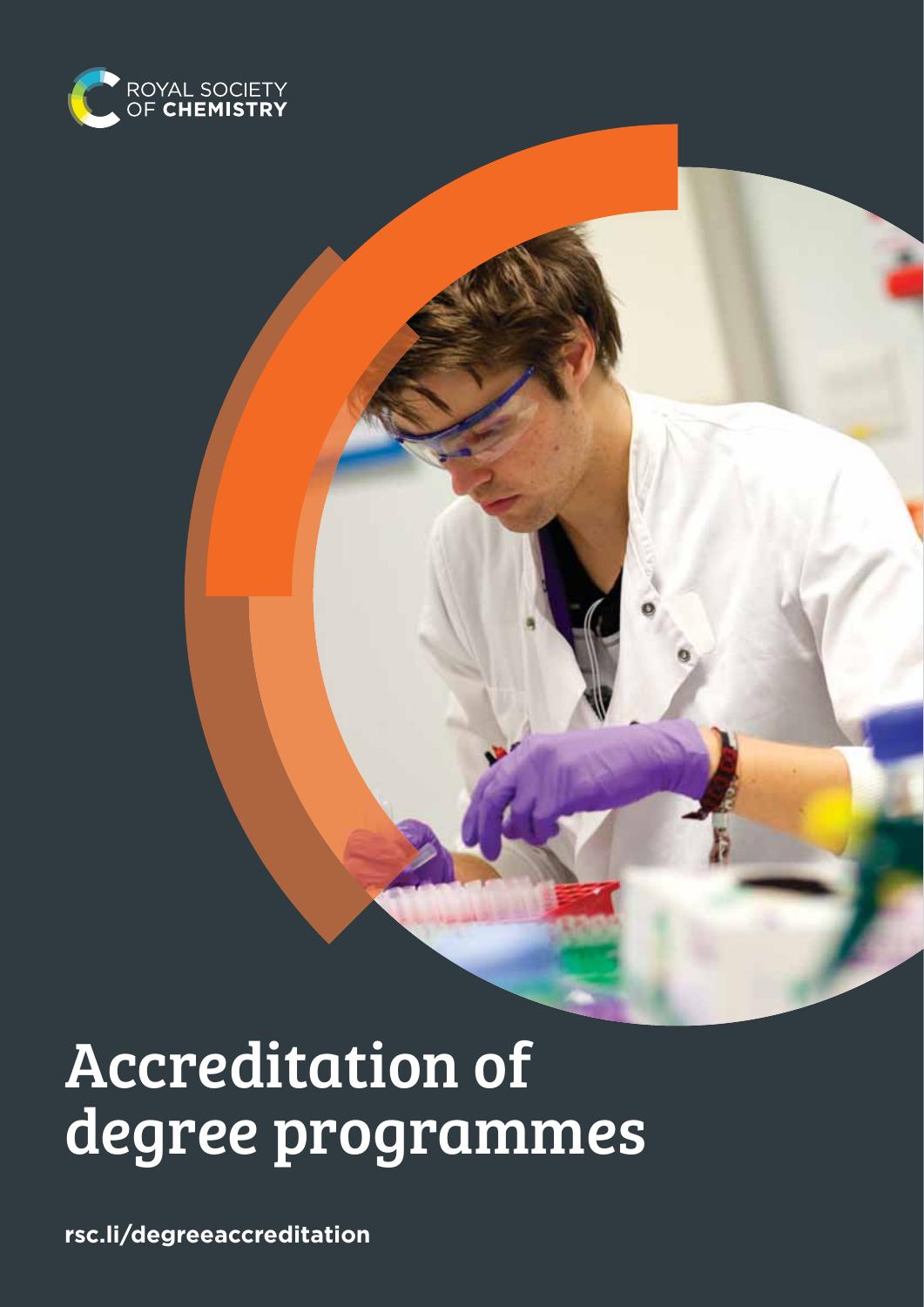ROYAL SOCIETY OF **CHEMISTRY**

# Accreditation of degree programmes

**rsc.li/degreeaccreditation**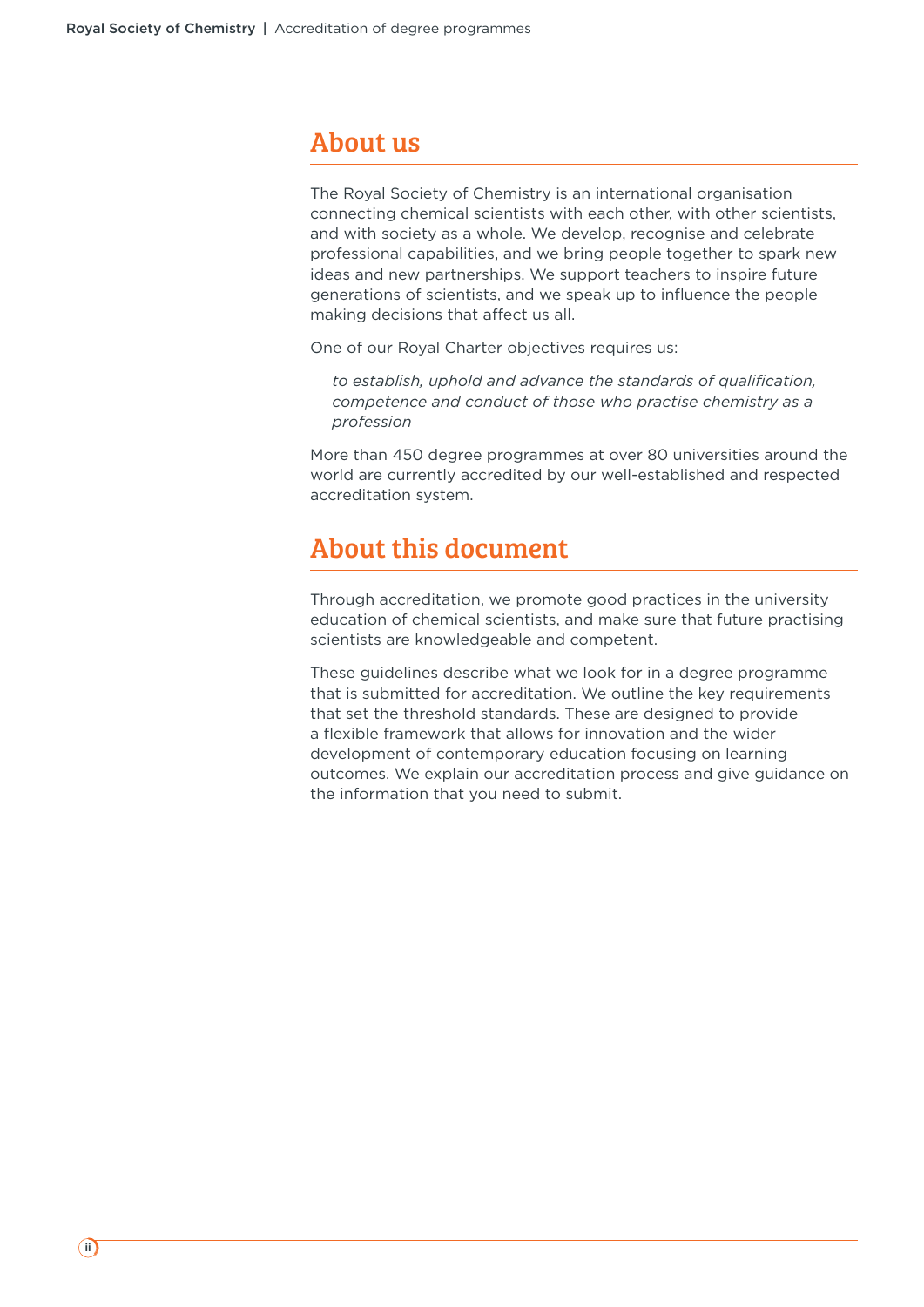## About us

The Royal Society of Chemistry is an international organisation connecting chemical scientists with each other, with other scientists, and with society as a whole. We develop, recognise and celebrate professional capabilities, and we bring people together to spark new ideas and new partnerships. We support teachers to inspire future generations of scientists, and we speak up to influence the people making decisions that affect us all.

One of our Royal Charter objectives requires us:

> *to establish, uphold and advance the standards of qualification, competence and conduct of those who practise chemistry as a profession*

More than 450 degree programmes at over 80 universities around the world are currently accredited by our well-established and respected accreditation system.

## About this document

Through accreditation, we promote good practices in the university education of chemical scientists, and make sure that future practising scientists are knowledgeable and competent.

These guidelines describe what we look for in a degree programme that is submitted for accreditation. We outline the key requirements that set the threshold standards. These are designed to provide a flexible framework that allows for innovation and the wider development of contemporary education focusing on learning outcomes. We explain our accreditation process and give guidance on the information that you need to submit.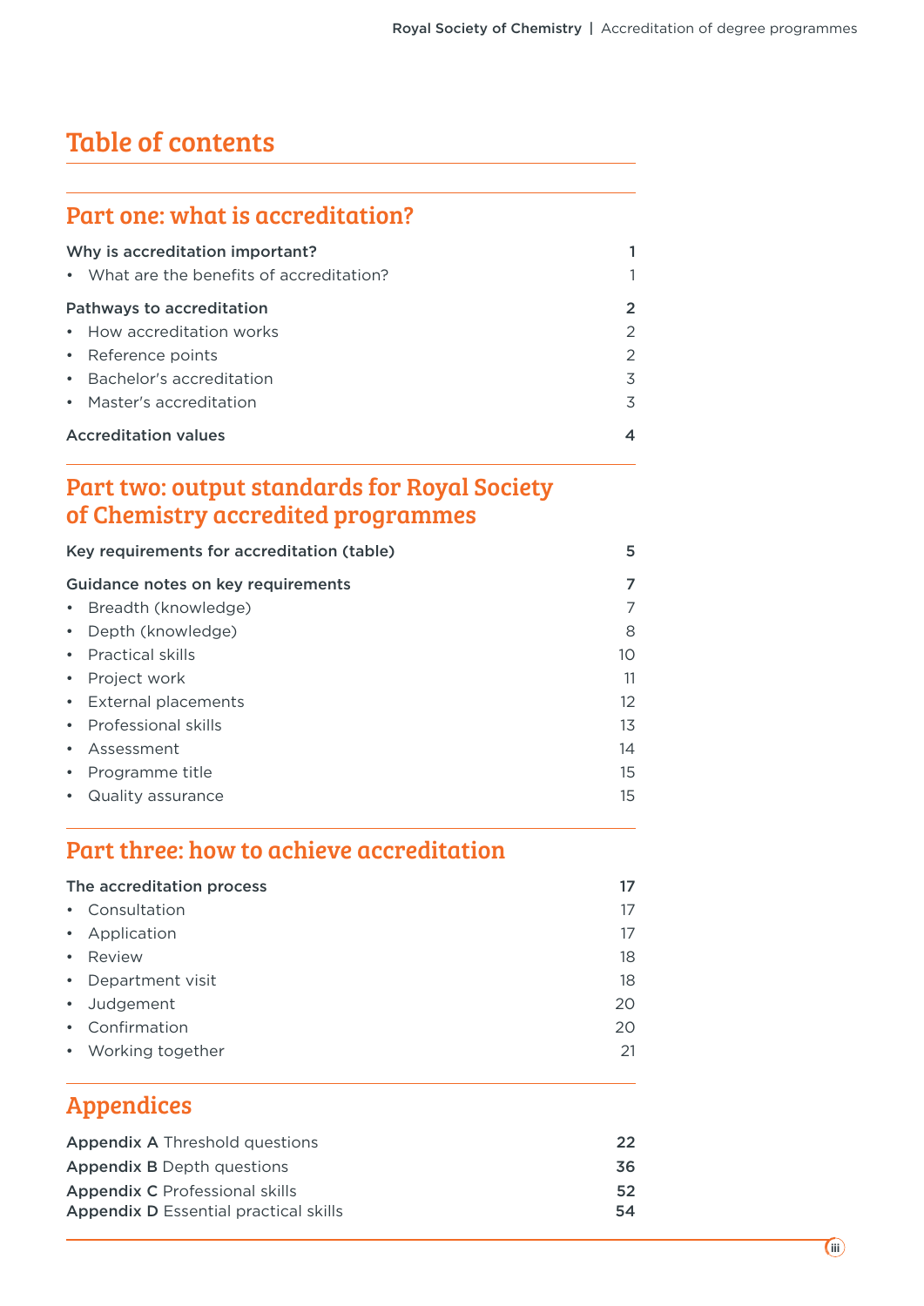# Table of contents

## Part one: what is accreditation?

**Why is accreditation important?** **1**

- What are the benefits of accreditation? 1

**Pathways to accreditation** **2**

- How accreditation works 2
- Reference points 2
- Bachelor's accreditation 3
- Master's accreditation 3

**Accreditation values** **4**

## Part two: output standards for Royal Society of Chemistry accredited programmes

**Key requirements for accreditation (table)** **5**

**Guidance notes on key requirements** **7**

- Breadth (knowledge) 7
- Depth (knowledge) 8
- Practical skills 10
- Project work 11
- External placements 12
- Professional skills 13
- Assessment 14
- Programme title 15
- Quality assurance 15

## Part three: how to achieve accreditation

**The accreditation process** **17**

- Consultation 17
- Application 17
- Review 18
- Department visit 18
- Judgement 20
- Confirmation 20
- Working together 21

## Appendices

**Appendix A** Threshold questions **22**

**Appendix B** Depth questions **36**

**Appendix C** Professional skills **52**

**Appendix D** Essential practical skills **54**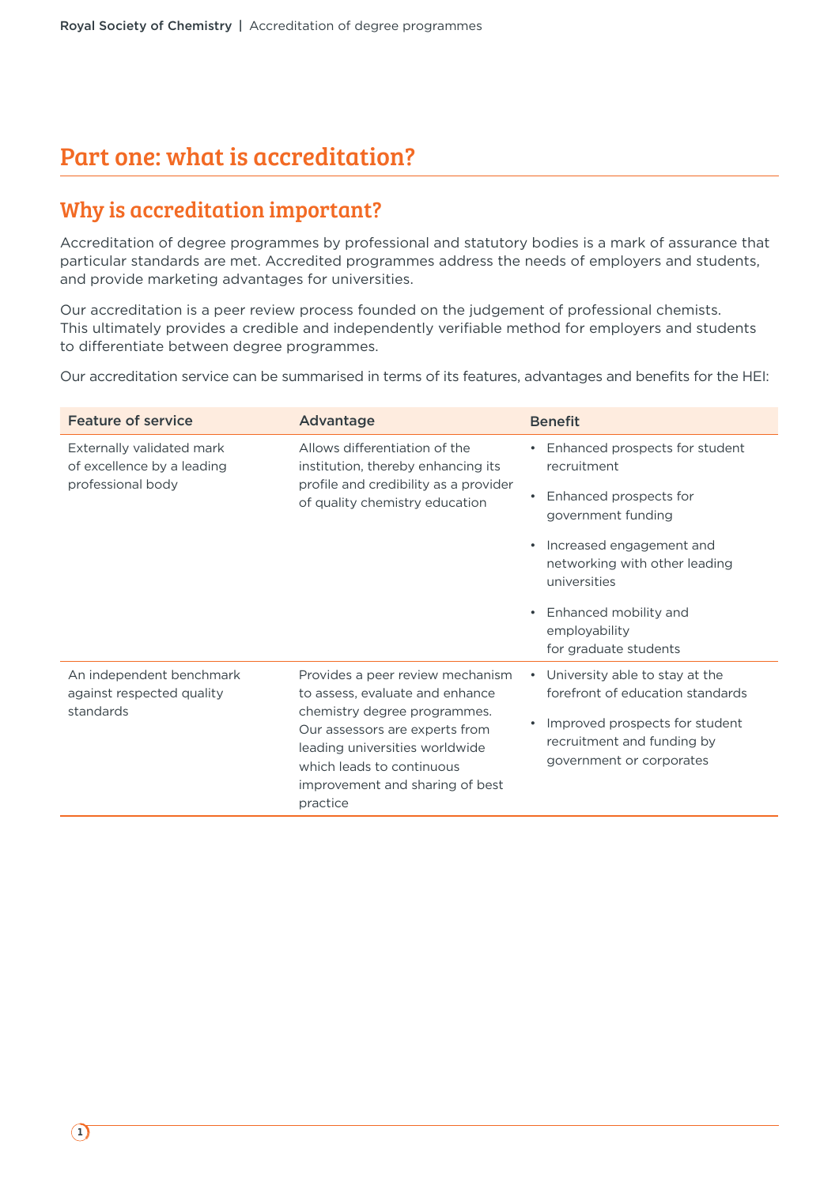# Part one: what is accreditation?

## Why is accreditation important?

Accreditation of degree programmes by professional and statutory bodies is a mark of assurance that particular standards are met. Accredited programmes address the needs of employers and students, and provide marketing advantages for universities.

Our accreditation is a peer review process founded on the judgement of professional chemists. This ultimately provides a credible and independently verifiable method for employers and students to differentiate between degree programmes.

Our accreditation service can be summarised in terms of its features, advantages and benefits for the HEI:

| Feature of service | Advantage | Benefit |
| --- | --- | --- |
| Externally validated mark of excellence by a leading professional body | Allows differentiation of the institution, thereby enhancing its profile and credibility as a provider of quality chemistry education | • Enhanced prospects for student recruitment<br>• Enhanced prospects for government funding<br>• Increased engagement and networking with other leading universities<br>• Enhanced mobility and employability for graduate students |
| An independent benchmark against respected quality standards | Provides a peer review mechanism to assess, evaluate and enhance chemistry degree programmes. Our assessors are experts from leading universities worldwide which leads to continuous improvement and sharing of best practice | • University able to stay at the forefront of education standards<br>• Improved prospects for student recruitment and funding by government or corporates |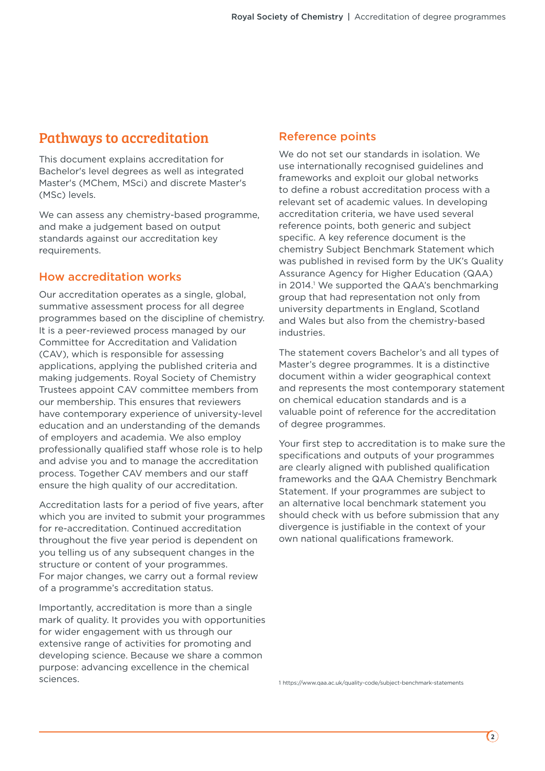## Pathways to accreditation

This document explains accreditation for Bachelor's level degrees as well as integrated Master's (MChem, MSci) and discrete Master's (MSc) levels.

We can assess any chemistry-based programme, and make a judgement based on output standards against our accreditation key requirements.

### How accreditation works

Our accreditation operates as a single, global, summative assessment process for all degree programmes based on the discipline of chemistry. It is a peer-reviewed process managed by our Committee for Accreditation and Validation (CAV), which is responsible for assessing applications, applying the published criteria and making judgements. Royal Society of Chemistry Trustees appoint CAV committee members from our membership. This ensures that reviewers have contemporary experience of university-level education and an understanding of the demands of employers and academia. We also employ professionally qualified staff whose role is to help and advise you and to manage the accreditation process. Together CAV members and our staff ensure the high quality of our accreditation.

Accreditation lasts for a period of five years, after which you are invited to submit your programmes for re-accreditation. Continued accreditation throughout the five year period is dependent on you telling us of any subsequent changes in the structure or content of your programmes. For major changes, we carry out a formal review of a programme's accreditation status.

Importantly, accreditation is more than a single mark of quality. It provides you with opportunities for wider engagement with us through our extensive range of activities for promoting and developing science. Because we share a common purpose: advancing excellence in the chemical sciences.

### Reference points

We do not set our standards in isolation. We use internationally recognised guidelines and frameworks and exploit our global networks to define a robust accreditation process with a relevant set of academic values. In developing accreditation criteria, we have used several reference points, both generic and subject specific. A key reference document is the chemistry Subject Benchmark Statement which was published in revised form by the UK's Quality Assurance Agency for Higher Education (QAA) in 2014.[1] We supported the QAA's benchmarking group that had representation not only from university departments in England, Scotland and Wales but also from the chemistry-based industries.

The statement covers Bachelor's and all types of Master's degree programmes. It is a distinctive document within a wider geographical context and represents the most contemporary statement on chemical education standards and is a valuable point of reference for the accreditation of degree programmes.

Your first step to accreditation is to make sure the specifications and outputs of your programmes are clearly aligned with published qualification frameworks and the QAA Chemistry Benchmark Statement. If your programmes are subject to an alternative local benchmark statement you should check with us before submission that any divergence is justifiable in the context of your own national qualifications framework.

1 https://www.qaa.ac.uk/quality-code/subject-benchmark-statements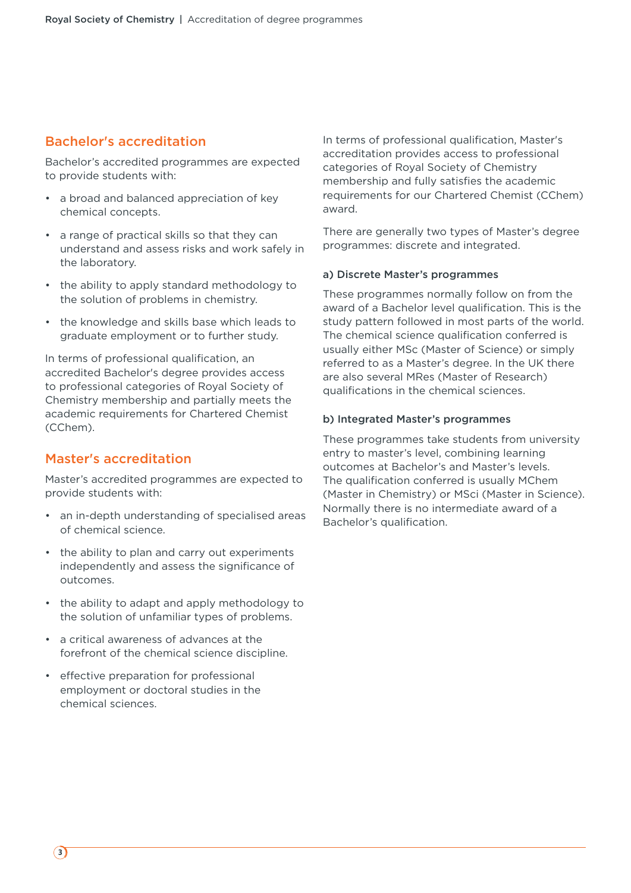## Bachelor's accreditation

Bachelor's accredited programmes are expected to provide students with:

- a broad and balanced appreciation of key chemical concepts.
- a range of practical skills so that they can understand and assess risks and work safely in the laboratory.
- the ability to apply standard methodology to the solution of problems in chemistry.
- the knowledge and skills base which leads to graduate employment or to further study.

In terms of professional qualification, an accredited Bachelor's degree provides access to professional categories of Royal Society of Chemistry membership and partially meets the academic requirements for Chartered Chemist (CChem).

## Master's accreditation

Master's accredited programmes are expected to provide students with:

- an in-depth understanding of specialised areas of chemical science.
- the ability to plan and carry out experiments independently and assess the significance of outcomes.
- the ability to adapt and apply methodology to the solution of unfamiliar types of problems.
- a critical awareness of advances at the forefront of the chemical science discipline.
- effective preparation for professional employment or doctoral studies in the chemical sciences.

In terms of professional qualification, Master's accreditation provides access to professional categories of Royal Society of Chemistry membership and fully satisfies the academic requirements for our Chartered Chemist (CChem) award.

There are generally two types of Master's degree programmes: discrete and integrated.

### a) Discrete Master's programmes

These programmes normally follow on from the award of a Bachelor level qualification. This is the study pattern followed in most parts of the world. The chemical science qualification conferred is usually either MSc (Master of Science) or simply referred to as a Master's degree. In the UK there are also several MRes (Master of Research) qualifications in the chemical sciences.

### b) Integrated Master's programmes

These programmes take students from university entry to master's level, combining learning outcomes at Bachelor's and Master's levels. The qualification conferred is usually MChem (Master in Chemistry) or MSci (Master in Science). Normally there is no intermediate award of a Bachelor's qualification.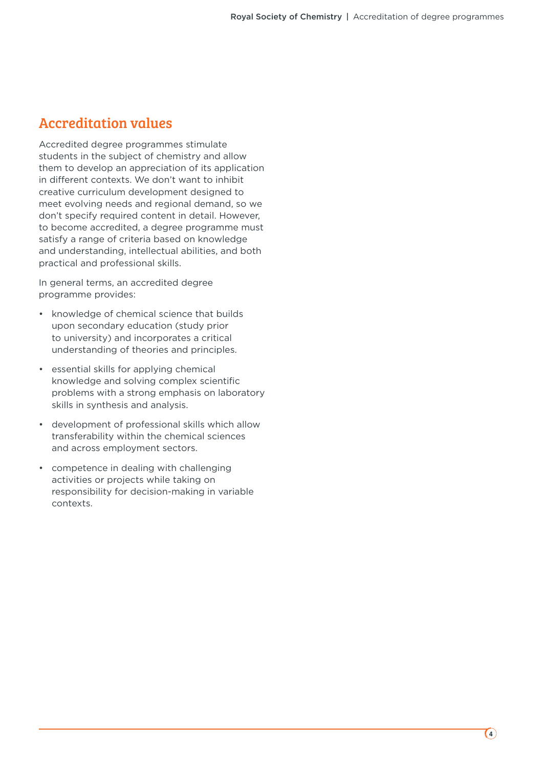## Accreditation values

Accredited degree programmes stimulate students in the subject of chemistry and allow them to develop an appreciation of its application in different contexts. We don't want to inhibit creative curriculum development designed to meet evolving needs and regional demand, so we don't specify required content in detail. However, to become accredited, a degree programme must satisfy a range of criteria based on knowledge and understanding, intellectual abilities, and both practical and professional skills.

In general terms, an accredited degree programme provides:

- knowledge of chemical science that builds upon secondary education (study prior to university) and incorporates a critical understanding of theories and principles.
- essential skills for applying chemical knowledge and solving complex scientific problems with a strong emphasis on laboratory skills in synthesis and analysis.
- development of professional skills which allow transferability within the chemical sciences and across employment sectors.
- competence in dealing with challenging activities or projects while taking on responsibility for decision-making in variable contexts.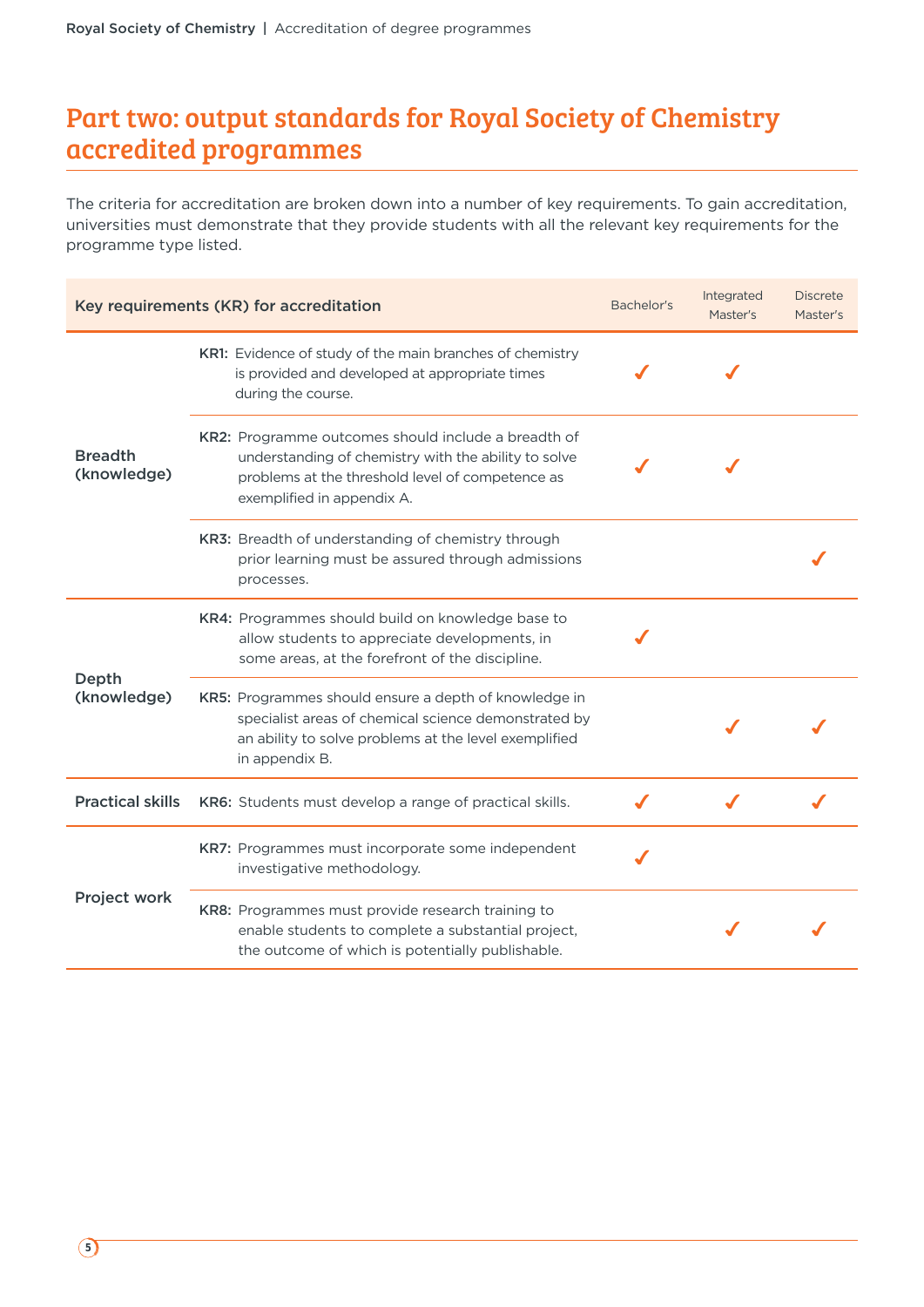# Part two: output standards for Royal Society of Chemistry accredited programmes

The criteria for accreditation are broken down into a number of key requirements. To gain accreditation, universities must demonstrate that they provide students with all the relevant key requirements for the programme type listed.

| Key requirements (KR) for accreditation | | Bachelor's | Integrated Master's | Discrete Master's |
|---|---|---|---|---|
| Breadth (knowledge) | **KR1:** Evidence of study of the main branches of chemistry is provided and developed at appropriate times during the course. | ✓ | ✓ | |
| | **KR2:** Programme outcomes should include a breadth of understanding of chemistry with the ability to solve problems at the threshold level of competence as exemplified in appendix A. | ✓ | ✓ | |
| | **KR3:** Breadth of understanding of chemistry through prior learning must be assured through admissions processes. | | | ✓ |
| Depth (knowledge) | **KR4:** Programmes should build on knowledge base to allow students to appreciate developments, in some areas, at the forefront of the discipline. | ✓ | | |
| | **KR5:** Programmes should ensure a depth of knowledge in specialist areas of chemical science demonstrated by an ability to solve problems at the level exemplified in appendix B. | | ✓ | ✓ |
| Practical skills | **KR6:** Students must develop a range of practical skills. | ✓ | ✓ | ✓ |
| Project work | **KR7:** Programmes must incorporate some independent investigative methodology. | ✓ | | |
| | **KR8:** Programmes must provide research training to enable students to complete a substantial project, the outcome of which is potentially publishable. | | ✓ | ✓ |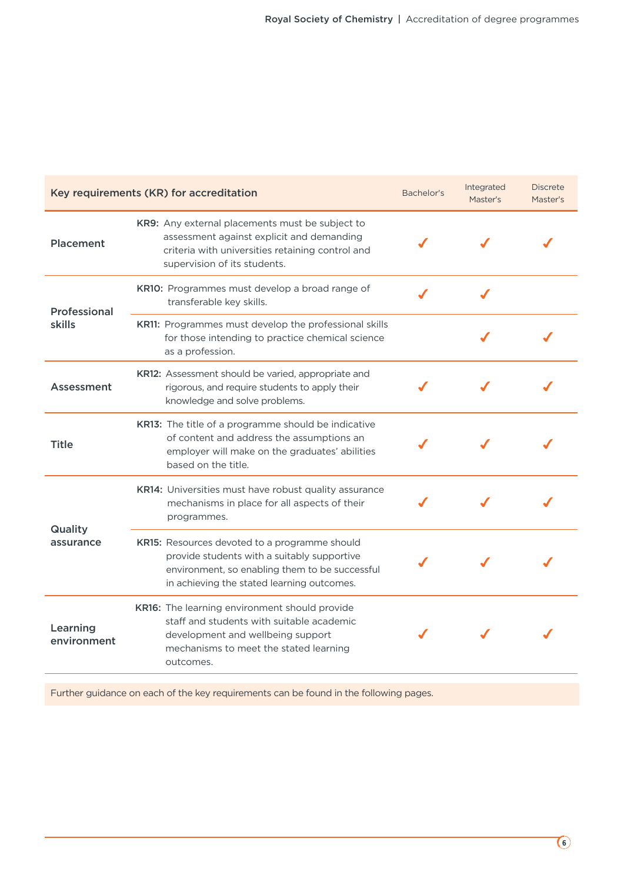| Key requirements (KR) for accreditation | | Bachelor's | Integrated Master's | Discrete Master's |
|---|---|---|---|---|
| **Placement** | **KR9:** Any external placements must be subject to assessment against explicit and demanding criteria with universities retaining control and supervision of its students. | ✓ | ✓ | ✓ |
| **Professional skills** | **KR10:** Programmes must develop a broad range of transferable key skills. | ✓ | ✓ | |
| | **KR11:** Programmes must develop the professional skills for those intending to practice chemical science as a profession. | | ✓ | ✓ |
| **Assessment** | **KR12:** Assessment should be varied, appropriate and rigorous, and require students to apply their knowledge and solve problems. | ✓ | ✓ | ✓ |
| **Title** | **KR13:** The title of a programme should be indicative of content and address the assumptions an employer will make on the graduates' abilities based on the title. | ✓ | ✓ | ✓ |
| **Quality assurance** | **KR14:** Universities must have robust quality assurance mechanisms in place for all aspects of their programmes. | ✓ | ✓ | ✓ |
| | **KR15:** Resources devoted to a programme should provide students with a suitably supportive environment, so enabling them to be successful in achieving the stated learning outcomes. | ✓ | ✓ | ✓ |
| **Learning environment** | **KR16:** The learning environment should provide staff and students with suitable academic development and wellbeing support mechanisms to meet the stated learning outcomes. | ✓ | ✓ | ✓ |

Further guidance on each of the key requirements can be found in the following pages.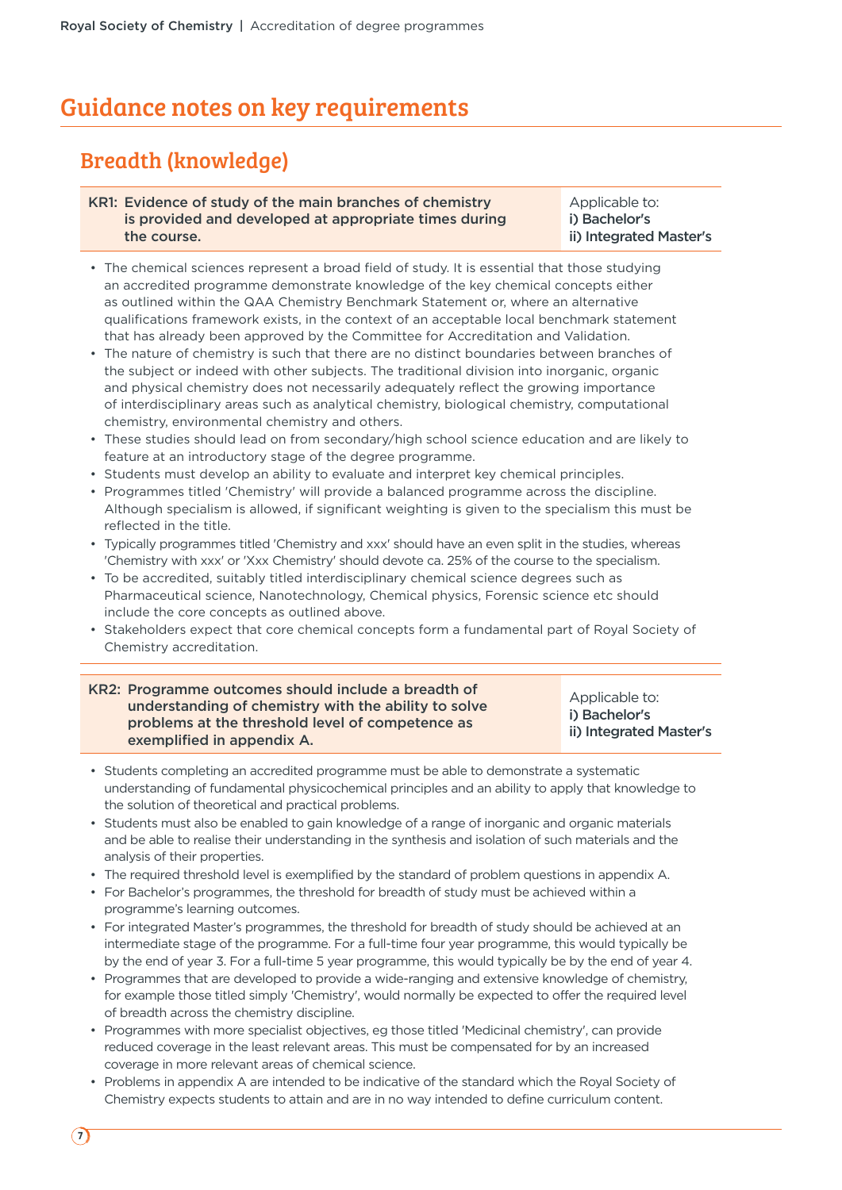# Guidance notes on key requirements

## Breadth (knowledge)

| KR1: Evidence of study of the main branches of chemistry is provided and developed at appropriate times during the course. | Applicable to: **i) Bachelor's** **ii) Integrated Master's** |
|---|---|

- The chemical sciences represent a broad field of study. It is essential that those studying an accredited programme demonstrate knowledge of the key chemical concepts either as outlined within the QAA Chemistry Benchmark Statement or, where an alternative qualifications framework exists, in the context of an acceptable local benchmark statement that has already been approved by the Committee for Accreditation and Validation.
- The nature of chemistry is such that there are no distinct boundaries between branches of the subject or indeed with other subjects. The traditional division into inorganic, organic and physical chemistry does not necessarily adequately reflect the growing importance of interdisciplinary areas such as analytical chemistry, biological chemistry, computational chemistry, environmental chemistry and others.
- These studies should lead on from secondary/high school science education and are likely to feature at an introductory stage of the degree programme.
- Students must develop an ability to evaluate and interpret key chemical principles.
- Programmes titled 'Chemistry' will provide a balanced programme across the discipline. Although specialism is allowed, if significant weighting is given to the specialism this must be reflected in the title.
- Typically programmes titled 'Chemistry and xxx' should have an even split in the studies, whereas 'Chemistry with xxx' or 'Xxx Chemistry' should devote ca. 25% of the course to the specialism.
- To be accredited, suitably titled interdisciplinary chemical science degrees such as Pharmaceutical science, Nanotechnology, Chemical physics, Forensic science etc should include the core concepts as outlined above.
- Stakeholders expect that core chemical concepts form a fundamental part of Royal Society of Chemistry accreditation.

| KR2: Programme outcomes should include a breadth of understanding of chemistry with the ability to solve problems at the threshold level of competence as exemplified in appendix A. | Applicable to: **i) Bachelor's** **ii) Integrated Master's** |
|---|---|

- Students completing an accredited programme must be able to demonstrate a systematic understanding of fundamental physicochemical principles and an ability to apply that knowledge to the solution of theoretical and practical problems.
- Students must also be enabled to gain knowledge of a range of inorganic and organic materials and be able to realise their understanding in the synthesis and isolation of such materials and the analysis of their properties.
- The required threshold level is exemplified by the standard of problem questions in appendix A.
- For Bachelor's programmes, the threshold for breadth of study must be achieved within a programme's learning outcomes.
- For integrated Master's programmes, the threshold for breadth of study should be achieved at an intermediate stage of the programme. For a full-time four year programme, this would typically be by the end of year 3. For a full-time 5 year programme, this would typically be by the end of year 4.
- Programmes that are developed to provide a wide-ranging and extensive knowledge of chemistry, for example those titled simply 'Chemistry', would normally be expected to offer the required level of breadth across the chemistry discipline.
- Programmes with more specialist objectives, eg those titled 'Medicinal chemistry', can provide reduced coverage in the least relevant areas. This must be compensated for by an increased coverage in more relevant areas of chemical science.
- Problems in appendix A are intended to be indicative of the standard which the Royal Society of Chemistry expects students to attain and are in no way intended to define curriculum content.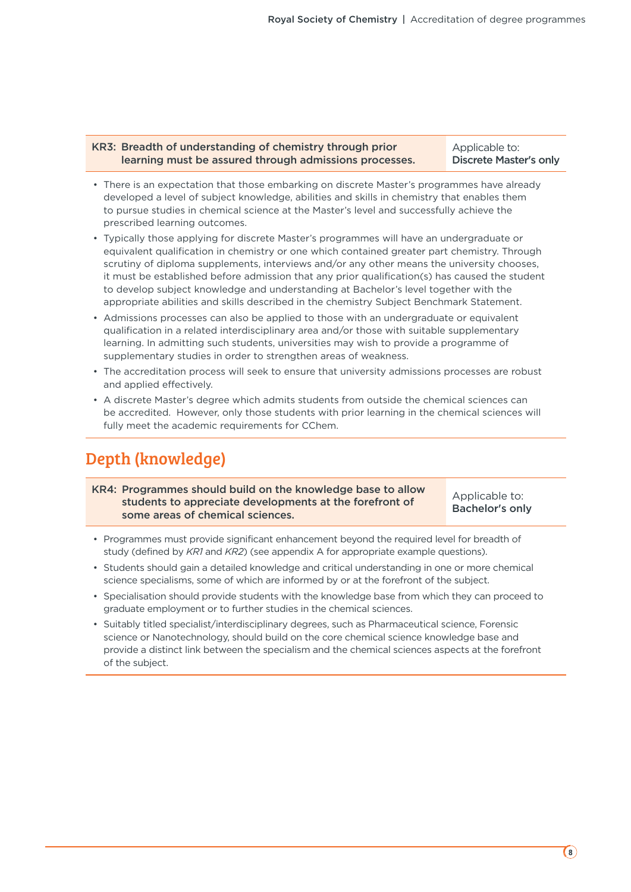| **KR3: Breadth of understanding of chemistry through prior learning must be assured through admissions processes.** | Applicable to: **Discrete Master's only** |
|---|---|

- There is an expectation that those embarking on discrete Master's programmes have already developed a level of subject knowledge, abilities and skills in chemistry that enables them to pursue studies in chemical science at the Master's level and successfully achieve the prescribed learning outcomes.
- Typically those applying for discrete Master's programmes will have an undergraduate or equivalent qualification in chemistry or one which contained greater part chemistry. Through scrutiny of diploma supplements, interviews and/or any other means the university chooses, it must be established before admission that any prior qualification(s) has caused the student to develop subject knowledge and understanding at Bachelor's level together with the appropriate abilities and skills described in the chemistry Subject Benchmark Statement.
- Admissions processes can also be applied to those with an undergraduate or equivalent qualification in a related interdisciplinary area and/or those with suitable supplementary learning. In admitting such students, universities may wish to provide a programme of supplementary studies in order to strengthen areas of weakness.
- The accreditation process will seek to ensure that university admissions processes are robust and applied effectively.
- A discrete Master's degree which admits students from outside the chemical sciences can be accredited. However, only those students with prior learning in the chemical sciences will fully meet the academic requirements for CChem.

## Depth (knowledge)

| **KR4: Programmes should build on the knowledge base to allow students to appreciate developments at the forefront of some areas of chemical sciences.** | Applicable to: **Bachelor's only** |
|---|---|

- Programmes must provide significant enhancement beyond the required level for breadth of study (defined by *KR1* and *KR2*) (see appendix A for appropriate example questions).
- Students should gain a detailed knowledge and critical understanding in one or more chemical science specialisms, some of which are informed by or at the forefront of the subject.
- Specialisation should provide students with the knowledge base from which they can proceed to graduate employment or to further studies in the chemical sciences.
- Suitably titled specialist/interdisciplinary degrees, such as Pharmaceutical science, Forensic science or Nanotechnology, should build on the core chemical science knowledge base and provide a distinct link between the specialism and the chemical sciences aspects at the forefront of the subject.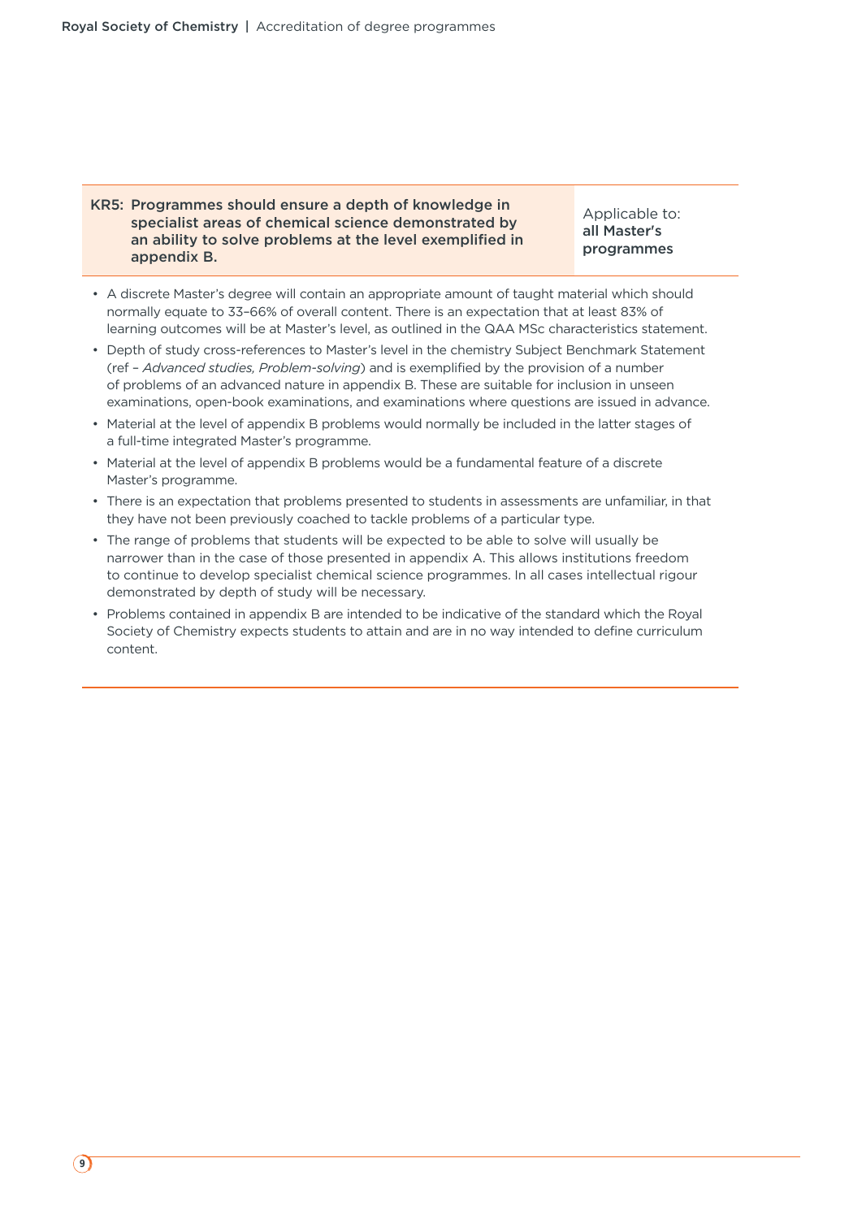| KR5: Programmes should ensure a depth of knowledge in specialist areas of chemical science demonstrated by an ability to solve problems at the level exemplified in appendix B. | Applicable to: **all Master's programmes** |
| --- | --- |

- A discrete Master's degree will contain an appropriate amount of taught material which should normally equate to 33–66% of overall content. There is an expectation that at least 83% of learning outcomes will be at Master's level, as outlined in the QAA MSc characteristics statement.
- Depth of study cross-references to Master's level in the chemistry Subject Benchmark Statement (ref – *Advanced studies, Problem-solving*) and is exemplified by the provision of a number of problems of an advanced nature in appendix B. These are suitable for inclusion in unseen examinations, open-book examinations, and examinations where questions are issued in advance.
- Material at the level of appendix B problems would normally be included in the latter stages of a full-time integrated Master's programme.
- Material at the level of appendix B problems would be a fundamental feature of a discrete Master's programme.
- There is an expectation that problems presented to students in assessments are unfamiliar, in that they have not been previously coached to tackle problems of a particular type.
- The range of problems that students will be expected to be able to solve will usually be narrower than in the case of those presented in appendix A. This allows institutions freedom to continue to develop specialist chemical science programmes. In all cases intellectual rigour demonstrated by depth of study will be necessary.
- Problems contained in appendix B are intended to be indicative of the standard which the Royal Society of Chemistry expects students to attain and are in no way intended to define curriculum content.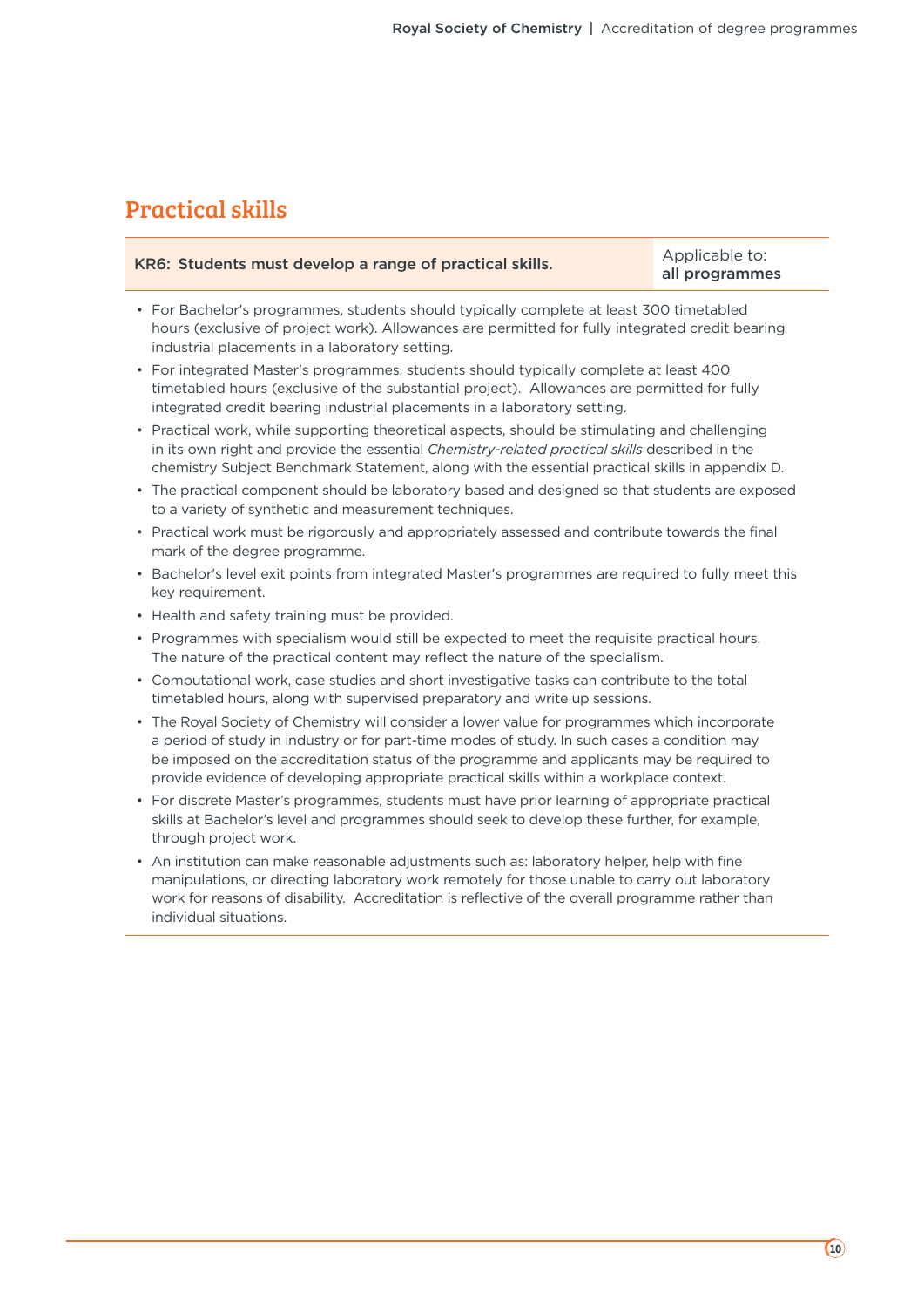## Practical skills

| KR6: Students must develop a range of practical skills. | Applicable to: **all programmes** |
|---|---|

- For Bachelor's programmes, students should typically complete at least 300 timetabled hours (exclusive of project work). Allowances are permitted for fully integrated credit bearing industrial placements in a laboratory setting.
- For integrated Master's programmes, students should typically complete at least 400 timetabled hours (exclusive of the substantial project). Allowances are permitted for fully integrated credit bearing industrial placements in a laboratory setting.
- Practical work, while supporting theoretical aspects, should be stimulating and challenging in its own right and provide the essential *Chemistry-related practical skills* described in the chemistry Subject Benchmark Statement, along with the essential practical skills in appendix D.
- The practical component should be laboratory based and designed so that students are exposed to a variety of synthetic and measurement techniques.
- Practical work must be rigorously and appropriately assessed and contribute towards the final mark of the degree programme.
- Bachelor's level exit points from integrated Master's programmes are required to fully meet this key requirement.
- Health and safety training must be provided.
- Programmes with specialism would still be expected to meet the requisite practical hours. The nature of the practical content may reflect the nature of the specialism.
- Computational work, case studies and short investigative tasks can contribute to the total timetabled hours, along with supervised preparatory and write up sessions.
- The Royal Society of Chemistry will consider a lower value for programmes which incorporate a period of study in industry or for part-time modes of study. In such cases a condition may be imposed on the accreditation status of the programme and applicants may be required to provide evidence of developing appropriate practical skills within a workplace context.
- For discrete Master's programmes, students must have prior learning of appropriate practical skills at Bachelor's level and programmes should seek to develop these further, for example, through project work.
- An institution can make reasonable adjustments such as: laboratory helper, help with fine manipulations, or directing laboratory work remotely for those unable to carry out laboratory work for reasons of disability. Accreditation is reflective of the overall programme rather than individual situations.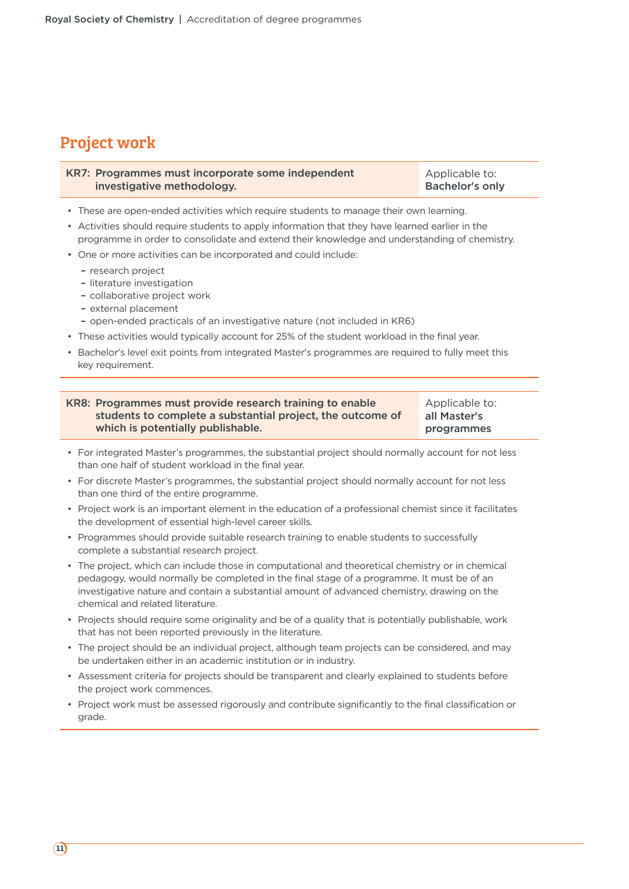## Project work

| KR7: Programmes must incorporate some independent investigative methodology. | Applicable to: **Bachelor's only** |
| --- | --- |

- These are open-ended activities which require students to manage their own learning.
- Activities should require students to apply information that they have learned earlier in the programme in order to consolidate and extend their knowledge and understanding of chemistry.
- One or more activities can be incorporated and could include:
  - research project
  - literature investigation
  - collaborative project work
  - external placement
  - open-ended practicals of an investigative nature (not included in KR6)
- These activities would typically account for 25% of the student workload in the final year.
- Bachelor's level exit points from integrated Master's programmes are required to fully meet this key requirement.

| KR8: Programmes must provide research training to enable students to complete a substantial project, the outcome of which is potentially publishable. | Applicable to: **all Master's programmes** |
| --- | --- |

- For integrated Master's programmes, the substantial project should normally account for not less than one half of student workload in the final year.
- For discrete Master's programmes, the substantial project should normally account for not less than one third of the entire programme.
- Project work is an important element in the education of a professional chemist since it facilitates the development of essential high-level career skills.
- Programmes should provide suitable research training to enable students to successfully complete a substantial research project.
- The project, which can include those in computational and theoretical chemistry or in chemical pedagogy, would normally be completed in the final stage of a programme. It must be of an investigative nature and contain a substantial amount of advanced chemistry, drawing on the chemical and related literature.
- Projects should require some originality and be of a quality that is potentially publishable, work that has not been reported previously in the literature.
- The project should be an individual project, although team projects can be considered, and may be undertaken either in an academic institution or in industry.
- Assessment criteria for projects should be transparent and clearly explained to students before the project work commences.
- Project work must be assessed rigorously and contribute significantly to the final classification or grade.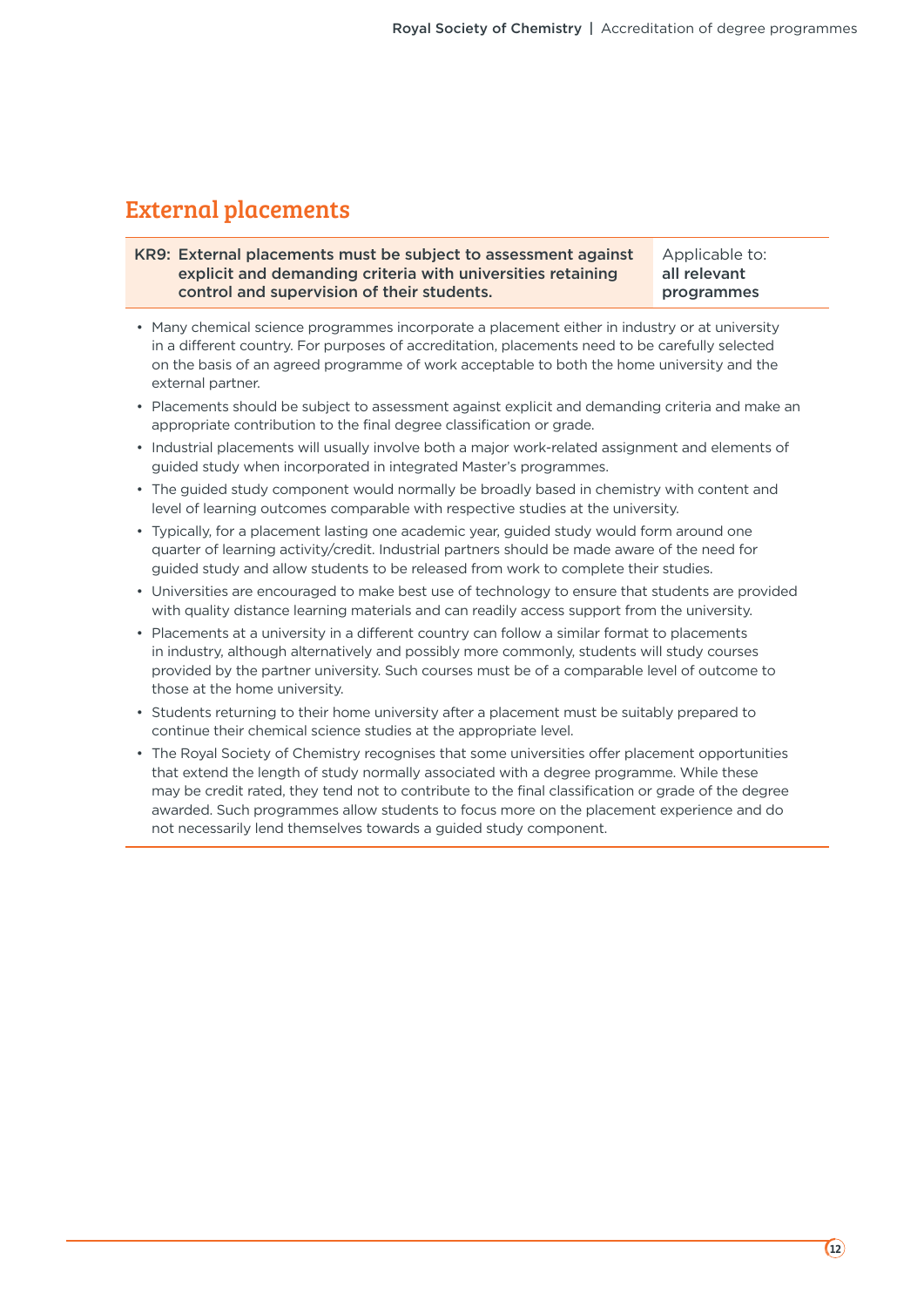## External placements

| KR9: External placements must be subject to assessment against explicit and demanding criteria with universities retaining control and supervision of their students. | Applicable to: **all relevant programmes** |
|---|---|

- Many chemical science programmes incorporate a placement either in industry or at university in a different country. For purposes of accreditation, placements need to be carefully selected on the basis of an agreed programme of work acceptable to both the home university and the external partner.
- Placements should be subject to assessment against explicit and demanding criteria and make an appropriate contribution to the final degree classification or grade.
- Industrial placements will usually involve both a major work-related assignment and elements of guided study when incorporated in integrated Master's programmes.
- The guided study component would normally be broadly based in chemistry with content and level of learning outcomes comparable with respective studies at the university.
- Typically, for a placement lasting one academic year, guided study would form around one quarter of learning activity/credit. Industrial partners should be made aware of the need for guided study and allow students to be released from work to complete their studies.
- Universities are encouraged to make best use of technology to ensure that students are provided with quality distance learning materials and can readily access support from the university.
- Placements at a university in a different country can follow a similar format to placements in industry, although alternatively and possibly more commonly, students will study courses provided by the partner university. Such courses must be of a comparable level of outcome to those at the home university.
- Students returning to their home university after a placement must be suitably prepared to continue their chemical science studies at the appropriate level.
- The Royal Society of Chemistry recognises that some universities offer placement opportunities that extend the length of study normally associated with a degree programme. While these may be credit rated, they tend not to contribute to the final classification or grade of the degree awarded. Such programmes allow students to focus more on the placement experience and do not necessarily lend themselves towards a guided study component.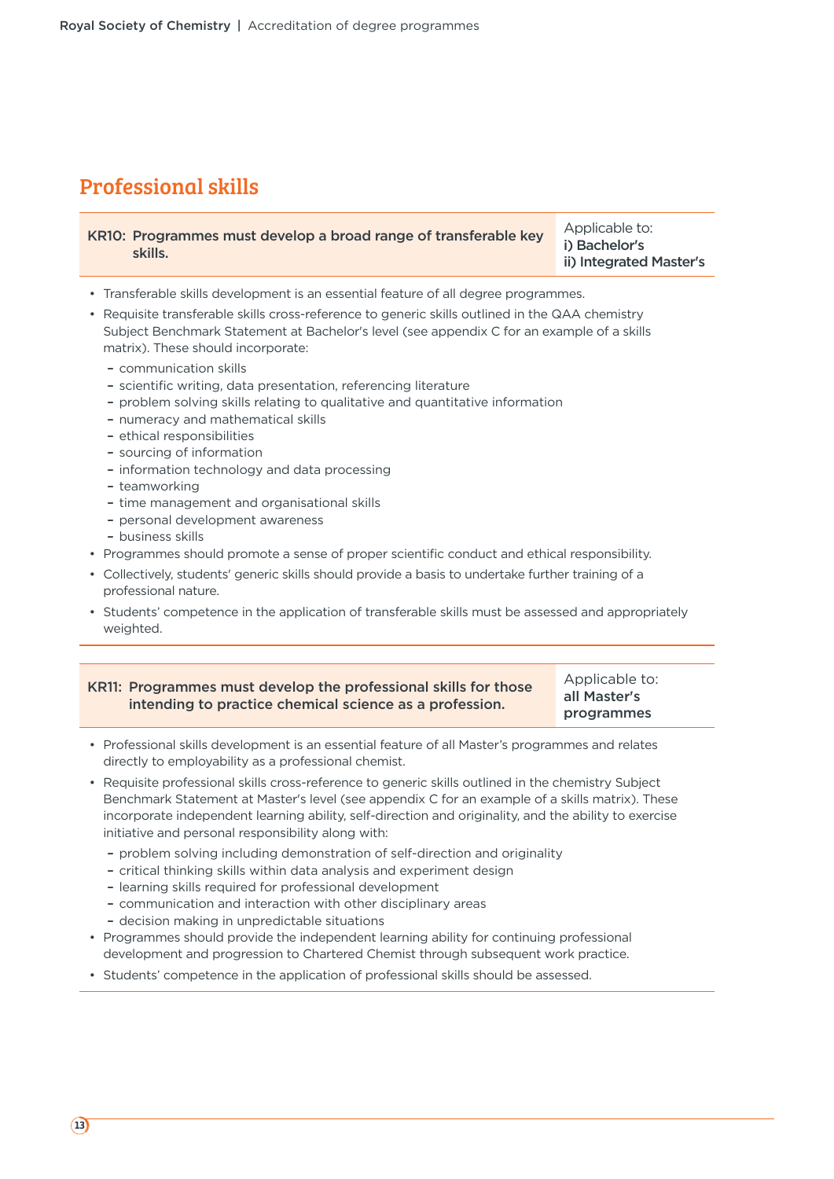# Professional skills

| KR10: Programmes must develop a broad range of transferable key skills. | Applicable to: **i) Bachelor's** **ii) Integrated Master's** |
|---|---|

- Transferable skills development is an essential feature of all degree programmes.
- Requisite transferable skills cross-reference to generic skills outlined in the QAA chemistry Subject Benchmark Statement at Bachelor's level (see appendix C for an example of a skills matrix). These should incorporate:
  - communication skills
  - scientific writing, data presentation, referencing literature
  - problem solving skills relating to qualitative and quantitative information
  - numeracy and mathematical skills
  - ethical responsibilities
  - sourcing of information
  - information technology and data processing
  - teamworking
  - time management and organisational skills
  - personal development awareness
  - business skills
- Programmes should promote a sense of proper scientific conduct and ethical responsibility.
- Collectively, students' generic skills should provide a basis to undertake further training of a professional nature.
- Students' competence in the application of transferable skills must be assessed and appropriately weighted.

| KR11: Programmes must develop the professional skills for those intending to practice chemical science as a profession. | Applicable to: **all Master's programmes** |
|---|---|

- Professional skills development is an essential feature of all Master's programmes and relates directly to employability as a professional chemist.
- Requisite professional skills cross-reference to generic skills outlined in the chemistry Subject Benchmark Statement at Master's level (see appendix C for an example of a skills matrix). These incorporate independent learning ability, self-direction and originality, and the ability to exercise initiative and personal responsibility along with:
  - problem solving including demonstration of self-direction and originality
  - critical thinking skills within data analysis and experiment design
  - learning skills required for professional development
  - communication and interaction with other disciplinary areas
  - decision making in unpredictable situations
- Programmes should provide the independent learning ability for continuing professional development and progression to Chartered Chemist through subsequent work practice.
- Students' competence in the application of professional skills should be assessed.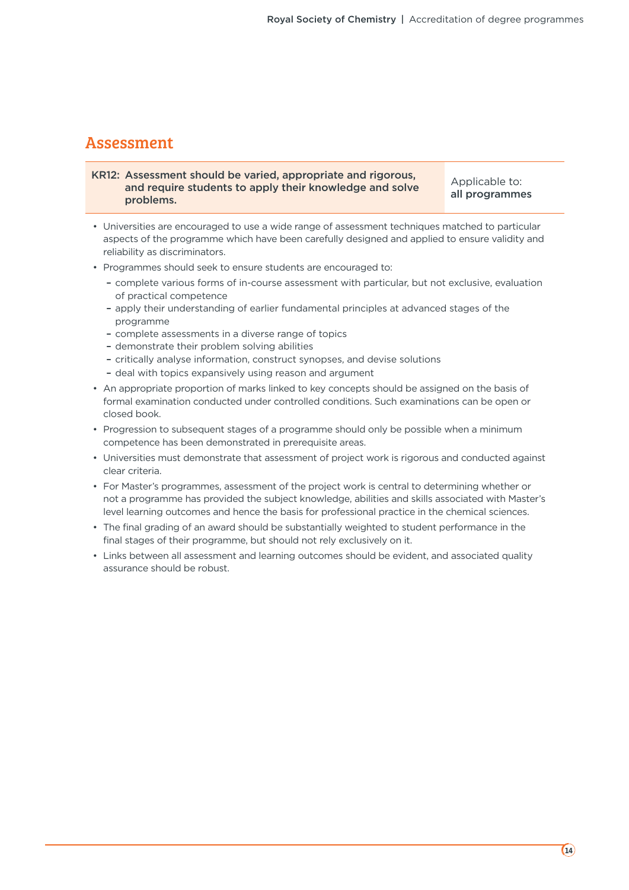## Assessment

| KR12: Assessment should be varied, appropriate and rigorous, and require students to apply their knowledge and solve problems. | Applicable to: **all programmes** |
|---|---|

- Universities are encouraged to use a wide range of assessment techniques matched to particular aspects of the programme which have been carefully designed and applied to ensure validity and reliability as discriminators.
- Programmes should seek to ensure students are encouraged to:
  - complete various forms of in-course assessment with particular, but not exclusive, evaluation of practical competence
  - apply their understanding of earlier fundamental principles at advanced stages of the programme
  - complete assessments in a diverse range of topics
  - demonstrate their problem solving abilities
  - critically analyse information, construct synopses, and devise solutions
  - deal with topics expansively using reason and argument
- An appropriate proportion of marks linked to key concepts should be assigned on the basis of formal examination conducted under controlled conditions. Such examinations can be open or closed book.
- Progression to subsequent stages of a programme should only be possible when a minimum competence has been demonstrated in prerequisite areas.
- Universities must demonstrate that assessment of project work is rigorous and conducted against clear criteria.
- For Master's programmes, assessment of the project work is central to determining whether or not a programme has provided the subject knowledge, abilities and skills associated with Master's level learning outcomes and hence the basis for professional practice in the chemical sciences.
- The final grading of an award should be substantially weighted to student performance in the final stages of their programme, but should not rely exclusively on it.
- Links between all assessment and learning outcomes should be evident, and associated quality assurance should be robust.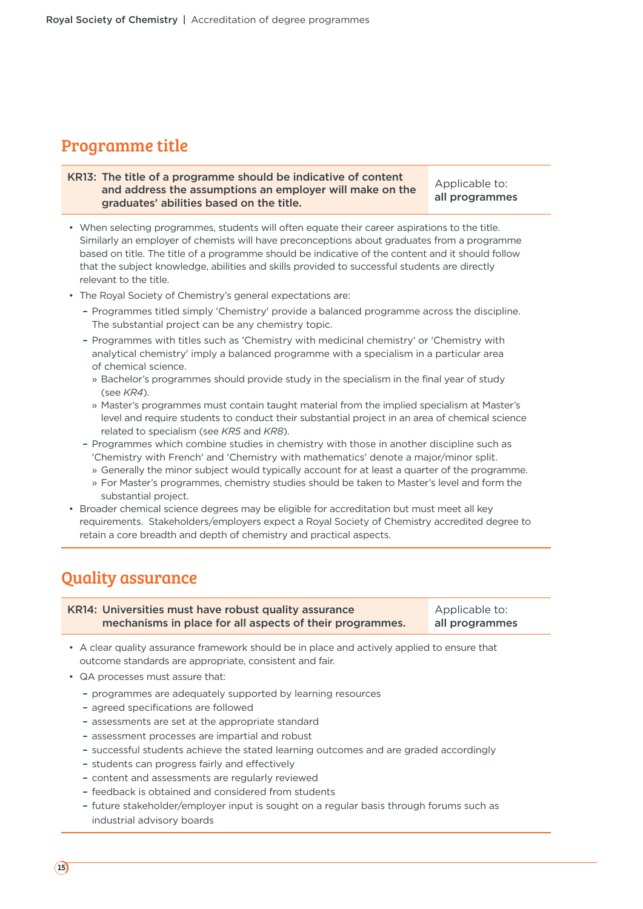## Programme title

| KR13: The title of a programme should be indicative of content and address the assumptions an employer will make on the graduates' abilities based on the title. | Applicable to: **all programmes** |
|---|---|

- When selecting programmes, students will often equate their career aspirations to the title. Similarly an employer of chemists will have preconceptions about graduates from a programme based on title. The title of a programme should be indicative of the content and it should follow that the subject knowledge, abilities and skills provided to successful students are directly relevant to the title.
- The Royal Society of Chemistry's general expectations are:
  - Programmes titled simply 'Chemistry' provide a balanced programme across the discipline. The substantial project can be any chemistry topic.
  - Programmes with titles such as 'Chemistry with medicinal chemistry' or 'Chemistry with analytical chemistry' imply a balanced programme with a specialism in a particular area of chemical science.
    - Bachelor's programmes should provide study in the specialism in the final year of study (see *KR4*).
    - Master's programmes must contain taught material from the implied specialism at Master's level and require students to conduct their substantial project in an area of chemical science related to specialism (see *KR5* and *KR8*).
  - Programmes which combine studies in chemistry with those in another discipline such as 'Chemistry with French' and 'Chemistry with mathematics' denote a major/minor split.
    - Generally the minor subject would typically account for at least a quarter of the programme.
    - For Master's programmes, chemistry studies should be taken to Master's level and form the substantial project.
- Broader chemical science degrees may be eligible for accreditation but must meet all key requirements. Stakeholders/employers expect a Royal Society of Chemistry accredited degree to retain a core breadth and depth of chemistry and practical aspects.

## Quality assurance

| KR14: Universities must have robust quality assurance mechanisms in place for all aspects of their programmes. | Applicable to: **all programmes** |
|---|---|

- A clear quality assurance framework should be in place and actively applied to ensure that outcome standards are appropriate, consistent and fair.
- QA processes must assure that:
  - programmes are adequately supported by learning resources
  - agreed specifications are followed
  - assessments are set at the appropriate standard
  - assessment processes are impartial and robust
  - successful students achieve the stated learning outcomes and are graded accordingly
  - students can progress fairly and effectively
  - content and assessments are regularly reviewed
  - feedback is obtained and considered from students
  - future stakeholder/employer input is sought on a regular basis through forums such as industrial advisory boards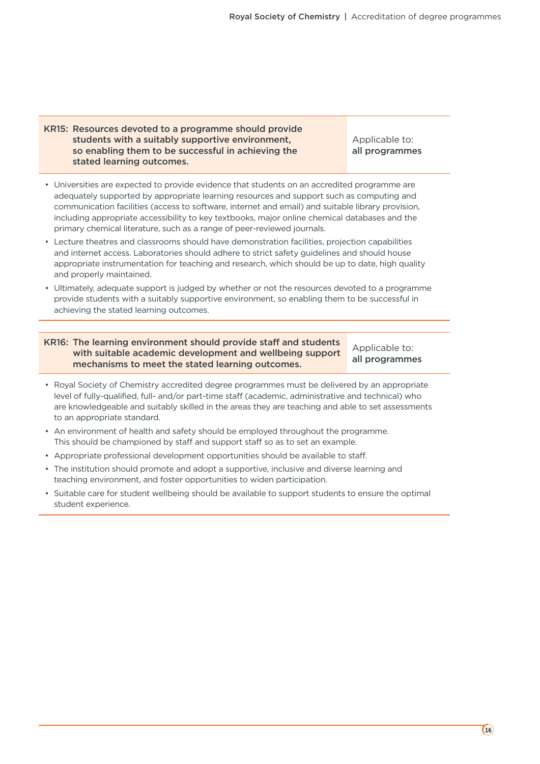| KR15: Resources devoted to a programme should provide students with a suitably supportive environment, so enabling them to be successful in achieving the stated learning outcomes. | Applicable to: **all programmes** |
|---|---|

- Universities are expected to provide evidence that students on an accredited programme are adequately supported by appropriate learning resources and support such as computing and communication facilities (access to software, internet and email) and suitable library provision, including appropriate accessibility to key textbooks, major online chemical databases and the primary chemical literature, such as a range of peer-reviewed journals.
- Lecture theatres and classrooms should have demonstration facilities, projection capabilities and internet access. Laboratories should adhere to strict safety guidelines and should house appropriate instrumentation for teaching and research, which should be up to date, high quality and properly maintained.
- Ultimately, adequate support is judged by whether or not the resources devoted to a programme provide students with a suitably supportive environment, so enabling them to be successful in achieving the stated learning outcomes.

| KR16: The learning environment should provide staff and students with suitable academic development and wellbeing support mechanisms to meet the stated learning outcomes. | Applicable to: **all programmes** |
|---|---|

- Royal Society of Chemistry accredited degree programmes must be delivered by an appropriate level of fully-qualified, full- and/or part-time staff (academic, administrative and technical) who are knowledgeable and suitably skilled in the areas they are teaching and able to set assessments to an appropriate standard.
- An environment of health and safety should be employed throughout the programme. This should be championed by staff and support staff so as to set an example.
- Appropriate professional development opportunities should be available to staff.
- The institution should promote and adopt a supportive, inclusive and diverse learning and teaching environment, and foster opportunities to widen participation.
- Suitable care for student wellbeing should be available to support students to ensure the optimal student experience.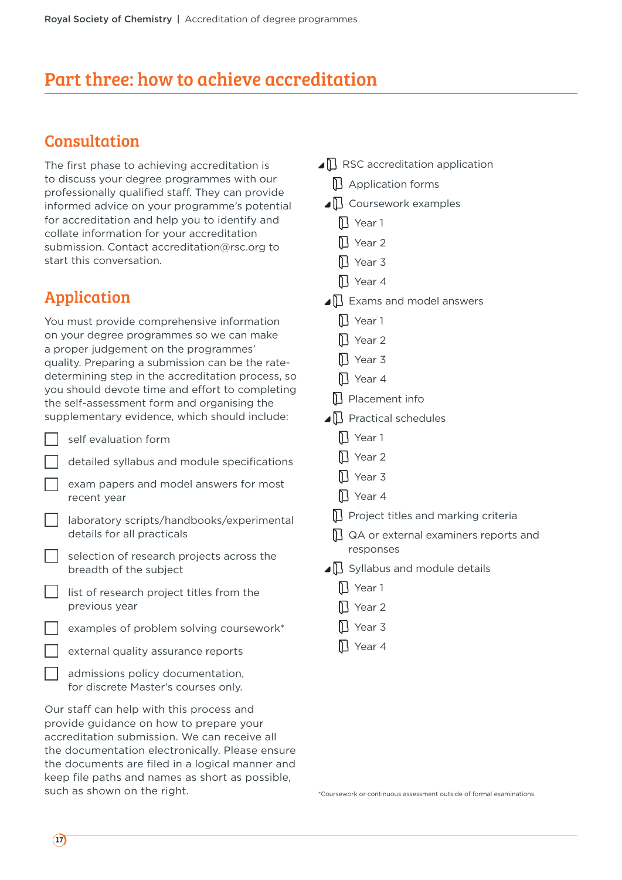# Part three: how to achieve accreditation

## Consultation

The first phase to achieving accreditation is to discuss your degree programmes with our professionally qualified staff. They can provide informed advice on your programme's potential for accreditation and help you to identify and collate information for your accreditation submission. Contact accreditation@rsc.org to start this conversation.

## Application

You must provide comprehensive information on your degree programmes so we can make a proper judgement on the programmes' quality. Preparing a submission can be the rate-determining step in the accreditation process, so you should devote time and effort to completing the self-assessment form and organising the supplementary evidence, which should include:

- [ ] self evaluation form
- [ ] detailed syllabus and module specifications
- [ ] exam papers and model answers for most recent year
- [ ] laboratory scripts/handbooks/experimental details for all practicals
- [ ] selection of research projects across the breadth of the subject
- [ ] list of research project titles from the previous year
- [ ] examples of problem solving coursework*
- [ ] external quality assurance reports
- [ ] admissions policy documentation, for discrete Master's courses only.

Our staff can help with this process and provide guidance on how to prepare your accreditation submission. We can receive all the documentation electronically. Please ensure the documents are filed in a logical manner and keep file paths and names as short as possible, such as shown on the right.

- RSC accreditation application
  - Application forms
  - Coursework examples
    - Year 1
    - Year 2
    - Year 3
    - Year 4
  - Exams and model answers
    - Year 1
    - Year 2
    - Year 3
    - Year 4
  - Placement info
  - Practical schedules
    - Year 1
    - Year 2
    - Year 3
    - Year 4
  - Project titles and marking criteria
  - QA or external examiners reports and responses
  - Syllabus and module details
    - Year 1
    - Year 2
    - Year 3
    - Year 4

*Coursework or continuous assessment outside of formal examinations.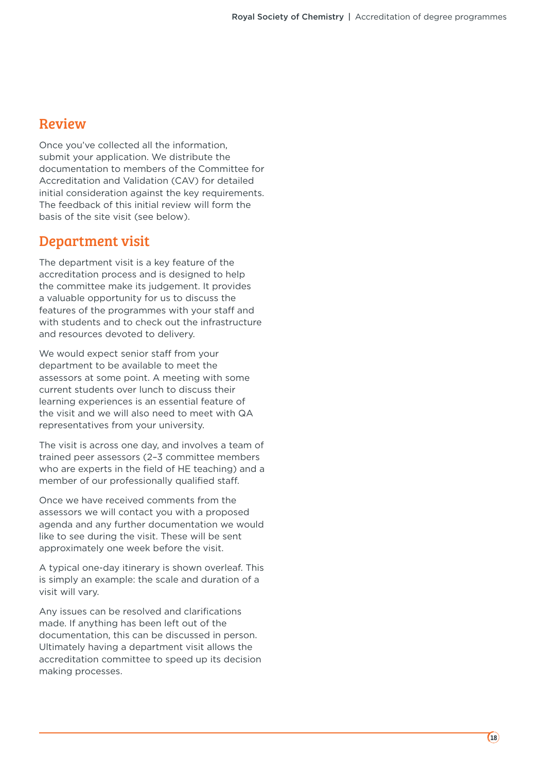## Review

Once you've collected all the information, submit your application. We distribute the documentation to members of the Committee for Accreditation and Validation (CAV) for detailed initial consideration against the key requirements. The feedback of this initial review will form the basis of the site visit (see below).

## Department visit

The department visit is a key feature of the accreditation process and is designed to help the committee make its judgement. It provides a valuable opportunity for us to discuss the features of the programmes with your staff and with students and to check out the infrastructure and resources devoted to delivery.

We would expect senior staff from your department to be available to meet the assessors at some point. A meeting with some current students over lunch to discuss their learning experiences is an essential feature of the visit and we will also need to meet with QA representatives from your university.

The visit is across one day, and involves a team of trained peer assessors (2–3 committee members who are experts in the field of HE teaching) and a member of our professionally qualified staff.

Once we have received comments from the assessors we will contact you with a proposed agenda and any further documentation we would like to see during the visit. These will be sent approximately one week before the visit.

A typical one-day itinerary is shown overleaf. This is simply an example: the scale and duration of a visit will vary.

Any issues can be resolved and clarifications made. If anything has been left out of the documentation, this can be discussed in person. Ultimately having a department visit allows the accreditation committee to speed up its decision making processes.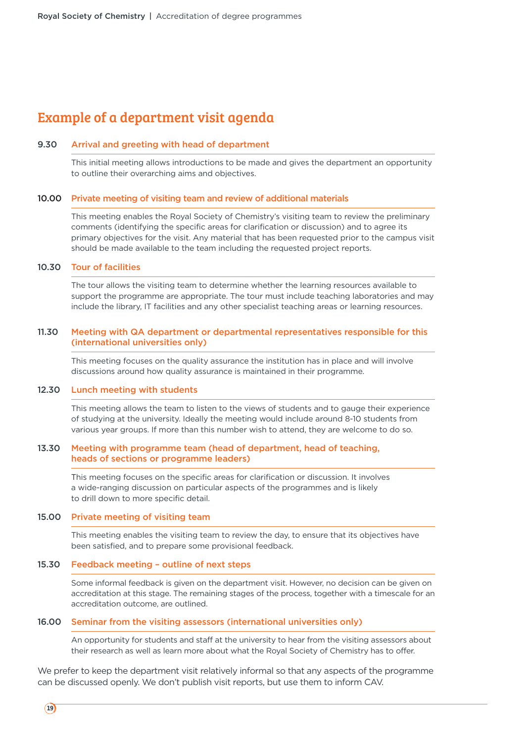## Example of a department visit agenda

### 9.30 Arrival and greeting with head of department

This initial meeting allows introductions to be made and gives the department an opportunity to outline their overarching aims and objectives.

### 10.00 Private meeting of visiting team and review of additional materials

This meeting enables the Royal Society of Chemistry's visiting team to review the preliminary comments (identifying the specific areas for clarification or discussion) and to agree its primary objectives for the visit. Any material that has been requested prior to the campus visit should be made available to the team including the requested project reports.

### 10.30 Tour of facilities

The tour allows the visiting team to determine whether the learning resources available to support the programme are appropriate. The tour must include teaching laboratories and may include the library, IT facilities and any other specialist teaching areas or learning resources.

### 11.30 Meeting with QA department or departmental representatives responsible for this (international universities only)

This meeting focuses on the quality assurance the institution has in place and will involve discussions around how quality assurance is maintained in their programme.

### 12.30 Lunch meeting with students

This meeting allows the team to listen to the views of students and to gauge their experience of studying at the university. Ideally the meeting would include around 8-10 students from various year groups. If more than this number wish to attend, they are welcome to do so.

### 13.30 Meeting with programme team (head of department, head of teaching, heads of sections or programme leaders)

This meeting focuses on the specific areas for clarification or discussion. It involves a wide-ranging discussion on particular aspects of the programmes and is likely to drill down to more specific detail.

### 15.00 Private meeting of visiting team

This meeting enables the visiting team to review the day, to ensure that its objectives have been satisfied, and to prepare some provisional feedback.

### 15.30 Feedback meeting – outline of next steps

Some informal feedback is given on the department visit. However, no decision can be given on accreditation at this stage. The remaining stages of the process, together with a timescale for an accreditation outcome, are outlined.

### 16.00 Seminar from the visiting assessors (international universities only)

An opportunity for students and staff at the university to hear from the visiting assessors about their research as well as learn more about what the Royal Society of Chemistry has to offer.

We prefer to keep the department visit relatively informal so that any aspects of the programme can be discussed openly. We don't publish visit reports, but use them to inform CAV.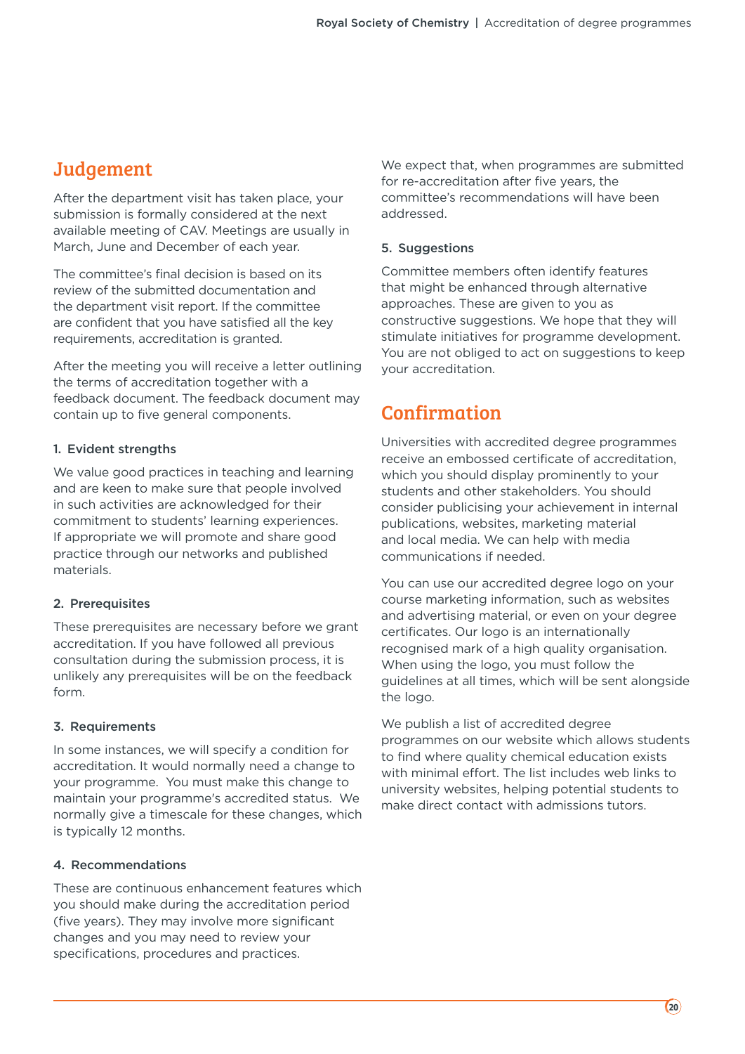## Judgement

After the department visit has taken place, your submission is formally considered at the next available meeting of CAV. Meetings are usually in March, June and December of each year.

The committee's final decision is based on its review of the submitted documentation and the department visit report. If the committee are confident that you have satisfied all the key requirements, accreditation is granted.

After the meeting you will receive a letter outlining the terms of accreditation together with a feedback document. The feedback document may contain up to five general components.

### 1. Evident strengths

We value good practices in teaching and learning and are keen to make sure that people involved in such activities are acknowledged for their commitment to students' learning experiences. If appropriate we will promote and share good practice through our networks and published materials.

### 2. Prerequisites

These prerequisites are necessary before we grant accreditation. If you have followed all previous consultation during the submission process, it is unlikely any prerequisites will be on the feedback form.

### 3. Requirements

In some instances, we will specify a condition for accreditation. It would normally need a change to your programme. You must make this change to maintain your programme's accredited status. We normally give a timescale for these changes, which is typically 12 months.

### 4. Recommendations

These are continuous enhancement features which you should make during the accreditation period (five years). They may involve more significant changes and you may need to review your specifications, procedures and practices.

We expect that, when programmes are submitted for re-accreditation after five years, the committee's recommendations will have been addressed.

### 5. Suggestions

Committee members often identify features that might be enhanced through alternative approaches. These are given to you as constructive suggestions. We hope that they will stimulate initiatives for programme development. You are not obliged to act on suggestions to keep your accreditation.

## Confirmation

Universities with accredited degree programmes receive an embossed certificate of accreditation, which you should display prominently to your students and other stakeholders. You should consider publicising your achievement in internal publications, websites, marketing material and local media. We can help with media communications if needed.

You can use our accredited degree logo on your course marketing information, such as websites and advertising material, or even on your degree certificates. Our logo is an internationally recognised mark of a high quality organisation. When using the logo, you must follow the guidelines at all times, which will be sent alongside the logo.

We publish a list of accredited degree programmes on our website which allows students to find where quality chemical education exists with minimal effort. The list includes web links to university websites, helping potential students to make direct contact with admissions tutors.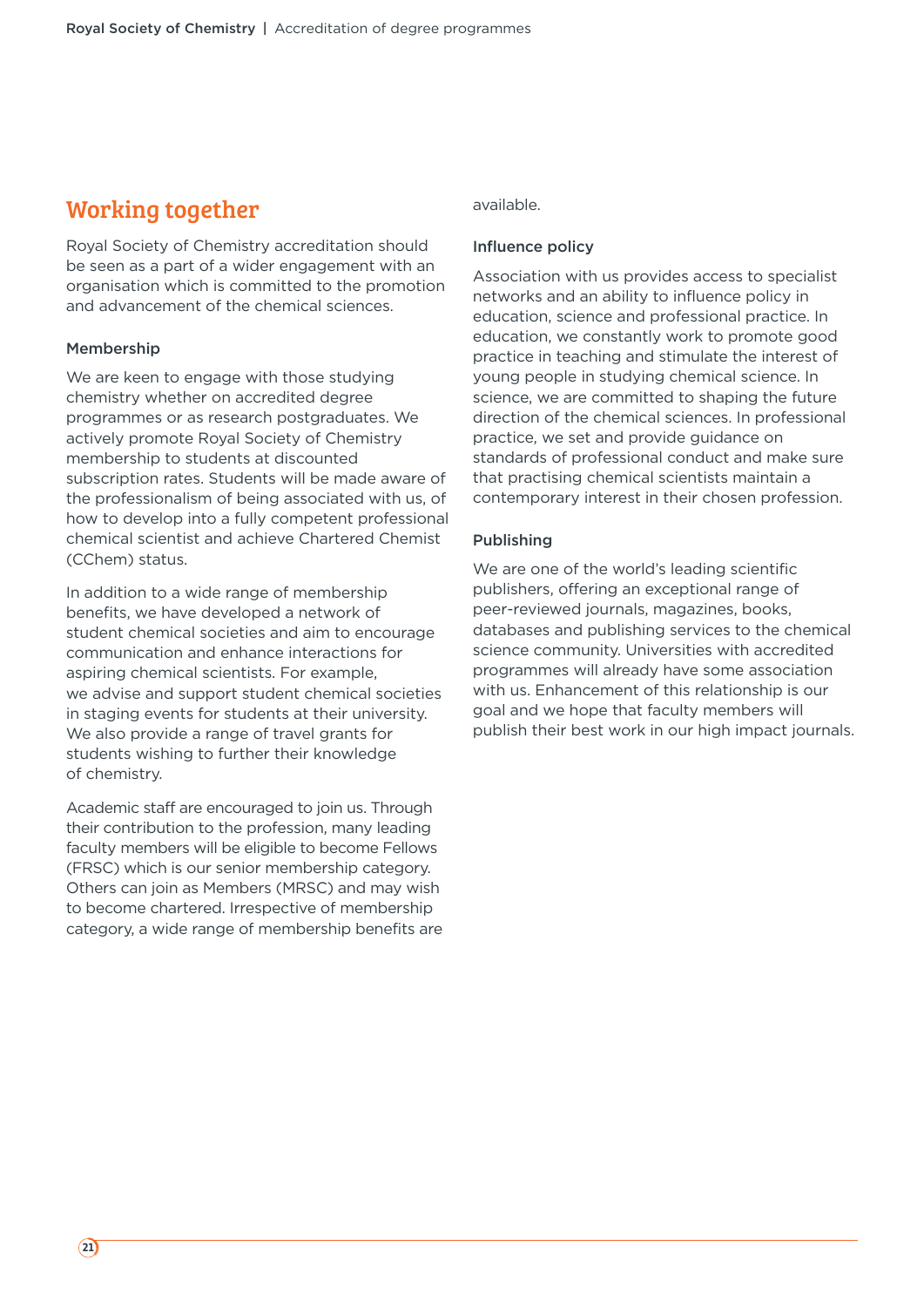## Working together

Royal Society of Chemistry accreditation should be seen as a part of a wider engagement with an organisation which is committed to the promotion and advancement of the chemical sciences.

### Membership

We are keen to engage with those studying chemistry whether on accredited degree programmes or as research postgraduates. We actively promote Royal Society of Chemistry membership to students at discounted subscription rates. Students will be made aware of the professionalism of being associated with us, of how to develop into a fully competent professional chemical scientist and achieve Chartered Chemist (CChem) status.

In addition to a wide range of membership benefits, we have developed a network of student chemical societies and aim to encourage communication and enhance interactions for aspiring chemical scientists. For example, we advise and support student chemical societies in staging events for students at their university. We also provide a range of travel grants for students wishing to further their knowledge of chemistry.

Academic staff are encouraged to join us. Through their contribution to the profession, many leading faculty members will be eligible to become Fellows (FRSC) which is our senior membership category. Others can join as Members (MRSC) and may wish to become chartered. Irrespective of membership category, a wide range of membership benefits are available.

### Influence policy

Association with us provides access to specialist networks and an ability to influence policy in education, science and professional practice. In education, we constantly work to promote good practice in teaching and stimulate the interest of young people in studying chemical science. In science, we are committed to shaping the future direction of the chemical sciences. In professional practice, we set and provide guidance on standards of professional conduct and make sure that practising chemical scientists maintain a contemporary interest in their chosen profession.

### Publishing

We are one of the world's leading scientific publishers, offering an exceptional range of peer-reviewed journals, magazines, books, databases and publishing services to the chemical science community. Universities with accredited programmes will already have some association with us. Enhancement of this relationship is our goal and we hope that faculty members will publish their best work in our high impact journals.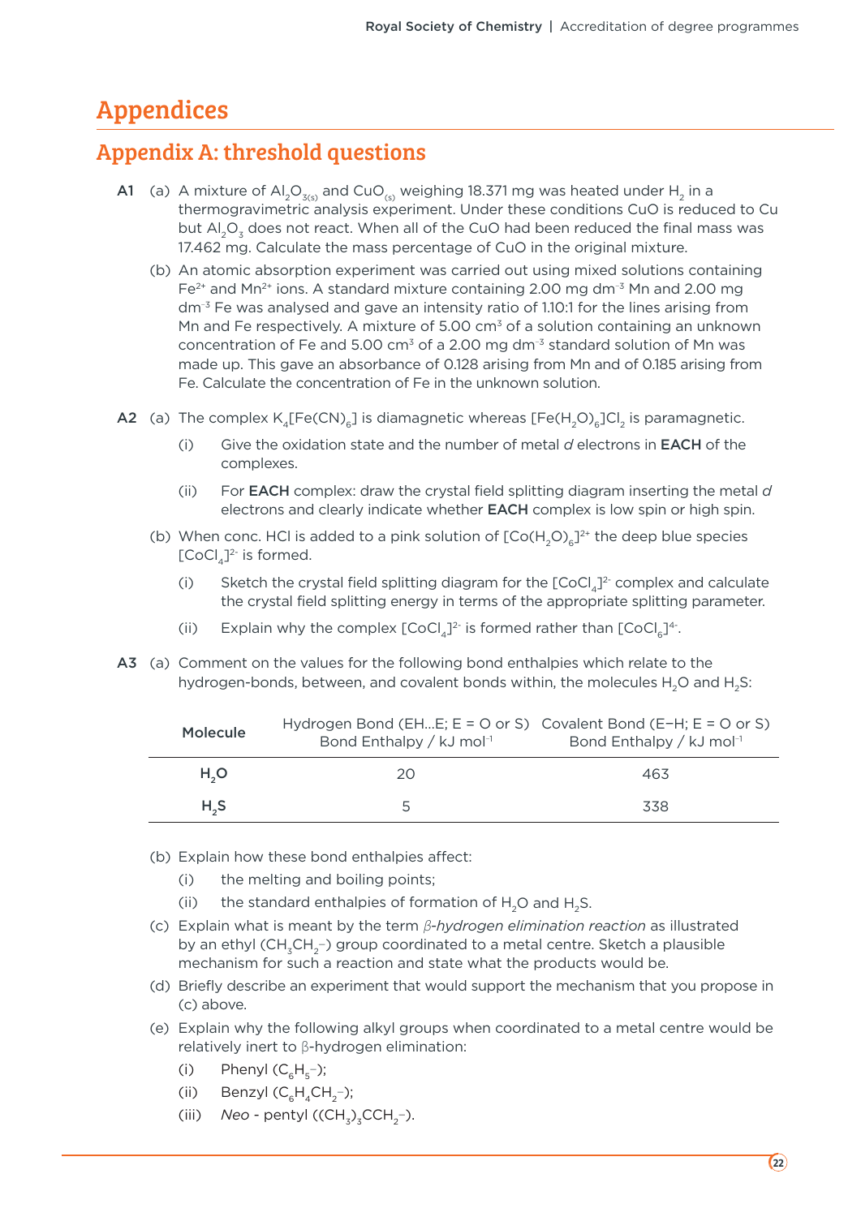# Appendices

## Appendix A: threshold questions

**A1** (a) A mixture of $Al_2O_{3(s)}$ and $CuO_{(s)}$ weighing 18.371 mg was heated under $H_2$ in a thermogravimetric analysis experiment. Under these conditions CuO is reduced to Cu but $Al_2O_3$ does not react. When all of the CuO had been reduced the final mass was 17.462 mg. Calculate the mass percentage of CuO in the original mixture.

(b) An atomic absorption experiment was carried out using mixed solutions containing $Fe^{2+}$ and $Mn^{2+}$ ions. A standard mixture containing 2.00 mg $dm^{-3}$ Mn and 2.00 mg $dm^{-3}$ Fe was analysed and gave an intensity ratio of 1.10:1 for the lines arising from Mn and Fe respectively. A mixture of 5.00 $cm^3$ of a solution containing an unknown concentration of Fe and 5.00 $cm^3$ of a 2.00 mg $dm^{-3}$ standard solution of Mn was made up. This gave an absorbance of 0.128 arising from Mn and of 0.185 arising from Fe. Calculate the concentration of Fe in the unknown solution.

**A2** (a) The complex $K_4[Fe(CN)_6]$ is diamagnetic whereas $[Fe(H_2O)_6]Cl_2$ is paramagnetic.

(i) Give the oxidation state and the number of metal *d* electrons in **EACH** of the complexes.

(ii) For **EACH** complex: draw the crystal field splitting diagram inserting the metal *d* electrons and clearly indicate whether **EACH** complex is low spin or high spin.

(b) When conc. HCl is added to a pink solution of $[Co(H_2O)_6]^{2+}$ the deep blue species $[CoCl_4]^{2-}$ is formed.

(i) Sketch the crystal field splitting diagram for the $[CoCl_4]^{2-}$ complex and calculate the crystal field splitting energy in terms of the appropriate splitting parameter.

(ii) Explain why the complex $[CoCl_4]^{2-}$ is formed rather than $[CoCl_6]^{4-}$.

**A3** (a) Comment on the values for the following bond enthalpies which relate to the hydrogen-bonds, between, and covalent bonds within, the molecules $H_2O$ and $H_2S$:

| Molecule | Hydrogen Bond (EH...E; E = O or S) Bond Enthalpy / kJ $mol^{-1}$ | Covalent Bond (E−H; E = O or S) Bond Enthalpy / kJ $mol^{-1}$ |
|---|---|---|
| $H_2O$ | 20 | 463 |
| $H_2S$ | 5 | 338 |

(b) Explain how these bond enthalpies affect:

(i) the melting and boiling points;

(ii) the standard enthalpies of formation of $H_2O$ and $H_2S$.

(c) Explain what is meant by the term *β-hydrogen elimination reaction* as illustrated by an ethyl ($CH_3CH_2$–) group coordinated to a metal centre. Sketch a plausible mechanism for such a reaction and state what the products would be.

(d) Briefly describe an experiment that would support the mechanism that you propose in (c) above.

(e) Explain why the following alkyl groups when coordinated to a metal centre would be relatively inert to β-hydrogen elimination:

(i) Phenyl ($C_6H_5$–);

(ii) Benzyl ($C_6H_4CH_2$–);

(iii) *Neo* - pentyl ($(CH_3)_3CCH_2$–).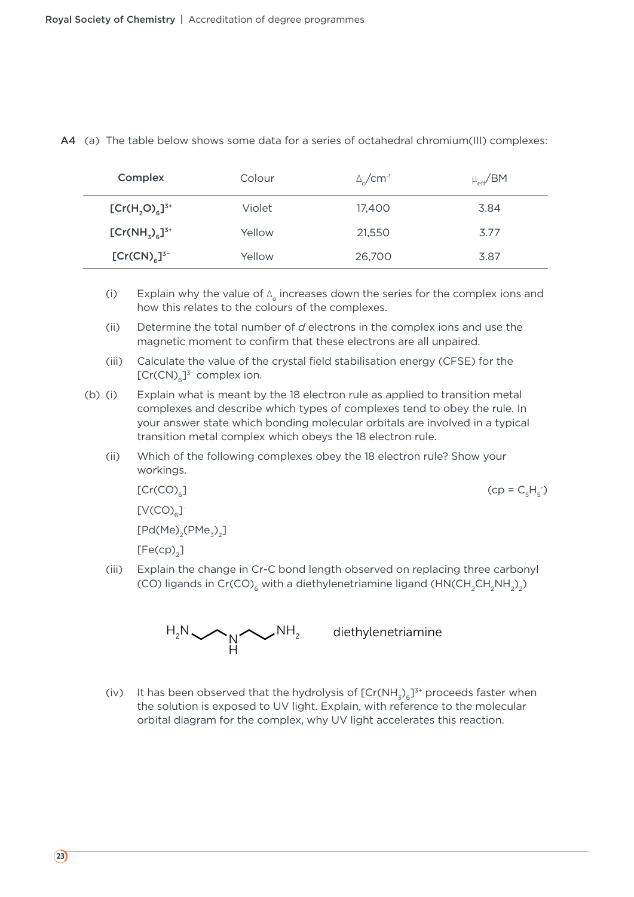**A4** (a) The table below shows some data for a series of octahedral chromium(III) complexes:

| Complex | Colour | $\Delta_o$/cm$^{-1}$ | $\mu_{eff}$/BM |
|---|---|---|---|
| $[Cr(H_2O)_6]^{3+}$ | Violet | 17,400 | 3.84 |
| $[Cr(NH_3)_6]^{3+}$ | Yellow | 21,550 | 3.77 |
| $[Cr(CN)_6]^{3-}$ | Yellow | 26,700 | 3.87 |

(i) Explain why the value of $\Delta_o$ increases down the series for the complex ions and how this relates to the colours of the complexes.

(ii) Determine the total number of *d* electrons in the complex ions and use the magnetic moment to confirm that these electrons are all unpaired.

(iii) Calculate the value of the crystal field stabilisation energy (CFSE) for the $[Cr(CN)_6]^{3-}$ complex ion.

(b) (i) Explain what is meant by the 18 electron rule as applied to transition metal complexes and describe which types of complexes tend to obey the rule. In your answer state which bonding molecular orbitals are involved in a typical transition metal complex which obeys the 18 electron rule.

(ii) Which of the following complexes obey the 18 electron rule? Show your workings.

$[Cr(CO)_6]$ (cp = $C_5H_5^-$)

$[V(CO)_6]^-$

$[Pd(Me)_2(PMe_3)_2]$

$[Fe(cp)_2]$

(iii) Explain the change in Cr-C bond length observed on replacing three carbonyl (CO) ligands in $Cr(CO)_6$ with a diethylenetriamine ligand ($HN(CH_2CH_2NH_2)_2$)

$H_2N$–$CH_2CH_2$–NH–$CH_2CH_2$–$NH_2$ diethylenetriamine

(iv) It has been observed that the hydrolysis of $[Cr(NH_3)_6]^{3+}$ proceeds faster when the solution is exposed to UV light. Explain, with reference to the molecular orbital diagram for the complex, why UV light accelerates this reaction.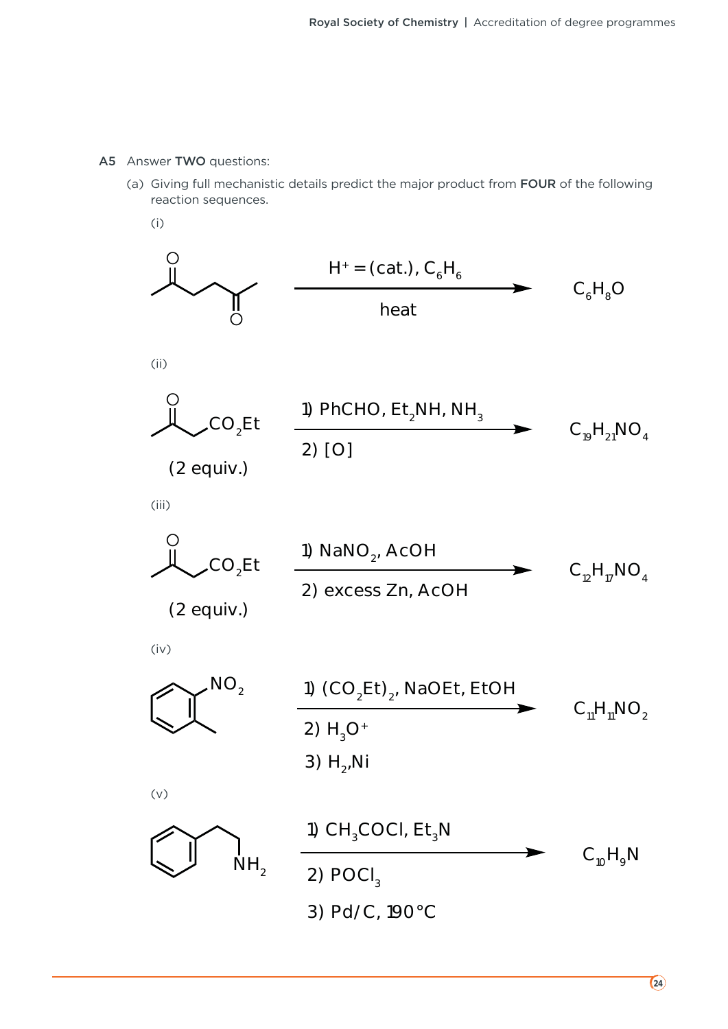**A5** Answer **TWO** questions:

(a) Giving full mechanistic details predict the major product from **FOUR** of the following reaction sequences.

(i)

$$\text{(hexane-2,5-dione)} \xrightarrow[\text{heat}]{H^+ = \text{(cat.)}, C_6H_6} C_6H_8O$$

(ii)

$$\text{(ethyl acetoacetate, } CO_2Et\text{) (2 equiv.)} \xrightarrow[\text{2) [O]}]{\text{1) PhCHO, } Et_2NH, NH_3} C_{19}H_{21}NO_4$$

(iii)

$$\text{(ethyl acetoacetate, } CO_2Et\text{) (2 equiv.)} \xrightarrow[\text{2) excess Zn, AcOH}]{\text{1) } NaNO_2\text{, AcOH}} C_{12}H_{17}NO_4$$

(iv)

$$\text{(2-nitrotoluene, } NO_2\text{)} \xrightarrow{\text{1) } (CO_2Et)_2\text{, NaOEt, EtOH; 2) } H_3O^+\text{; 3) } H_2\text{,Ni}} C_{11}H_{11}NO_2$$

(v)

$$\text{(2-phenylethylamine, } NH_2\text{)} \xrightarrow{\text{1) } CH_3COCl, Et_3N\text{; 2) } POCl_3\text{; 3) Pd/C, 190 °C}} C_{10}H_9N$$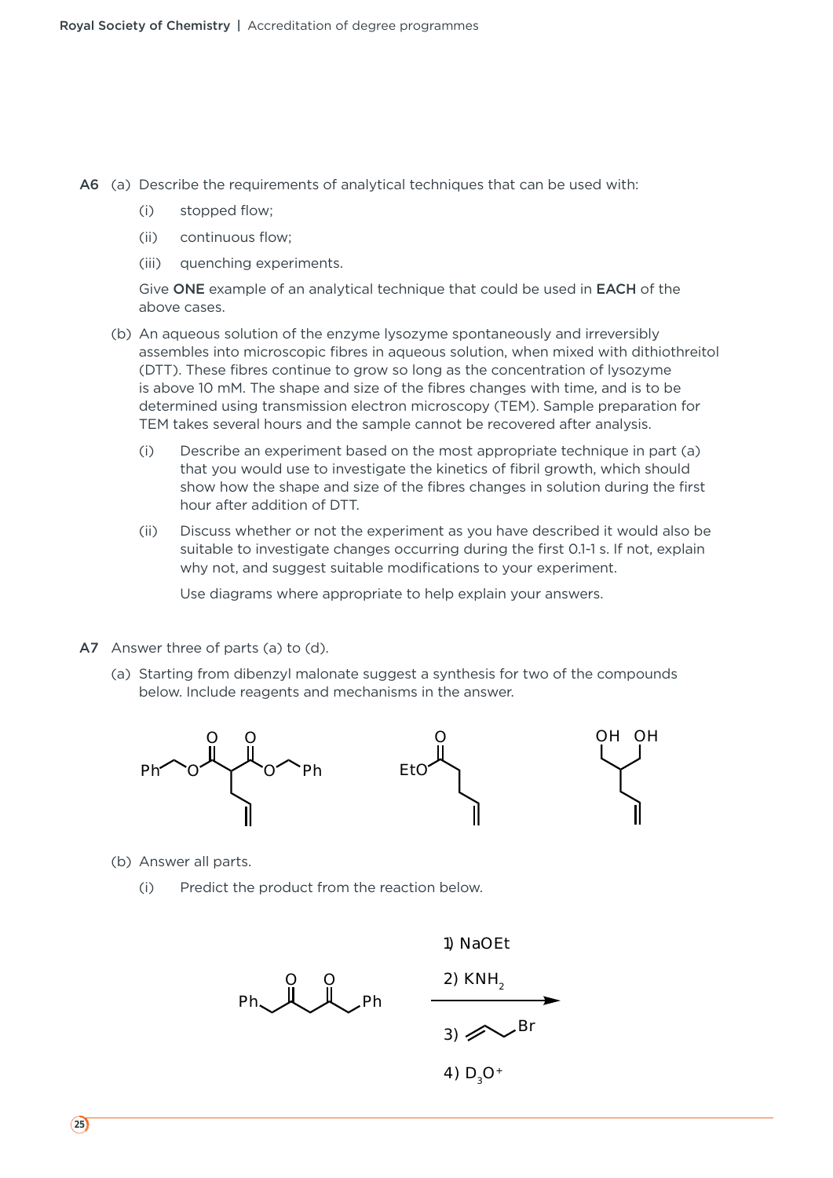**A6** (a) Describe the requirements of analytical techniques that can be used with:

(i) stopped flow;

(ii) continuous flow;

(iii) quenching experiments.

Give **ONE** example of an analytical technique that could be used in **EACH** of the above cases.

(b) An aqueous solution of the enzyme lysozyme spontaneously and irreversibly assembles into microscopic fibres in aqueous solution, when mixed with dithiothreitol (DTT). These fibres continue to grow so long as the concentration of lysozyme is above 10 mM. The shape and size of the fibres changes with time, and is to be determined using transmission electron microscopy (TEM). Sample preparation for TEM takes several hours and the sample cannot be recovered after analysis.

(i) Describe an experiment based on the most appropriate technique in part (a) that you would use to investigate the kinetics of fibril growth, which should show how the shape and size of the fibres changes in solution during the first hour after addition of DTT.

(ii) Discuss whether or not the experiment as you have described it would also be suitable to investigate changes occurring during the first 0.1-1 s. If not, explain why not, and suggest suitable modifications to your experiment.

Use diagrams where appropriate to help explain your answers.

**A7** Answer three of parts (a) to (d).

(a) Starting from dibenzyl malonate suggest a synthesis for two of the compounds below. Include reagents and mechanisms in the answer.

(b) Answer all parts.

(i) Predict the product from the reaction below.

1) NaOEt

2) $KNH_2$

3) allyl bromide

4) $D_3O^+$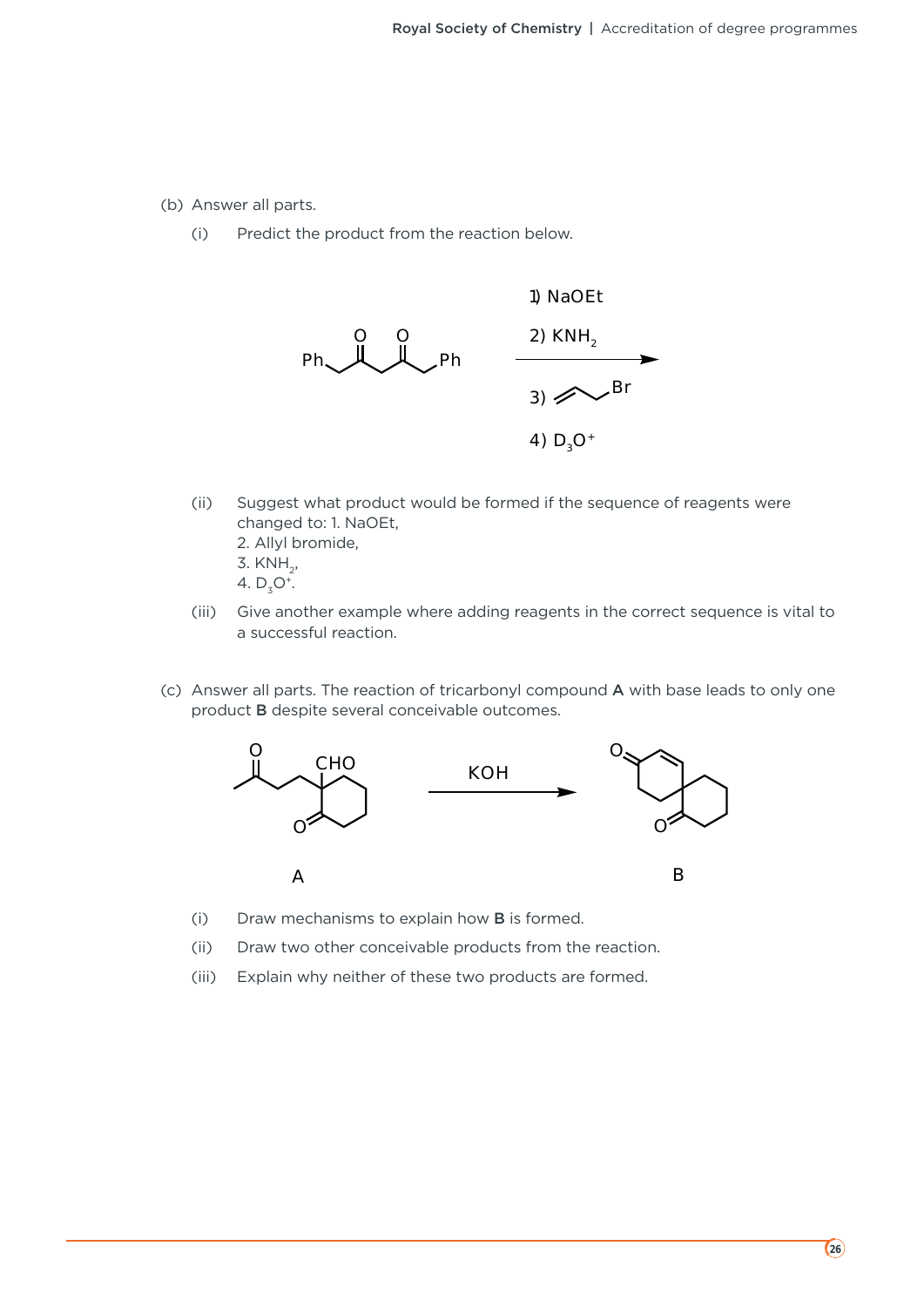(b) Answer all parts.

(i) Predict the product from the reaction below.

1) NaOEt

2) $KNH_2$

3) Allyl bromide

4) $D_3O^+$

(ii) Suggest what product would be formed if the sequence of reagents were changed to: 1. NaOEt,
2. Allyl bromide,
3. $KNH_2$,
4. $D_3O^+$.

(iii) Give another example where adding reagents in the correct sequence is vital to a successful reaction.

(c) Answer all parts. The reaction of tricarbonyl compound **A** with base leads to only one product **B** despite several conceivable outcomes.

KOH

A

B

(i) Draw mechanisms to explain how **B** is formed.

(ii) Draw two other conceivable products from the reaction.

(iii) Explain why neither of these two products are formed.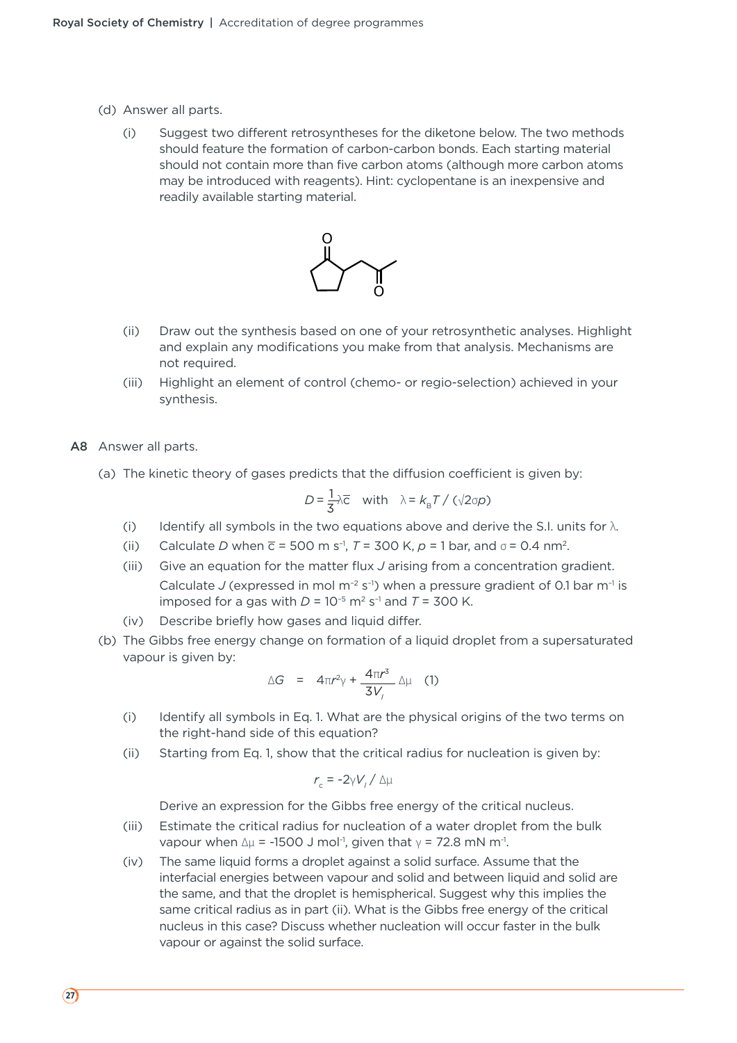(d) Answer all parts.

(i) Suggest two different retrosyntheses for the diketone below. The two methods should feature the formation of carbon-carbon bonds. Each starting material should not contain more than five carbon atoms (although more carbon atoms may be introduced with reagents). Hint: cyclopentane is an inexpensive and readily available starting material.

(ii) Draw out the synthesis based on one of your retrosynthetic analyses. Highlight and explain any modifications you make from that analysis. Mechanisms are not required.

(iii) Highlight an element of control (chemo- or regio-selection) achieved in your synthesis.

**A8** Answer all parts.

(a) The kinetic theory of gases predicts that the diffusion coefficient is given by:

$$D = \frac{1}{3}\lambda\bar{c} \quad \text{with} \quad \lambda = k_B T / (\sqrt{2}\sigma p)$$

(i) Identify all symbols in the two equations above and derive the S.I. units for $\lambda$.

(ii) Calculate $D$ when $\bar{c}$ = 500 m s$^{-1}$, $T$ = 300 K, $p$ = 1 bar, and $\sigma$ = 0.4 nm$^2$.

(iii) Give an equation for the matter flux $J$ arising from a concentration gradient. Calculate $J$ (expressed in mol m$^{-2}$ s$^{-1}$) when a pressure gradient of 0.1 bar m$^{-1}$ is imposed for a gas with $D$ = 10$^{-5}$ m$^2$ s$^{-1}$ and $T$ = 300 K.

(iv) Describe briefly how gases and liquid differ.

(b) The Gibbs free energy change on formation of a liquid droplet from a supersaturated vapour is given by:

$$\Delta G \;=\; 4\pi r^2\gamma + \frac{4\pi r^3}{3V_l}\Delta\mu \quad (1)$$

(i) Identify all symbols in Eq. 1. What are the physical origins of the two terms on the right-hand side of this equation?

(ii) Starting from Eq. 1, show that the critical radius for nucleation is given by:

$$r_c = -2\gamma V_l / \Delta\mu$$

Derive an expression for the Gibbs free energy of the critical nucleus.

(iii) Estimate the critical radius for nucleation of a water droplet from the bulk vapour when $\Delta\mu$ = -1500 J mol$^{-1}$, given that $\gamma$ = 72.8 mN m$^{-1}$.

(iv) The same liquid forms a droplet against a solid surface. Assume that the interfacial energies between vapour and solid and between liquid and solid are the same, and that the droplet is hemispherical. Suggest why this implies the same critical radius as in part (ii). What is the Gibbs free energy of the critical nucleus in this case? Discuss whether nucleation will occur faster in the bulk vapour or against the solid surface.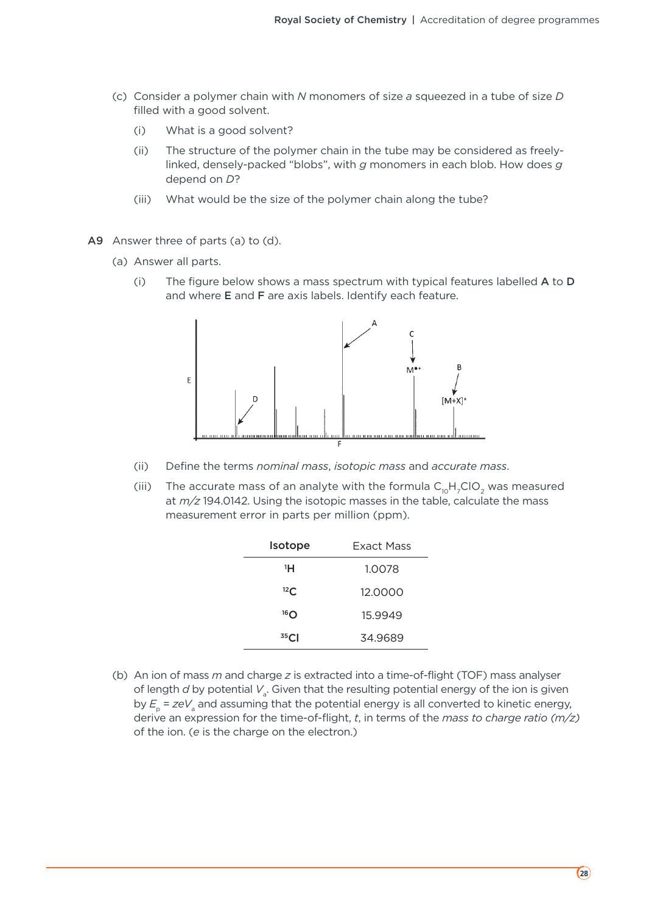(c) Consider a polymer chain with $N$ monomers of size $a$ squeezed in a tube of size $D$ filled with a good solvent.

   (i) What is a good solvent?

   (ii) The structure of the polymer chain in the tube may be considered as freely-linked, densely-packed "blobs", with $g$ monomers in each blob. How does $g$ depend on $D$?

   (iii) What would be the size of the polymer chain along the tube?

**A9** Answer three of parts (a) to (d).

(a) Answer all parts.

   (i) The figure below shows a mass spectrum with typical features labelled **A** to **D** and where **E** and **F** are axis labels. Identify each feature.

   (ii) Define the terms *nominal mass*, *isotopic mass* and *accurate mass*.

   (iii) The accurate mass of an analyte with the formula $C_{10}H_7ClO_2$ was measured at $m/z$ 194.0142. Using the isotopic masses in the table, calculate the mass measurement error in parts per million (ppm).

| Isotope | Exact Mass |
|---|---|
| $^{1}H$ | 1.0078 |
| $^{12}C$ | 12.0000 |
| $^{16}O$ | 15.9949 |
| $^{35}Cl$ | 34.9689 |

(b) An ion of mass $m$ and charge $z$ is extracted into a time-of-flight (TOF) mass analyser of length $d$ by potential $V_a$. Given that the resulting potential energy of the ion is given by $E_p = zeV_a$ and assuming that the potential energy is all converted to kinetic energy, derive an expression for the time-of-flight, $t$, in terms of the *mass to charge ratio (m/z)* of the ion. ($e$ is the charge on the electron.)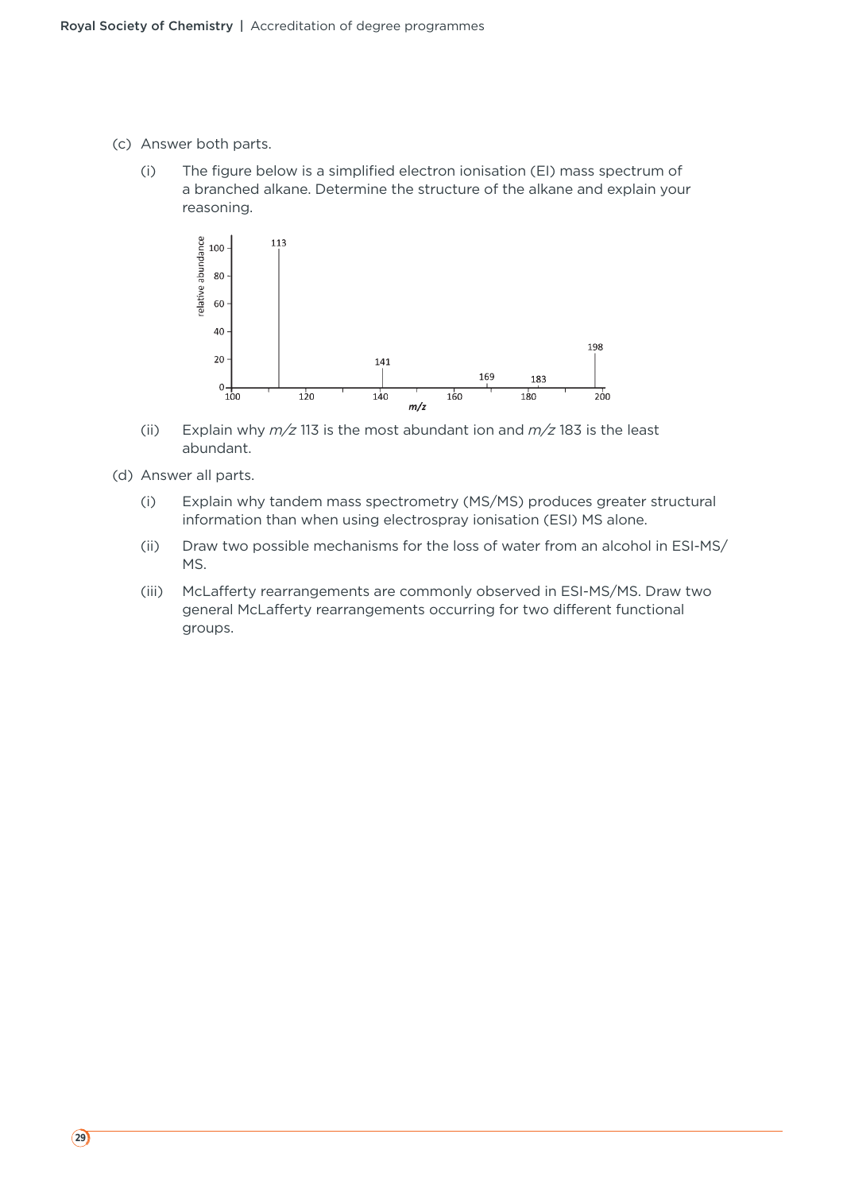(c) Answer both parts.

(i) The figure below is a simplified electron ionisation (EI) mass spectrum of a branched alkane. Determine the structure of the alkane and explain your reasoning.

(ii) Explain why *m/z* 113 is the most abundant ion and *m/z* 183 is the least abundant.

(d) Answer all parts.

(i) Explain why tandem mass spectrometry (MS/MS) produces greater structural information than when using electrospray ionisation (ESI) MS alone.

(ii) Draw two possible mechanisms for the loss of water from an alcohol in ESI-MS/MS.

(iii) McLafferty rearrangements are commonly observed in ESI-MS/MS. Draw two general McLafferty rearrangements occurring for two different functional groups.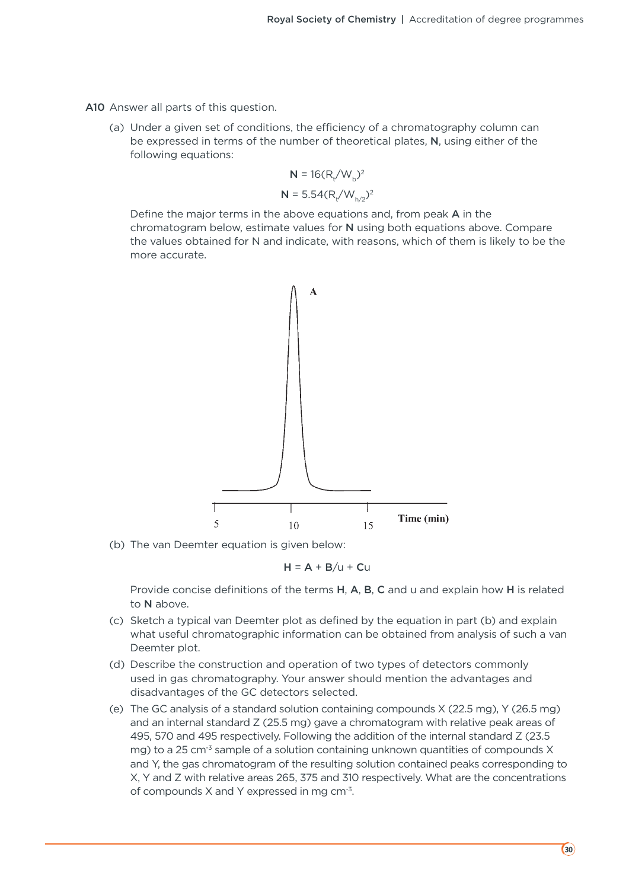A10 Answer all parts of this question.

(a) Under a given set of conditions, the efficiency of a chromatography column can be expressed in terms of the number of theoretical plates, **N**, using either of the following equations:

$$\mathbf{N} = 16(R_t/W_b)^2$$

$$\mathbf{N} = 5.54(R_t/W_{h/2})^2$$

Define the major terms in the above equations and, from peak **A** in the chromatogram below, estimate values for **N** using both equations above. Compare the values obtained for N and indicate, with reasons, which of them is likely to be the more accurate.

A

5 10 15 Time (min)

(b) The van Deemter equation is given below:

$$\mathbf{H} = \mathbf{A} + \mathbf{B}/u + \mathbf{C}u$$

Provide concise definitions of the terms **H**, **A**, **B**, **C** and u and explain how **H** is related to **N** above.

(c) Sketch a typical van Deemter plot as defined by the equation in part (b) and explain what useful chromatographic information can be obtained from analysis of such a van Deemter plot.

(d) Describe the construction and operation of two types of detectors commonly used in gas chromatography. Your answer should mention the advantages and disadvantages of the GC detectors selected.

(e) The GC analysis of a standard solution containing compounds X (22.5 mg), Y (26.5 mg) and an internal standard Z (25.5 mg) gave a chromatogram with relative peak areas of 495, 570 and 495 respectively. Following the addition of the internal standard Z (23.5 mg) to a 25 $cm^{-3}$ sample of a solution containing unknown quantities of compounds X and Y, the gas chromatogram of the resulting solution contained peaks corresponding to X, Y and Z with relative areas 265, 375 and 310 respectively. What are the concentrations of compounds X and Y expressed in mg $cm^{-3}$.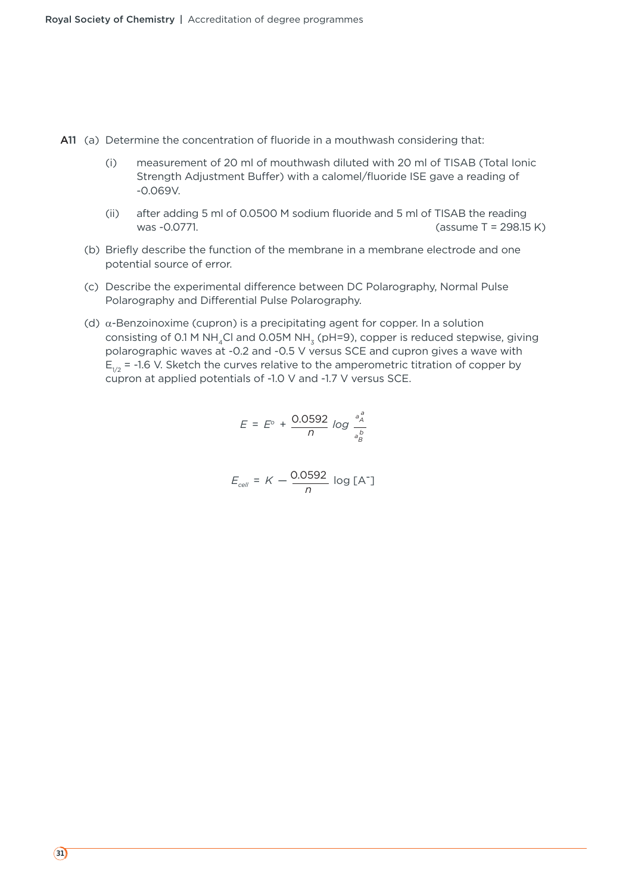**A11** (a) Determine the concentration of fluoride in a mouthwash considering that:

(i) measurement of 20 ml of mouthwash diluted with 20 ml of TISAB (Total Ionic Strength Adjustment Buffer) with a calomel/fluoride ISE gave a reading of -0.069V.

(ii) after adding 5 ml of 0.0500 M sodium fluoride and 5 ml of TISAB the reading was -0.0771. (assume T = 298.15 K)

(b) Briefly describe the function of the membrane in a membrane electrode and one potential source of error.

(c) Describe the experimental difference between DC Polarography, Normal Pulse Polarography and Differential Pulse Polarography.

(d) α-Benzoinoxime (cupron) is a precipitating agent for copper. In a solution consisting of 0.1 M $NH_4Cl$ and 0.05M $NH_3$ (pH=9), copper is reduced stepwise, giving polarographic waves at -0.2 and -0.5 V versus SCE and cupron gives a wave with $E_{1/2}$ = -1.6 V. Sketch the curves relative to the amperometric titration of copper by cupron at applied potentials of -1.0 V and -1.7 V versus SCE.

$$E = E^{o} + \frac{0.0592}{n} \, log \, \frac{a_A^a}{a_B^b}$$

$$E_{cell} = K - \frac{0.0592}{n} \log [A^-]$$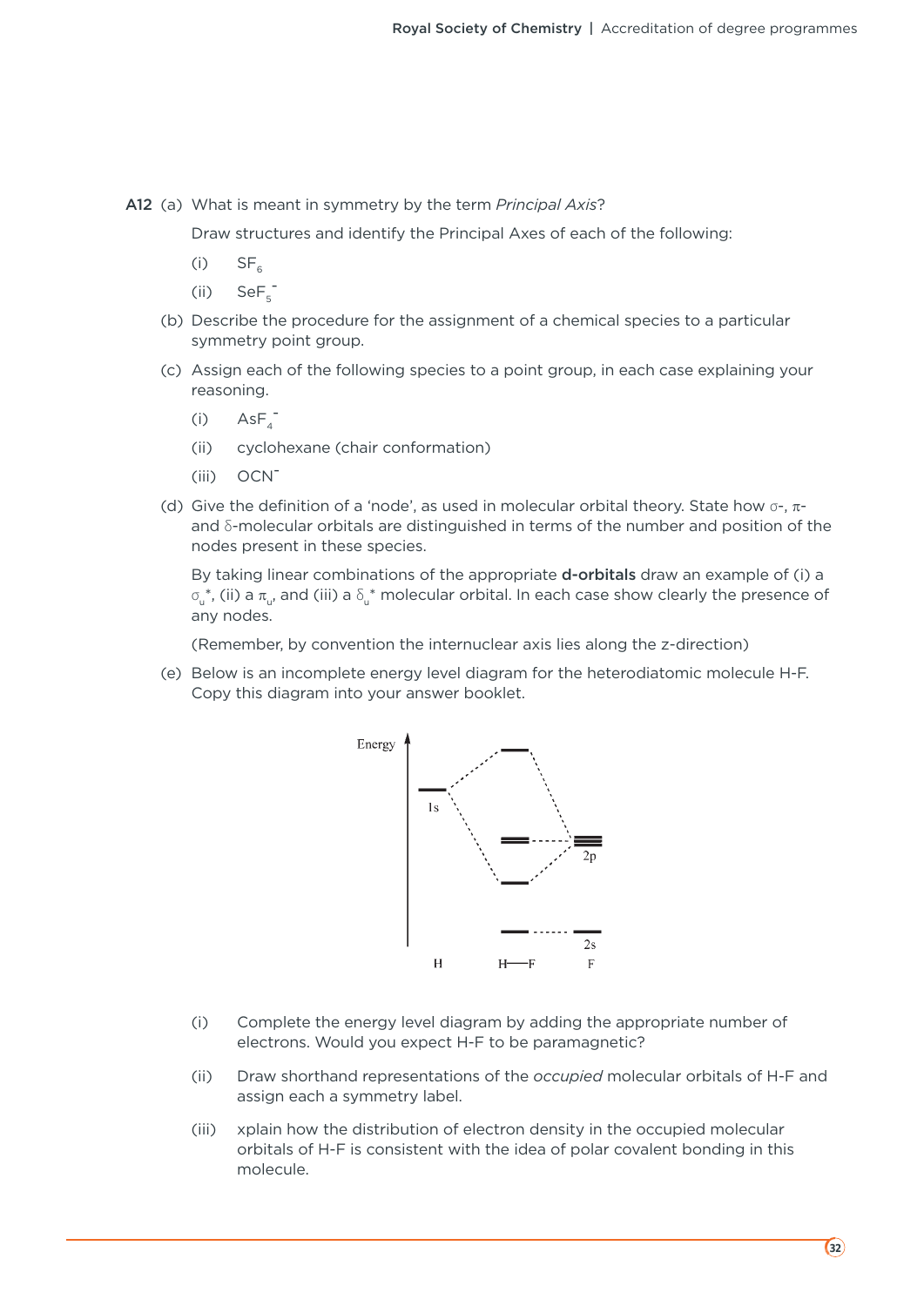**A12** (a) What is meant in symmetry by the term *Principal Axis*?

Draw structures and identify the Principal Axes of each of the following:

(i) $SF_6$

(ii) $SeF_5^-$

(b) Describe the procedure for the assignment of a chemical species to a particular symmetry point group.

(c) Assign each of the following species to a point group, in each case explaining your reasoning.

(i) $AsF_4^-$

(ii) cyclohexane (chair conformation)

(iii) $OCN^-$

(d) Give the definition of a 'node', as used in molecular orbital theory. State how σ-, π- and δ-molecular orbitals are distinguished in terms of the number and position of the nodes present in these species.

By taking linear combinations of the appropriate **d-orbitals** draw an example of (i) a $\sigma_u^*$, (ii) a $\pi_u$, and (iii) a $\delta_u^*$ molecular orbital. In each case show clearly the presence of any nodes.

(Remember, by convention the internuclear axis lies along the z-direction)

(e) Below is an incomplete energy level diagram for the heterodiatomic molecule H-F. Copy this diagram into your answer booklet.

Energy

1s

2p

2s

H  H—F  F

(i) Complete the energy level diagram by adding the appropriate number of electrons. Would you expect H-F to be paramagnetic?

(ii) Draw shorthand representations of the *occupied* molecular orbitals of H-F and assign each a symmetry label.

(iii) xplain how the distribution of electron density in the occupied molecular orbitals of H-F is consistent with the idea of polar covalent bonding in this molecule.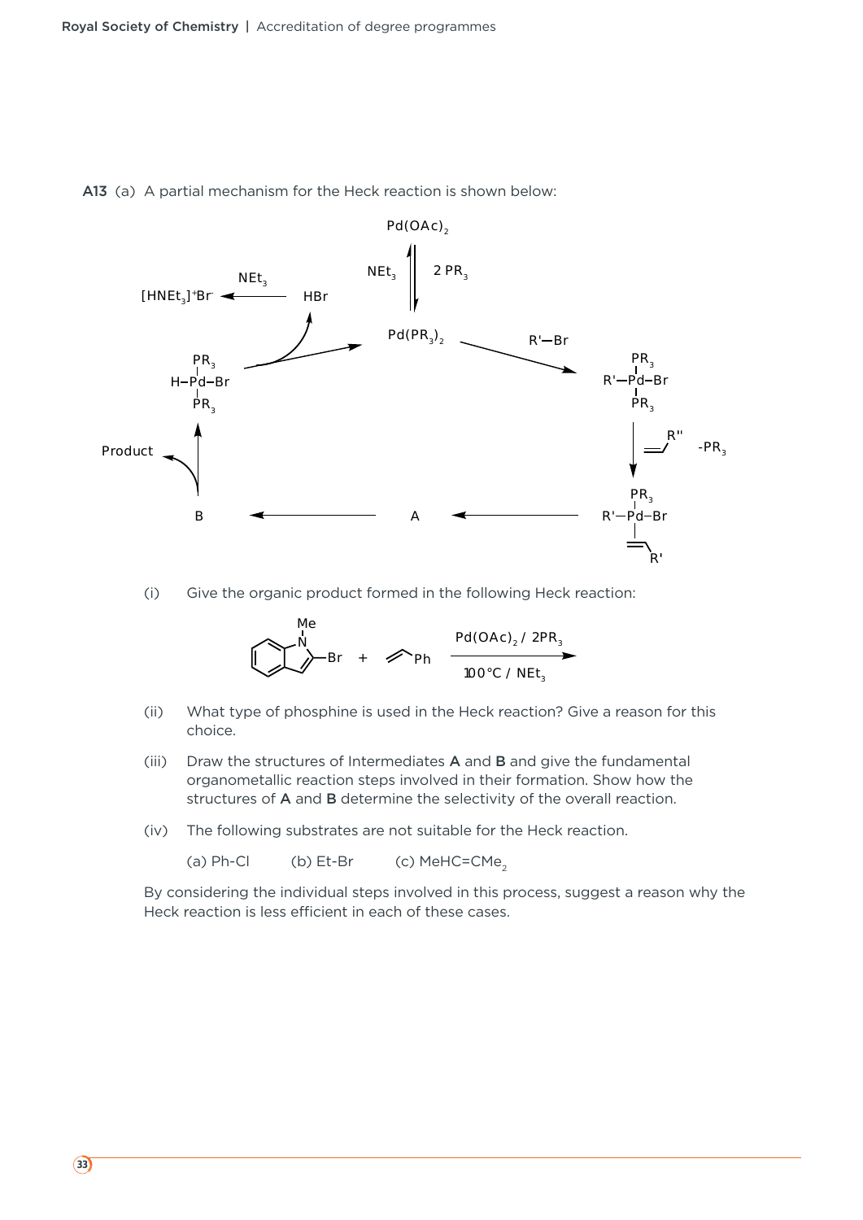**A13** (a) A partial mechanism for the Heck reaction is shown below:

$Pd(OAc)_2$

$NEt_3$ ⇅ $2\ PR_3$

$Pd(PR_3)_2$

$R'{-}Br$

$HBr \xrightarrow{NEt_3} [HNEt_3]^+Br^-$

$H{-}Pd(PR_3)_2{-}Br$ → $Pd(PR_3)_2$ + HBr

$Pd(PR_3)_2$ + $R'{-}Br$ → $R'{-}Pd(PR_3)_2{-}Br$

$R'{-}Pd(PR_3)_2{-}Br$ + $CH_2{=}CHR''$, $-PR_3$ → $R'{-}Pd(PR_3)(Br)(\eta^2\text{-alkene})$

→ A → B → Product + $H{-}Pd(PR_3)_2{-}Br$

(i) Give the organic product formed in the following Heck reaction:

2-bromo-1-methylindole + $CH_2{=}CHPh$ $\xrightarrow[100\,°C\ /\ NEt_3]{Pd(OAc)_2\ /\ 2PR_3}$

(ii) What type of phosphine is used in the Heck reaction? Give a reason for this choice.

(iii) Draw the structures of Intermediates **A** and **B** and give the fundamental organometallic reaction steps involved in their formation. Show how the structures of **A** and **B** determine the selectivity of the overall reaction.

(iv) The following substrates are not suitable for the Heck reaction.

(a) Ph-Cl (b) Et-Br (c) $MeHC{=}CMe_2$

By considering the individual steps involved in this process, suggest a reason why the Heck reaction is less efficient in each of these cases.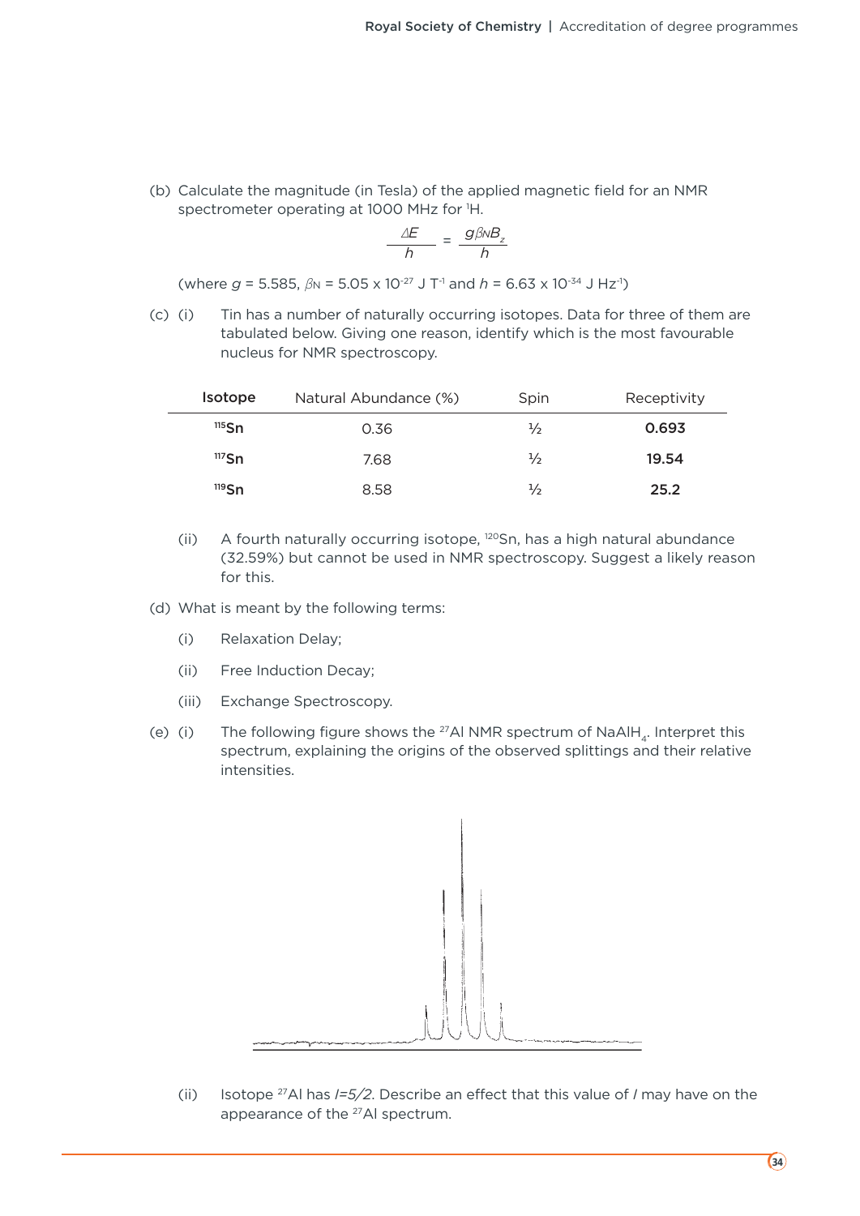(b) Calculate the magnitude (in Tesla) of the applied magnetic field for an NMR spectrometer operating at 1000 MHz for $^1$H.

$$\frac{\Delta E}{h} = \frac{g\beta_N B_z}{h}$$

(where $g$ = 5.585, $\beta_N$ = 5.05 x $10^{-27}$ J $T^{-1}$ and $h$ = 6.63 x $10^{-34}$ J $Hz^{-1}$)

(c) (i) Tin has a number of naturally occurring isotopes. Data for three of them are tabulated below. Giving one reason, identify which is the most favourable nucleus for NMR spectroscopy.

| Isotope | Natural Abundance (%) | Spin | Receptivity |
|---|---|---|---|
| $^{115}$Sn | 0.36 | ½ | **0.693** |
| $^{117}$Sn | 7.68 | ½ | **19.54** |
| $^{119}$Sn | 8.58 | ½ | **25.2** |

(ii) A fourth naturally occurring isotope, $^{120}$Sn, has a high natural abundance (32.59%) but cannot be used in NMR spectroscopy. Suggest a likely reason for this.

(d) What is meant by the following terms:

(i) Relaxation Delay;

(ii) Free Induction Decay;

(iii) Exchange Spectroscopy.

(e) (i) The following figure shows the $^{27}$Al NMR spectrum of $NaAlH_4$. Interpret this spectrum, explaining the origins of the observed splittings and their relative intensities.

(ii) Isotope $^{27}$Al has $I$=5/2. Describe an effect that this value of $I$ may have on the appearance of the $^{27}$Al spectrum.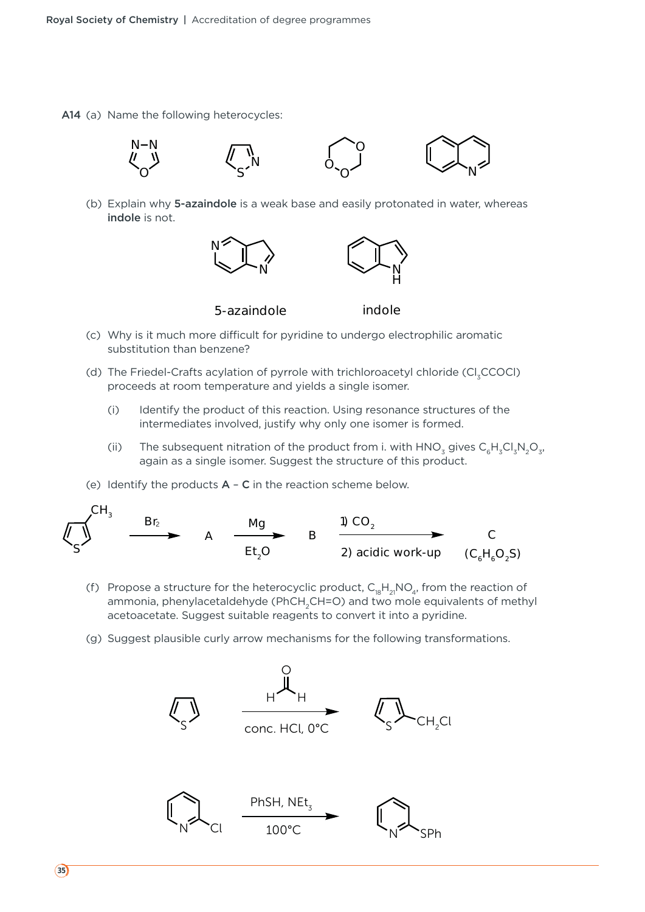**A14** (a) Name the following heterocycles:

(b) Explain why **5-azaindole** is a weak base and easily protonated in water, whereas **indole** is not.

5-azaindole        indole

(c) Why is it much more difficult for pyridine to undergo electrophilic aromatic substitution than benzene?

(d) The Friedel-Crafts acylation of pyrrole with trichloroacetyl chloride ($Cl_3CCOCl$) proceeds at room temperature and yields a single isomer.

(i) Identify the product of this reaction. Using resonance structures of the intermediates involved, justify why only one isomer is formed.

(ii) The subsequent nitration of the product from i. with $HNO_3$ gives $C_6H_3Cl_3N_2O_3$, again as a single isomer. Suggest the structure of this product.

(e) Identify the products **A** – **C** in the reaction scheme below.

$Br_2$ → A; Mg, $Et_2O$ → B; 1) $CO_2$, 2) acidic work-up → C ($C_6H_6O_2S$)

(f) Propose a structure for the heterocyclic product, $C_{18}H_{21}NO_4$, from the reaction of ammonia, phenylacetaldehyde ($PhCH_2CH{=}O$) and two mole equivalents of methyl acetoacetate. Suggest suitable reagents to convert it into a pyridine.

(g) Suggest plausible curly arrow mechanisms for the following transformations.

conc. HCl, 0°C → $CH_2Cl$

PhSH, $NEt_3$, 100°C → SPh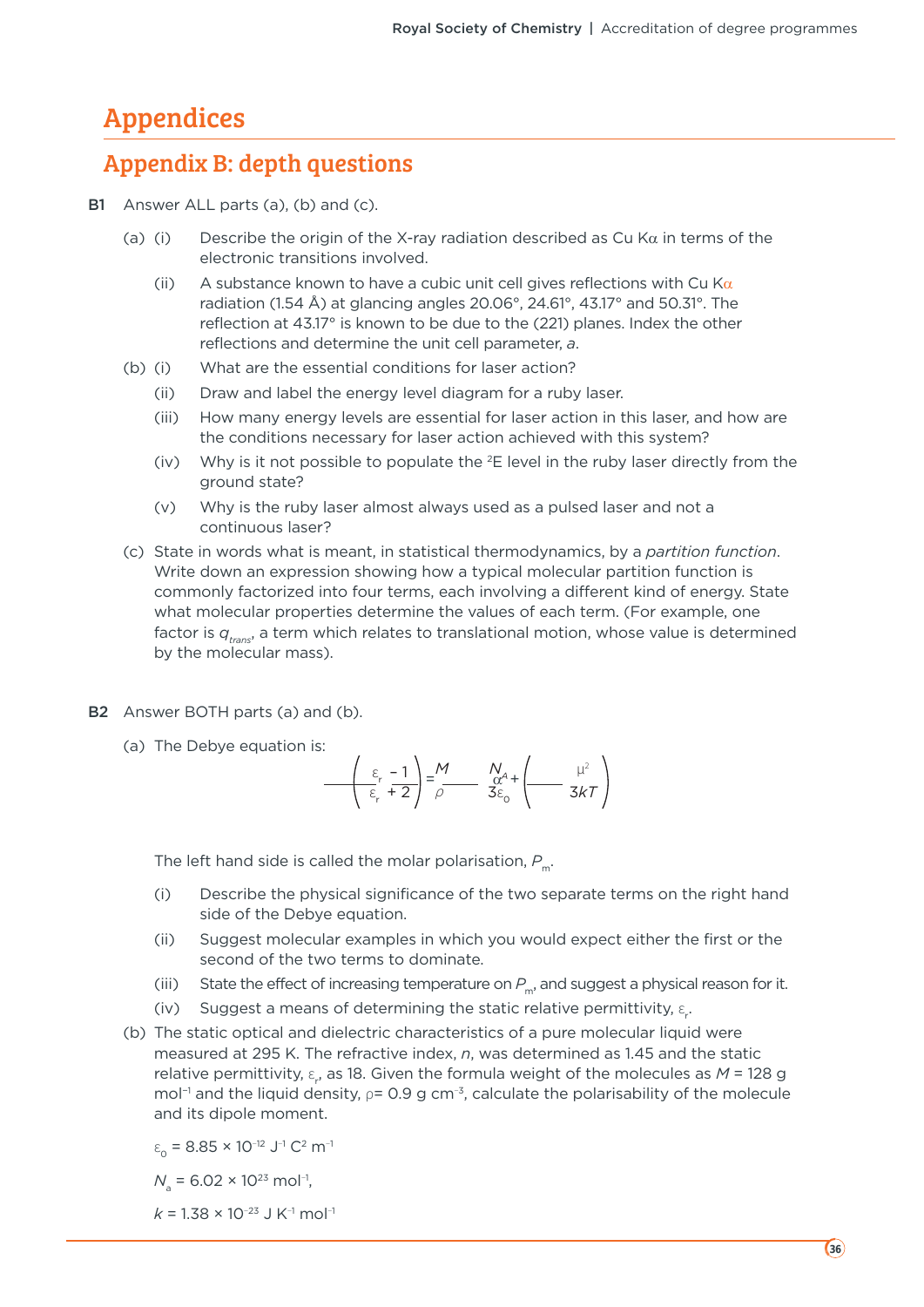# Appendices

## Appendix B: depth questions

**B1** Answer ALL parts (a), (b) and (c).

(a) (i) Describe the origin of the X-ray radiation described as Cu Kα in terms of the electronic transitions involved.

(ii) A substance known to have a cubic unit cell gives reflections with Cu Kα radiation (1.54 Å) at glancing angles 20.06°, 24.61°, 43.17° and 50.31°. The reflection at 43.17° is known to be due to the (221) planes. Index the other reflections and determine the unit cell parameter, *a*.

(b) (i) What are the essential conditions for laser action?

(ii) Draw and label the energy level diagram for a ruby laser.

(iii) How many energy levels are essential for laser action in this laser, and how are the conditions necessary for laser action achieved with this system?

(iv) Why is it not possible to populate the $^2E$ level in the ruby laser directly from the ground state?

(v) Why is the ruby laser almost always used as a pulsed laser and not a continuous laser?

(c) State in words what is meant, in statistical thermodynamics, by a *partition function*. Write down an expression showing how a typical molecular partition function is commonly factorized into four terms, each involving a different kind of energy. State what molecular properties determine the values of each term. (For example, one factor is $q_{trans}$, a term which relates to translational motion, whose value is determined by the molecular mass).

**B2** Answer BOTH parts (a) and (b).

(a) The Debye equation is:

$$\left(\frac{\varepsilon_r - 1}{\varepsilon_r + 2}\right)\frac{M}{\rho} = \frac{N_A}{3\varepsilon_0}\left(\alpha + \frac{\mu^2}{3kT}\right)$$

The left hand side is called the molar polarisation, $P_m$.

(i) Describe the physical significance of the two separate terms on the right hand side of the Debye equation.

(ii) Suggest molecular examples in which you would expect either the first or the second of the two terms to dominate.

(iii) State the effect of increasing temperature on $P_m$, and suggest a physical reason for it.

(iv) Suggest a means of determining the static relative permittivity, $\varepsilon_r$.

(b) The static optical and dielectric characteristics of a pure molecular liquid were measured at 295 K. The refractive index, *n*, was determined as 1.45 and the static relative permittivity, $\varepsilon_r$, as 18. Given the formula weight of the molecules as $M$ = 128 g mol$^{-1}$ and the liquid density, $\rho$= 0.9 g cm$^{-3}$, calculate the polarisability of the molecule and its dipole moment.

$\varepsilon_0 = 8.85 \times 10^{-12}$ J$^{-1}$ C$^2$ m$^{-1}$

$N_a = 6.02 \times 10^{23}$ mol$^{-1}$,

$k = 1.38 \times 10^{-23}$ J K$^{-1}$ mol$^{-1}$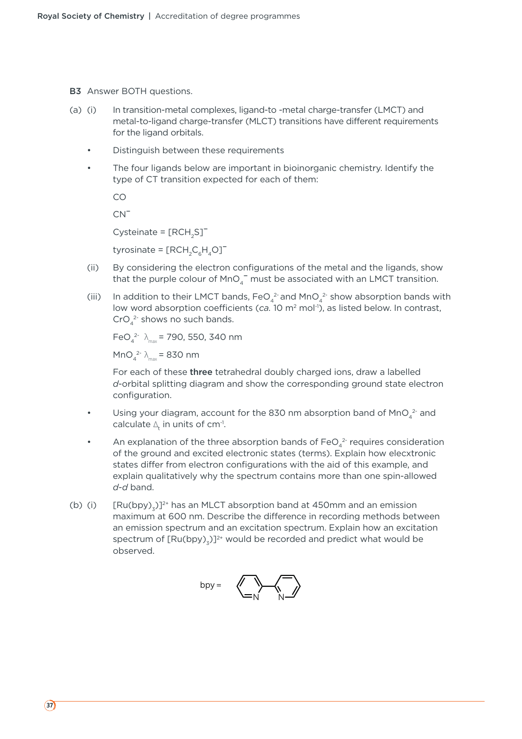**B3** Answer BOTH questions.

(a) (i) In transition-metal complexes, ligand-to -metal charge-transfer (LMCT) and metal-to-ligand charge-transfer (MLCT) transitions have different requirements for the ligand orbitals.

- Distinguish between these requirements
- The four ligands below are important in bioinorganic chemistry. Identify the type of CT transition expected for each of them:

  CO

  $CN^-$

  Cysteinate = $[RCH_2S]^-$

  tyrosinate = $[RCH_2C_6H_4O]^-$

(ii) By considering the electron configurations of the metal and the ligands, show that the purple colour of $MnO_4^-$ must be associated with an LMCT transition.

(iii) In addition to their LMCT bands, $FeO_4^{2-}$ and $MnO_4^{2-}$ show absorption bands with low word absorption coefficients (*ca.* 10 $m^2\ mol^{-1}$), as listed below. In contrast, $CrO_4^{2-}$ shows no such bands.

$FeO_4^{2-}$ $\lambda_{max}$ = 790, 550, 340 nm

$MnO_4^{2-}$ $\lambda_{max}$ = 830 nm

For each of these **three** tetrahedral doubly charged ions, draw a labelled *d*-orbital splitting diagram and show the corresponding ground state electron configuration.

- Using your diagram, account for the 830 nm absorption band of $MnO_4^{2-}$ and calculate $\Delta_t$ in units of $cm^{-1}$.
- An explanation of the three absorption bands of $FeO_4^{2-}$ requires consideration of the ground and excited electronic states (terms). Explain how elecxtronic states differ from electron configurations with the aid of this example, and explain qualitatively why the spectrum contains more than one spin-allowed *d-d* band.

(b) (i) $[Ru(bpy)_3)]^{2+}$ has an MLCT absorption band at 450mm and an emission maximum at 600 nm. Describe the difference in recording methods between an emission spectrum and an excitation spectrum. Explain how an excitation spectrum of $[Ru(bpy)_3)]^{2+}$ would be recorded and predict what would be observed.

bpy =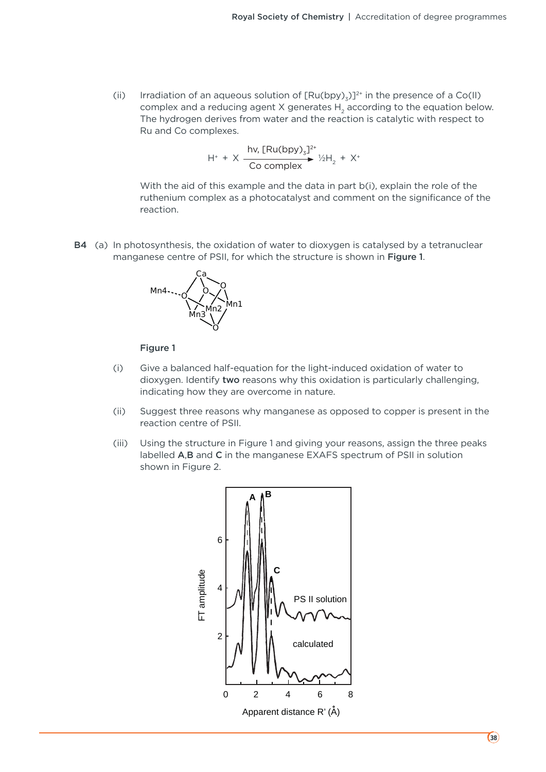(ii) Irradiation of an aqueous solution of $[Ru(bpy)_3]^{2+}$ in the presence of a Co(II) complex and a reducing agent X generates $H_2$ according to the equation below. The hydrogen derives from water and the reaction is catalytic with respect to Ru and Co complexes.

$$H^+ + X \xrightarrow[\text{Co complex}]{h\nu,\ [Ru(bpy)_3]^{2+}} \tfrac{1}{2}H_2 + X^+$$

With the aid of this example and the data in part b(i), explain the role of the ruthenium complex as a photocatalyst and comment on the significance of the reaction.

**B4** (a) In photosynthesis, the oxidation of water to dioxygen is catalysed by a tetranuclear manganese centre of PSII, for which the structure is shown in **Figure 1**.

**Figure 1**

(i) Give a balanced half-equation for the light-induced oxidation of water to dioxygen. Identify **two** reasons why this oxidation is particularly challenging, indicating how they are overcome in nature.

(ii) Suggest three reasons why manganese as opposed to copper is present in the reaction centre of PSII.

(iii) Using the structure in Figure 1 and giving your reasons, assign the three peaks labelled **A**,**B** and **C** in the manganese EXAFS spectrum of PSII in solution shown in Figure 2.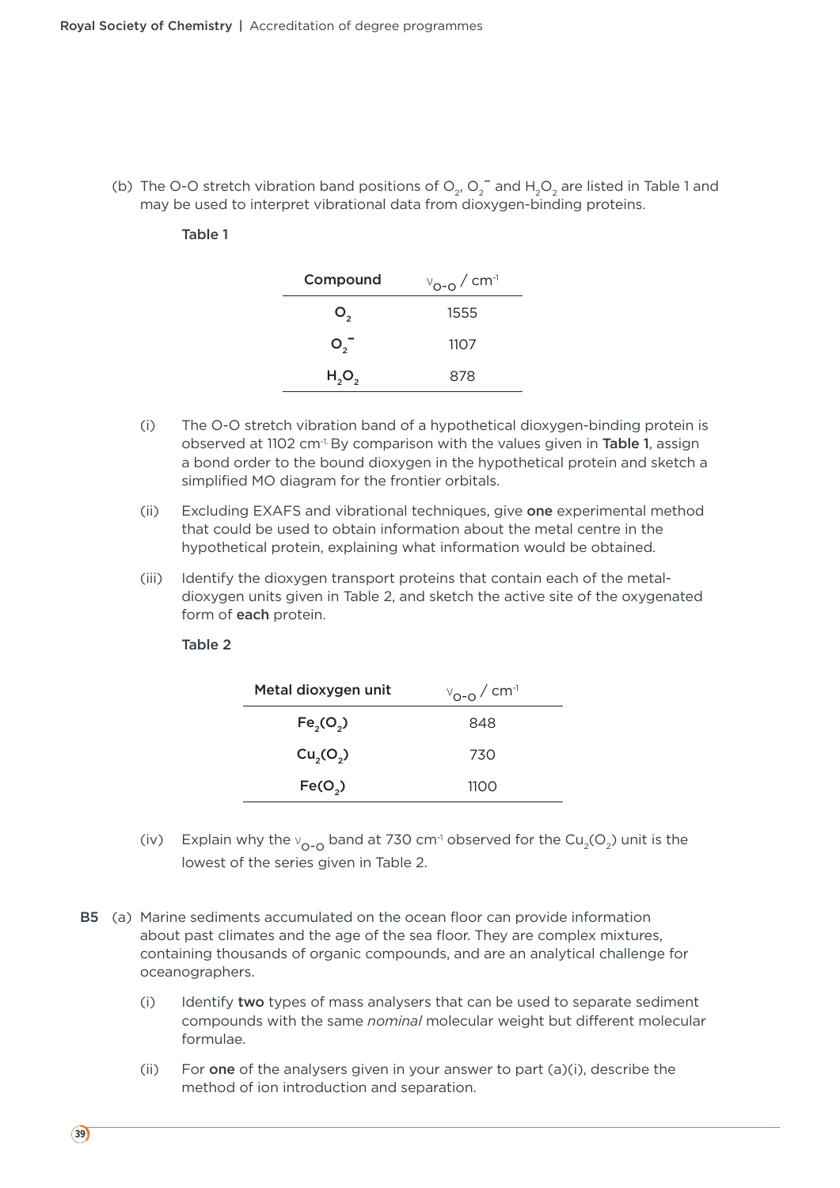(b) The O-O stretch vibration band positions of $O_2$, $O_2^-$ and $H_2O_2$ are listed in Table 1 and may be used to interpret vibrational data from dioxygen-binding proteins.

**Table 1**

| Compound | $\nu_{O\text{-}O}$ / cm$^{-1}$ |
|---|---|
| $O_2$ | 1555 |
| $O_2^-$ | 1107 |
| $H_2O_2$ | 878 |

(i) The O-O stretch vibration band of a hypothetical dioxygen-binding protein is observed at 1102 cm$^{-1}$. By comparison with the values given in **Table 1**, assign a bond order to the bound dioxygen in the hypothetical protein and sketch a simplified MO diagram for the frontier orbitals.

(ii) Excluding EXAFS and vibrational techniques, give **one** experimental method that could be used to obtain information about the metal centre in the hypothetical protein, explaining what information would be obtained.

(iii) Identify the dioxygen transport proteins that contain each of the metal-dioxygen units given in Table 2, and sketch the active site of the oxygenated form of **each** protein.

**Table 2**

| Metal dioxygen unit | $\nu_{O\text{-}O}$ / cm$^{-1}$ |
|---|---|
| $Fe_2(O_2)$ | 848 |
| $Cu_2(O_2)$ | 730 |
| $Fe(O_2)$ | 1100 |

(iv) Explain why the $\nu_{O\text{-}O}$ band at 730 cm$^{-1}$ observed for the $Cu_2(O_2)$ unit is the lowest of the series given in Table 2.

**B5** (a) Marine sediments accumulated on the ocean floor can provide information about past climates and the age of the sea floor. They are complex mixtures, containing thousands of organic compounds, and are an analytical challenge for oceanographers.

(i) Identify **two** types of mass analysers that can be used to separate sediment compounds with the same *nominal* molecular weight but different molecular formulae.

(ii) For **one** of the analysers given in your answer to part (a)(i), describe the method of ion introduction and separation.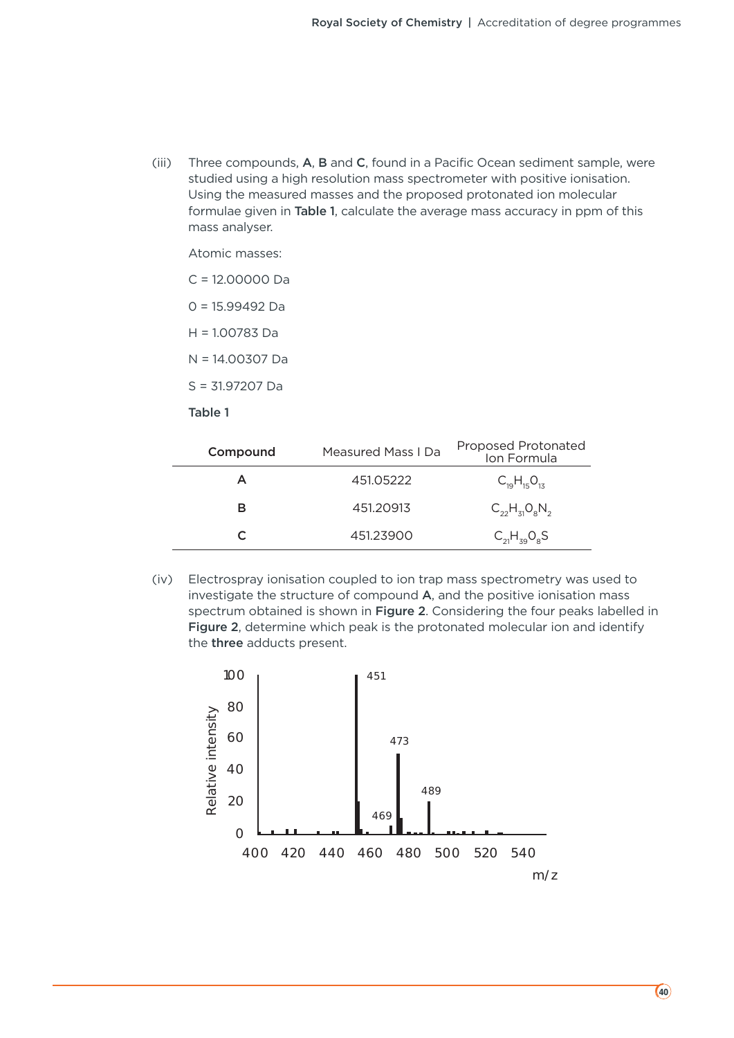(iii) Three compounds, **A**, **B** and **C**, found in a Pacific Ocean sediment sample, were studied using a high resolution mass spectrometer with positive ionisation. Using the measured masses and the proposed protonated ion molecular formulae given in **Table 1**, calculate the average mass accuracy in ppm of this mass analyser.

Atomic masses:

C = 12.00000 Da

O = 15.99492 Da

H = 1.00783 Da

N = 14.00307 Da

S = 31.97207 Da

**Table 1**

| **Compound** | Measured Mass I Da | Proposed Protonated Ion Formula |
|---|---|---|
| **A** | 451.05222 | $C_{19}H_{15}O_{13}$ |
| **B** | 451.20913 | $C_{22}H_{31}O_{8}N_{2}$ |
| **C** | 451.23900 | $C_{21}H_{39}O_{8}S$ |

(iv) Electrospray ionisation coupled to ion trap mass spectrometry was used to investigate the structure of compound **A**, and the positive ionisation mass spectrum obtained is shown in **Figure 2**. Considering the four peaks labelled in **Figure 2**, determine which peak is the protonated molecular ion and identify the **three** adducts present.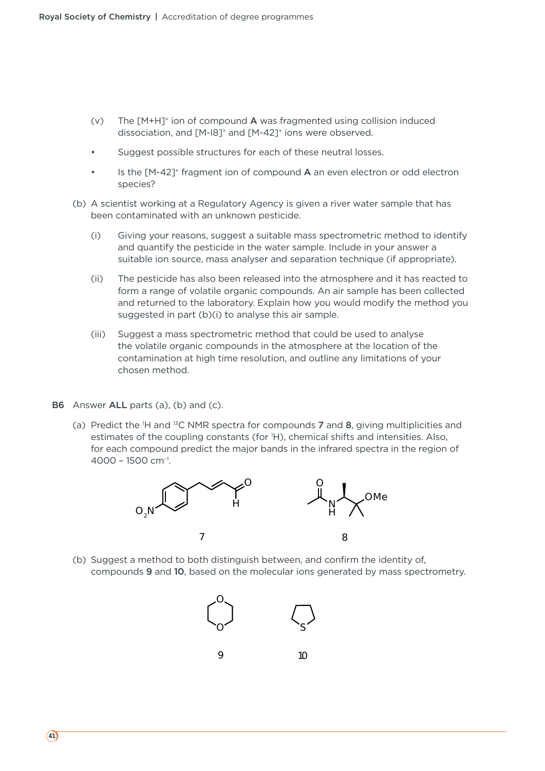(v) The $[M+H]^+$ ion of compound **A** was fragmented using collision induced dissociation, and $[M-18]^+$ and $[M-42]^+$ ions were observed.

- Suggest possible structures for each of these neutral losses.
- Is the $[M-42]^+$ fragment ion of compound **A** an even electron or odd electron species?

(b) A scientist working at a Regulatory Agency is given a river water sample that has been contaminated with an unknown pesticide.

(i) Giving your reasons, suggest a suitable mass spectrometric method to identify and quantify the pesticide in the water sample. Include in your answer a suitable ion source, mass analyser and separation technique (if appropriate).

(ii) The pesticide has also been released into the atmosphere and it has reacted to form a range of volatile organic compounds. An air sample has been collected and returned to the laboratory. Explain how you would modify the method you suggested in part (b)(i) to analyse this air sample.

(iii) Suggest a mass spectrometric method that could be used to analyse the volatile organic compounds in the atmosphere at the location of the contamination at high time resolution, and outline any limitations of your chosen method.

**B6** Answer **ALL** parts (a), (b) and (c).

(a) Predict the $^1H$ and $^{13}C$ NMR spectra for compounds **7** and **8**, giving multiplicities and estimates of the coupling constants (for $^1H$), chemical shifts and intensities. Also, for each compound predict the major bands in the infrared spectra in the region of 4000 – 1500 $cm^{-1}$.

7 8

(b) Suggest a method to both distinguish between, and confirm the identity of, compounds **9** and **10**, based on the molecular ions generated by mass spectrometry.

9 10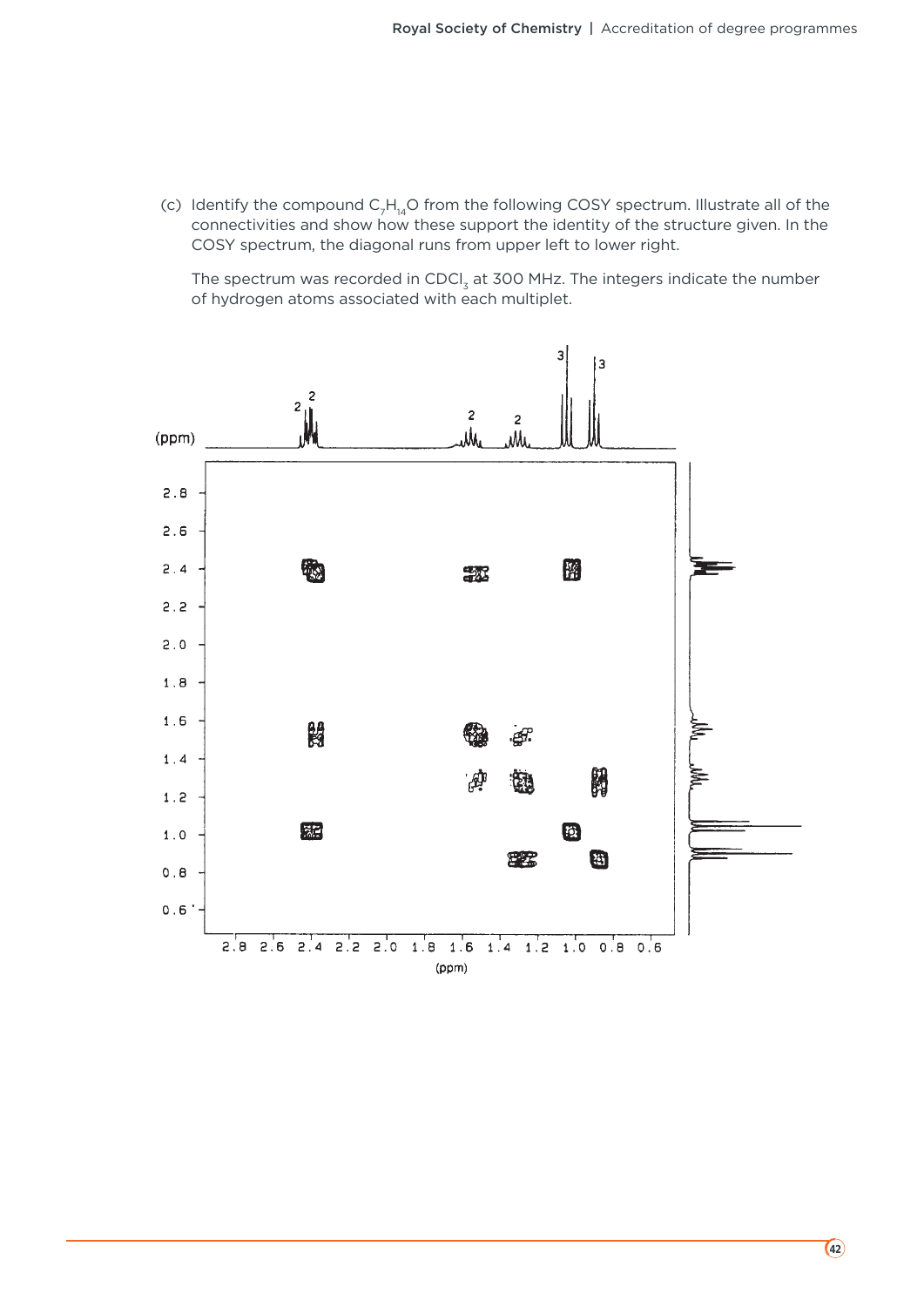(c) Identify the compound $C_7H_{14}O$ from the following COSY spectrum. Illustrate all of the connectivities and show how these support the identity of the structure given. In the COSY spectrum, the diagonal runs from upper left to lower right.

The spectrum was recorded in $CDCl_3$ at 300 MHz. The integers indicate the number of hydrogen atoms associated with each multiplet.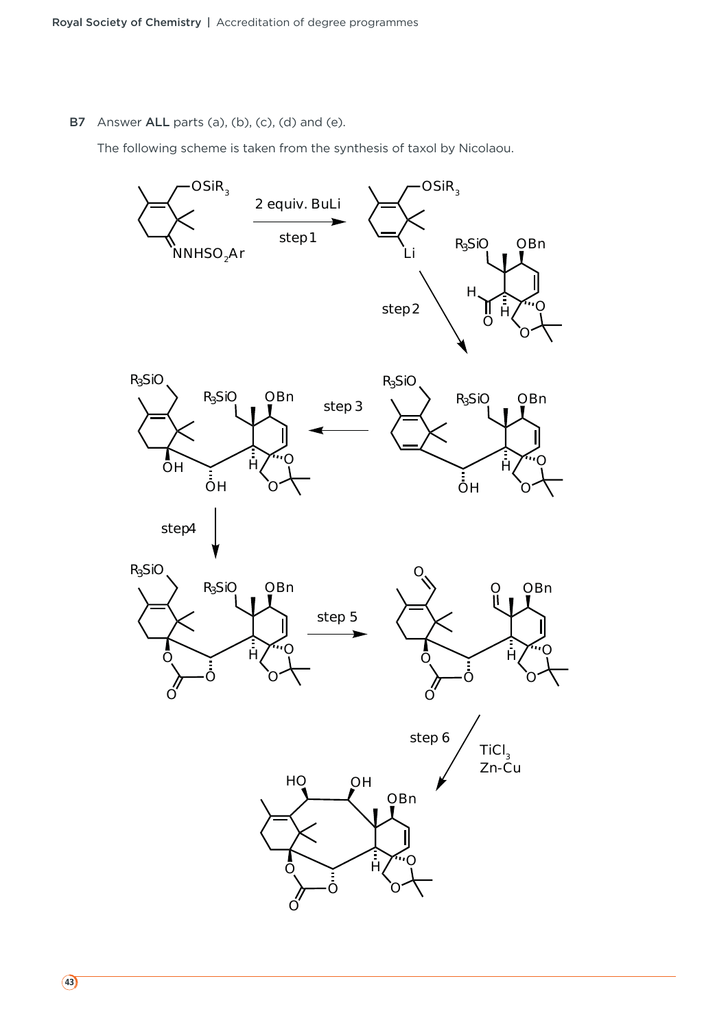**B7** Answer **ALL** parts (a), (b), (c), (d) and (e).

The following scheme is taken from the synthesis of taxol by Nicolaou.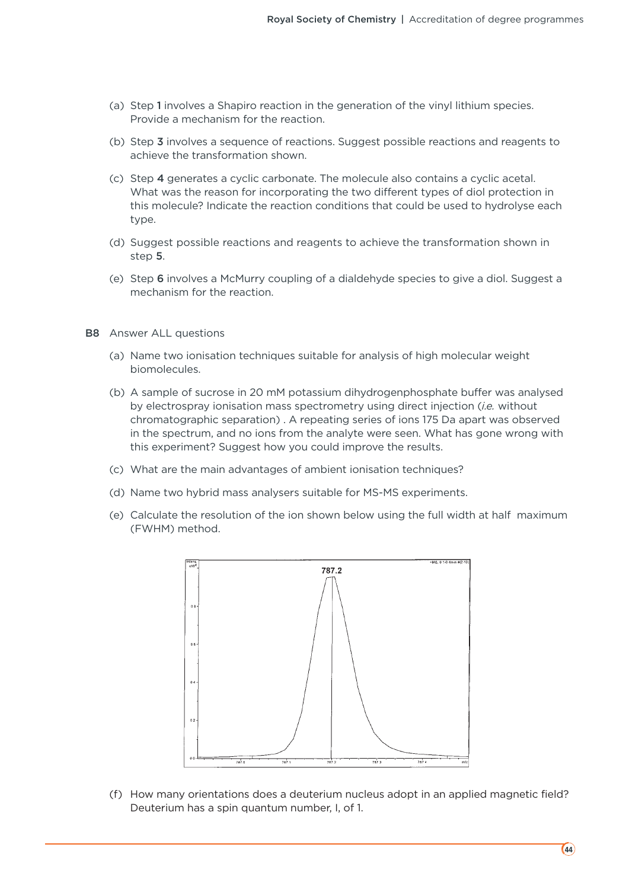(a) Step **1** involves a Shapiro reaction in the generation of the vinyl lithium species. Provide a mechanism for the reaction.

(b) Step **3** involves a sequence of reactions. Suggest possible reactions and reagents to achieve the transformation shown.

(c) Step **4** generates a cyclic carbonate. The molecule also contains a cyclic acetal. What was the reason for incorporating the two different types of diol protection in this molecule? Indicate the reaction conditions that could be used to hydrolyse each type.

(d) Suggest possible reactions and reagents to achieve the transformation shown in step **5**.

(e) Step **6** involves a McMurry coupling of a dialdehyde species to give a diol. Suggest a mechanism for the reaction.

**B8** Answer ALL questions

(a) Name two ionisation techniques suitable for analysis of high molecular weight biomolecules.

(b) A sample of sucrose in 20 mM potassium dihydrogenphosphate buffer was analysed by electrospray ionisation mass spectrometry using direct injection (*i.e.* without chromatographic separation) . A repeating series of ions 175 Da apart was observed in the spectrum, and no ions from the analyte were seen. What has gone wrong with this experiment? Suggest how you could improve the results.

(c) What are the main advantages of ambient ionisation techniques?

(d) Name two hybrid mass analysers suitable for MS-MS experiments.

(e) Calculate the resolution of the ion shown below using the full width at half maximum (FWHM) method.

(f) How many orientations does a deuterium nucleus adopt in an applied magnetic field? Deuterium has a spin quantum number, I, of 1.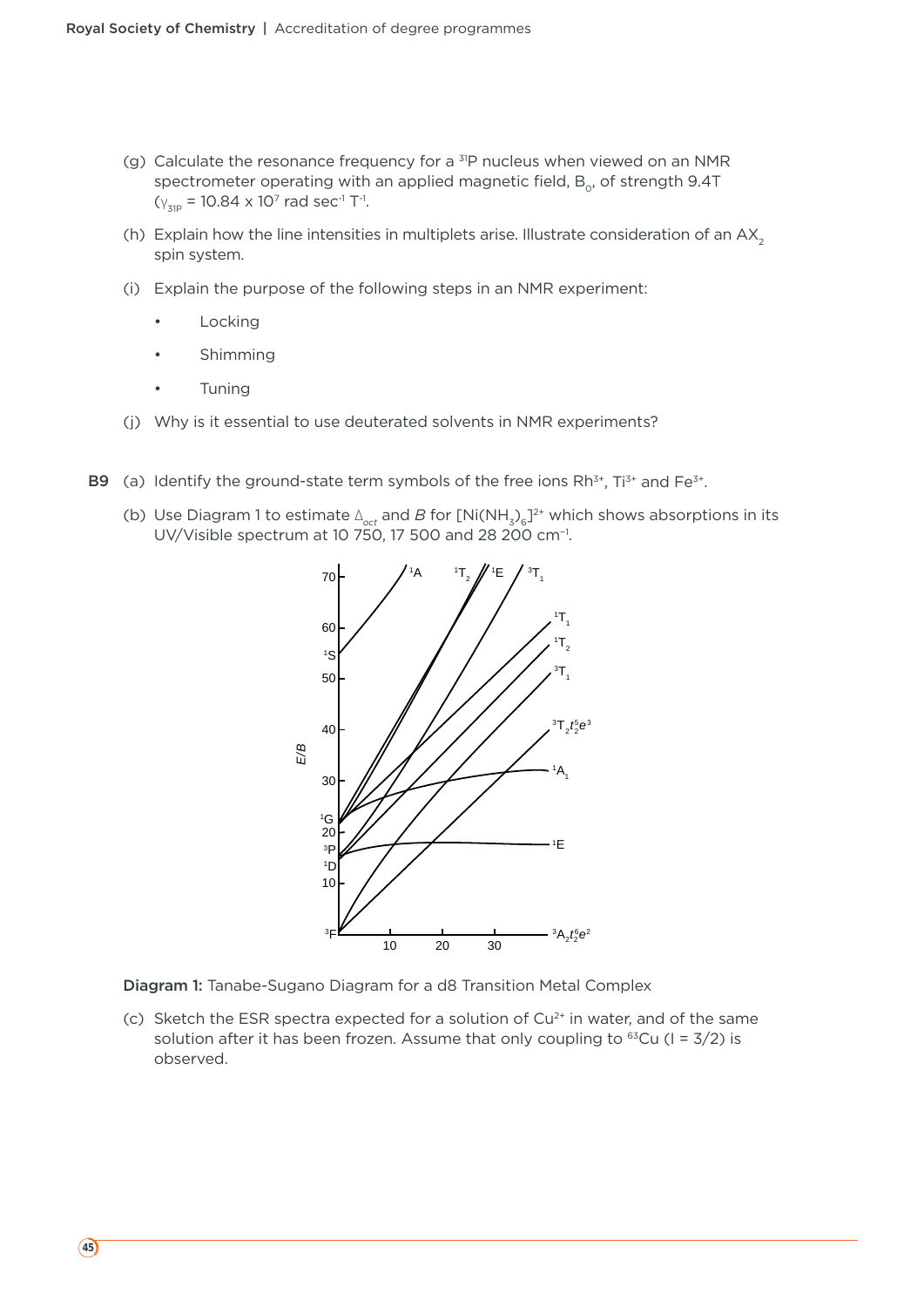(g) Calculate the resonance frequency for a $^{31}P$ nucleus when viewed on an NMR spectrometer operating with an applied magnetic field, $B_0$, of strength 9.4T ($\gamma_{31P}$ = 10.84 x $10^7$ rad $sec^{-1}$ $T^{-1}$.

(h) Explain how the line intensities in multiplets arise. Illustrate consideration of an $AX_2$ spin system.

(i) Explain the purpose of the following steps in an NMR experiment:

- Locking
- Shimming
- Tuning

(j) Why is it essential to use deuterated solvents in NMR experiments?

**B9** (a) Identify the ground-state term symbols of the free ions $Rh^{3+}$, $Ti^{3+}$ and $Fe^{3+}$.

(b) Use Diagram 1 to estimate $\Delta_{oct}$ and $B$ for $[Ni(NH_3)_6]^{2+}$ which shows absorptions in its UV/Visible spectrum at 10 750, 17 500 and 28 200 $cm^{-1}$.

**Diagram 1:** Tanabe-Sugano Diagram for a d8 Transition Metal Complex

(c) Sketch the ESR spectra expected for a solution of $Cu^{2+}$ in water, and of the same solution after it has been frozen. Assume that only coupling to $^{63}Cu$ (I = 3/2) is observed.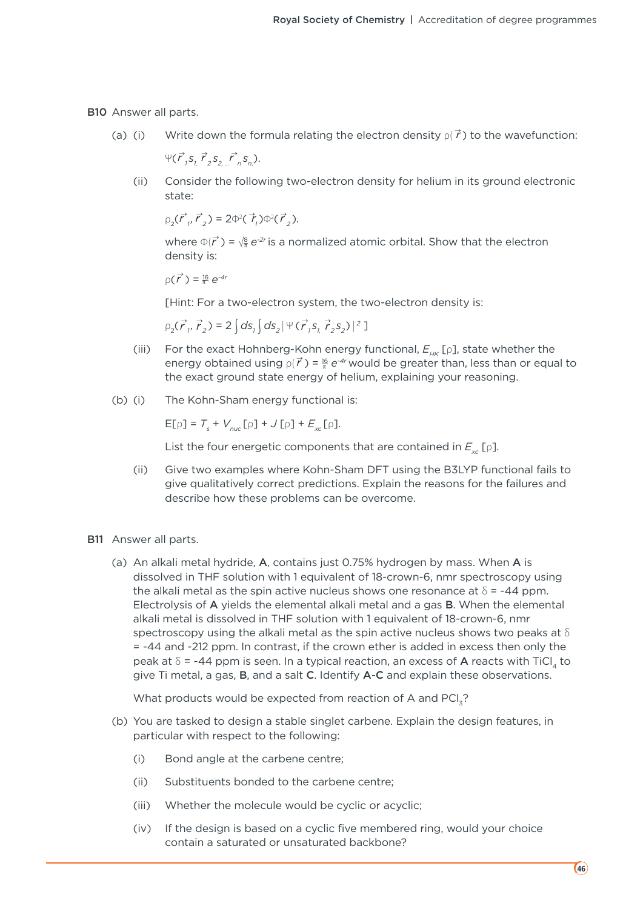**B10** Answer all parts.

(a) (i) Write down the formula relating the electron density $\rho(\vec{r})$ to the wavefunction:

$\Psi(\vec{r}_1 s_1, \vec{r}_2 s_2, ... \vec{r}_n s_n)$.

(ii) Consider the following two-electron density for helium in its ground electronic state:

$\rho_2(\vec{r}_1, \vec{r}_2) = 2\Phi^2(\vec{r}_1)\Phi^2(\vec{r}_2)$.

where $\Phi(\vec{r}) = \sqrt{\frac{8}{\pi}}\, e^{-2r}$ is a normalized atomic orbital. Show that the electron density is:

$\rho(\vec{r}) = \frac{16}{\pi} e^{-4r}$

[Hint: For a two-electron system, the two-electron density is:

$\rho_2(\vec{r}_1, \vec{r}_2) = 2\int ds_1 \int ds_2 |\Psi(\vec{r}_1 s_1, \vec{r}_2 s_2)|^2$ ]

(iii) For the exact Hohnberg-Kohn energy functional, $E_{HK}[\rho]$, state whether the energy obtained using $\rho(\vec{r}) = \frac{16}{\pi} e^{-4r}$ would be greater than, less than or equal to the exact ground state energy of helium, explaining your reasoning.

(b) (i) The Kohn-Sham energy functional is:

$E[\rho] = T_s + V_{nuc}[\rho] + J[\rho] + E_{xc}[\rho]$.

List the four energetic components that are contained in $E_{xc}[\rho]$.

(ii) Give two examples where Kohn-Sham DFT using the B3LYP functional fails to give qualitatively correct predictions. Explain the reasons for the failures and describe how these problems can be overcome.

**B11** Answer all parts.

(a) An alkali metal hydride, **A**, contains just 0.75% hydrogen by mass. When **A** is dissolved in THF solution with 1 equivalent of 18-crown-6, nmr spectroscopy using the alkali metal as the spin active nucleus shows one resonance at $\delta$ = -44 ppm. Electrolysis of **A** yields the elemental alkali metal and a gas **B**. When the elemental alkali metal is dissolved in THF solution with 1 equivalent of 18-crown-6, nmr spectroscopy using the alkali metal as the spin active nucleus shows two peaks at $\delta$ = -44 and -212 ppm. In contrast, if the crown ether is added in excess then only the peak at $\delta$ = -44 ppm is seen. In a typical reaction, an excess of **A** reacts with $TiCl_4$ to give Ti metal, a gas, **B**, and a salt **C**. Identify **A**-**C** and explain these observations.

What products would be expected from reaction of A and $PCl_3$?

(b) You are tasked to design a stable singlet carbene. Explain the design features, in particular with respect to the following:

(i) Bond angle at the carbene centre;

(ii) Substituents bonded to the carbene centre;

(iii) Whether the molecule would be cyclic or acyclic;

(iv) If the design is based on a cyclic five membered ring, would your choice contain a saturated or unsaturated backbone?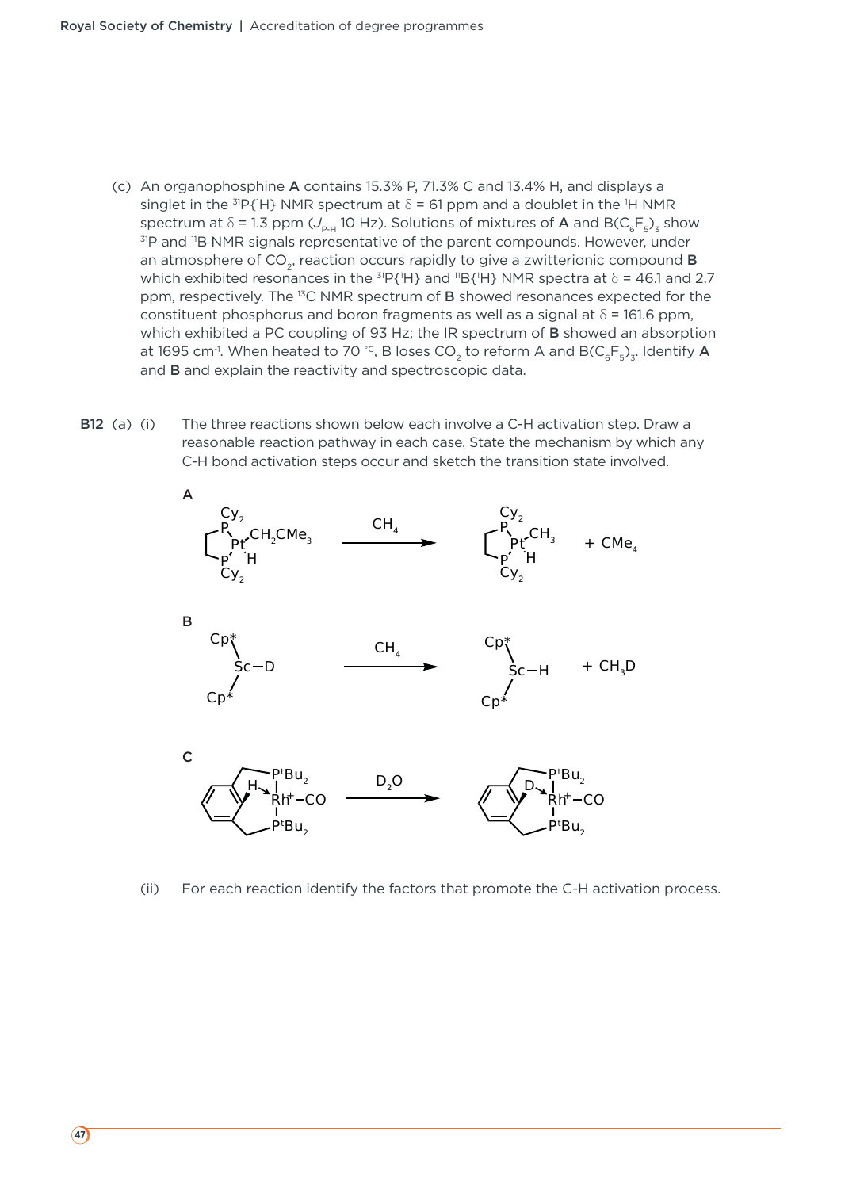(c) An organophosphine **A** contains 15.3% P, 71.3% C and 13.4% H, and displays a singlet in the $^{31}P\{^{1}H\}$ NMR spectrum at $\delta$ = 61 ppm and a doublet in the $^{1}H$ NMR spectrum at $\delta$ = 1.3 ppm ($J_{P\text{-}H}$ 10 Hz). Solutions of mixtures of **A** and $B(C_6F_5)_3$ show $^{31}P$ and $^{11}B$ NMR signals representative of the parent compounds. However, under an atmosphere of $CO_2$, reaction occurs rapidly to give a zwitterionic compound **B** which exhibited resonances in the $^{31}P\{^{1}H\}$ and $^{11}B\{^{1}H\}$ NMR spectra at $\delta$ = 46.1 and 2.7 ppm, respectively. The $^{13}C$ NMR spectrum of **B** showed resonances expected for the constituent phosphorus and boron fragments as well as a signal at $\delta$ = 161.6 ppm, which exhibited a PC coupling of 93 Hz; the IR spectrum of **B** showed an absorption at 1695 cm$^{-1}$. When heated to 70 °C, B loses $CO_2$ to reform A and $B(C_6F_5)_3$. Identify **A** and **B** and explain the reactivity and spectroscopic data.

**B12** (a) (i) The three reactions shown below each involve a C-H activation step. Draw a reasonable reaction pathway in each case. State the mechanism by which any C-H bond activation steps occur and sketch the transition state involved.

**A**

$(Cy_2P(CH_2)_2PCy_2)Pt(CH_2CMe_3)(H)$ $\xrightarrow{CH_4}$ $(Cy_2P(CH_2)_2PCy_2)Pt(CH_3)(H)$ + $CMe_4$

**B**

$Cp^*_2Sc{-}D$ $\xrightarrow{CH_4}$ $Cp^*_2Sc{-}H$ + $CH_3D$

**C**

$[\{C_6H_3(CH_2P^tBu_2)_2\}Rh(H)(CO)]^+$ $\xrightarrow{D_2O}$ $[\{C_6H_3(CH_2P^tBu_2)_2\}Rh(D)(CO)]^+$

(ii) For each reaction identify the factors that promote the C-H activation process.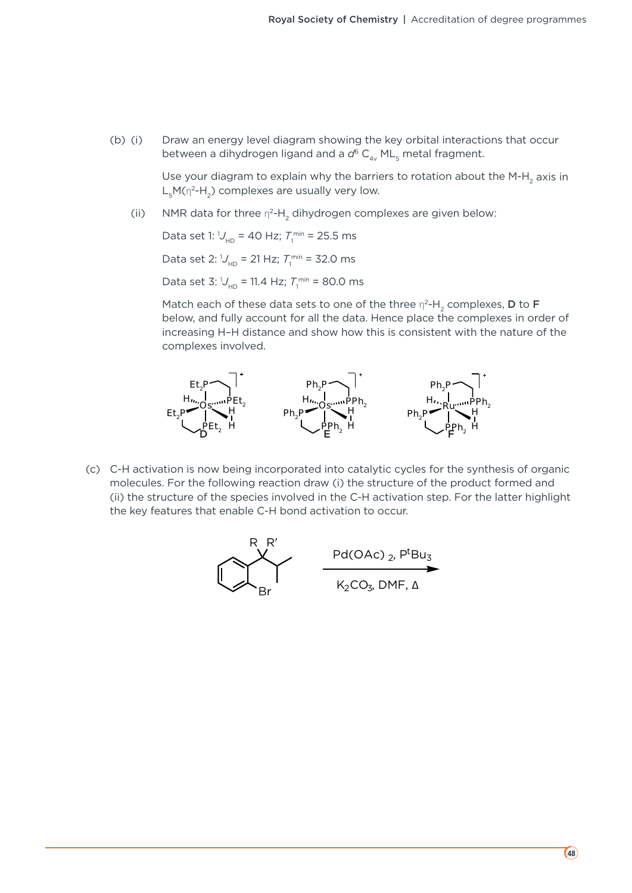(b) (i) Draw an energy level diagram showing the key orbital interactions that occur between a dihydrogen ligand and a $d^6$ $C_{4v}$ $ML_5$ metal fragment.

Use your diagram to explain why the barriers to rotation about the M-$H_2$ axis in $L_5M(\eta^2\text{-}H_2)$ complexes are usually very low.

(ii) NMR data for three $\eta^2$-$H_2$ dihydrogen complexes are given below:

Data set 1: ${}^1J_{HD}$ = 40 Hz; $T_1^{min}$ = 25.5 ms

Data set 2: ${}^1J_{HD}$ = 21 Hz; $T_1^{min}$ = 32.0 ms

Data set 3: ${}^1J_{HD}$ = 11.4 Hz; $T_1^{min}$ = 80.0 ms

Match each of these data sets to one of the three $\eta^2$-$H_2$ complexes, **D** to **F** below, and fully account for all the data. Hence place the complexes in order of increasing H–H distance and show how this is consistent with the nature of the complexes involved.

(c) C-H activation is now being incorporated into catalytic cycles for the synthesis of organic molecules. For the following reaction draw (i) the structure of the product formed and (ii) the structure of the species involved in the C-H activation step. For the latter highlight the key features that enable C-H bond activation to occur.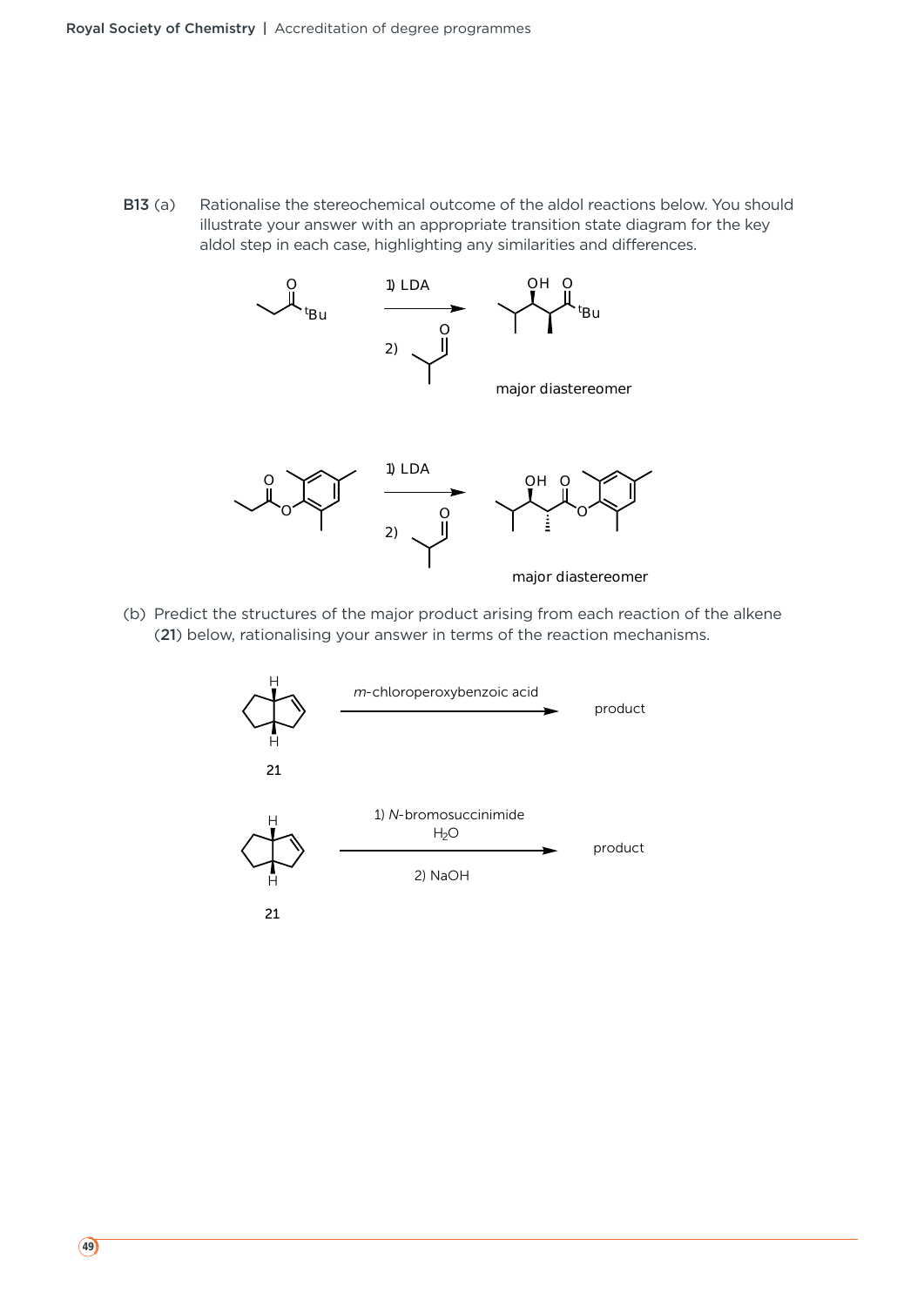**B13** (a) Rationalise the stereochemical outcome of the aldol reactions below. You should illustrate your answer with an appropriate transition state diagram for the key aldol step in each case, highlighting any similarities and differences.

1) LDA

2)

major diastereomer

1) LDA

2)

major diastereomer

(b) Predict the structures of the major product arising from each reaction of the alkene (**21**) below, rationalising your answer in terms of the reaction mechanisms.

**21** — *m*-chloroperoxybenzoic acid → product

**21** — 1) *N*-bromosuccinimide, $H_2O$; 2) NaOH → product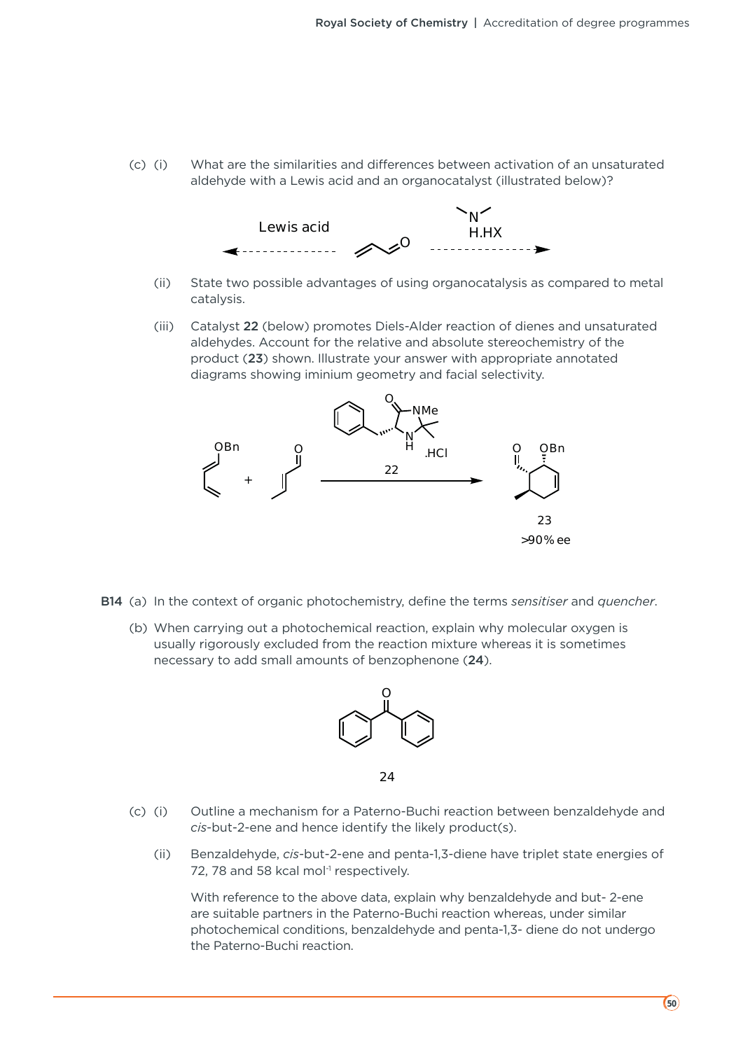(c) (i) What are the similarities and differences between activation of an unsaturated aldehyde with a Lewis acid and an organocatalyst (illustrated below)?

(ii) State two possible advantages of using organocatalysis as compared to metal catalysis.

(iii) Catalyst **22** (below) promotes Diels-Alder reaction of dienes and unsaturated aldehydes. Account for the relative and absolute stereochemistry of the product (**23**) shown. Illustrate your answer with appropriate annotated diagrams showing iminium geometry and facial selectivity.

23

>90% ee

**B14** (a) In the context of organic photochemistry, define the terms *sensitiser* and *quencher*.

(b) When carrying out a photochemical reaction, explain why molecular oxygen is usually rigorously excluded from the reaction mixture whereas it is sometimes necessary to add small amounts of benzophenone (**24**).

24

(c) (i) Outline a mechanism for a Paterno-Buchi reaction between benzaldehyde and *cis*-but-2-ene and hence identify the likely product(s).

(ii) Benzaldehyde, *cis*-but-2-ene and penta-1,3-diene have triplet state energies of 72, 78 and 58 kcal mol$^{-1}$ respectively.

With reference to the above data, explain why benzaldehyde and but- 2-ene are suitable partners in the Paterno-Buchi reaction whereas, under similar photochemical conditions, benzaldehyde and penta-1,3- diene do not undergo the Paterno-Buchi reaction.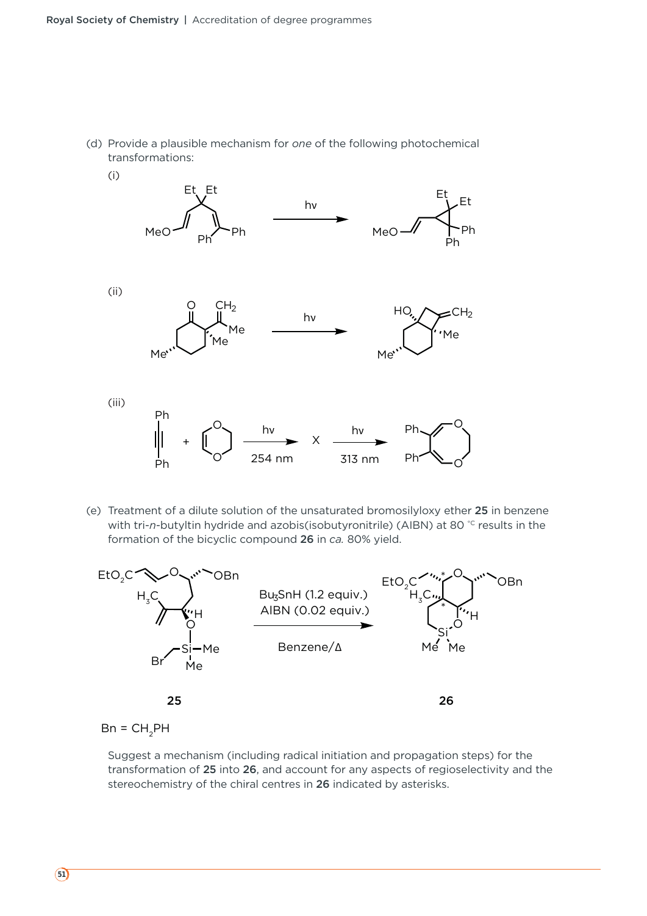(d) Provide a plausible mechanism for *one* of the following photochemical transformations:

(i)

(ii)

(iii)

(e) Treatment of a dilute solution of the unsaturated bromosilyloxy ether **25** in benzene with tri-*n*-butyltin hydride and azobis(isobutyronitrile) (AIBN) at 80 °C results in the formation of the bicyclic compound **26** in *ca.* 80% yield.

Bu$_3$SnH (1.2 equiv.)
AIBN (0.02 equiv.)

Benzene/Δ

**25** **26**

Bn = CH$_2$PH

Suggest a mechanism (including radical initiation and propagation steps) for the transformation of **25** into **26**, and account for any aspects of regioselectivity and the stereochemistry of the chiral centres in **26** indicated by asterisks.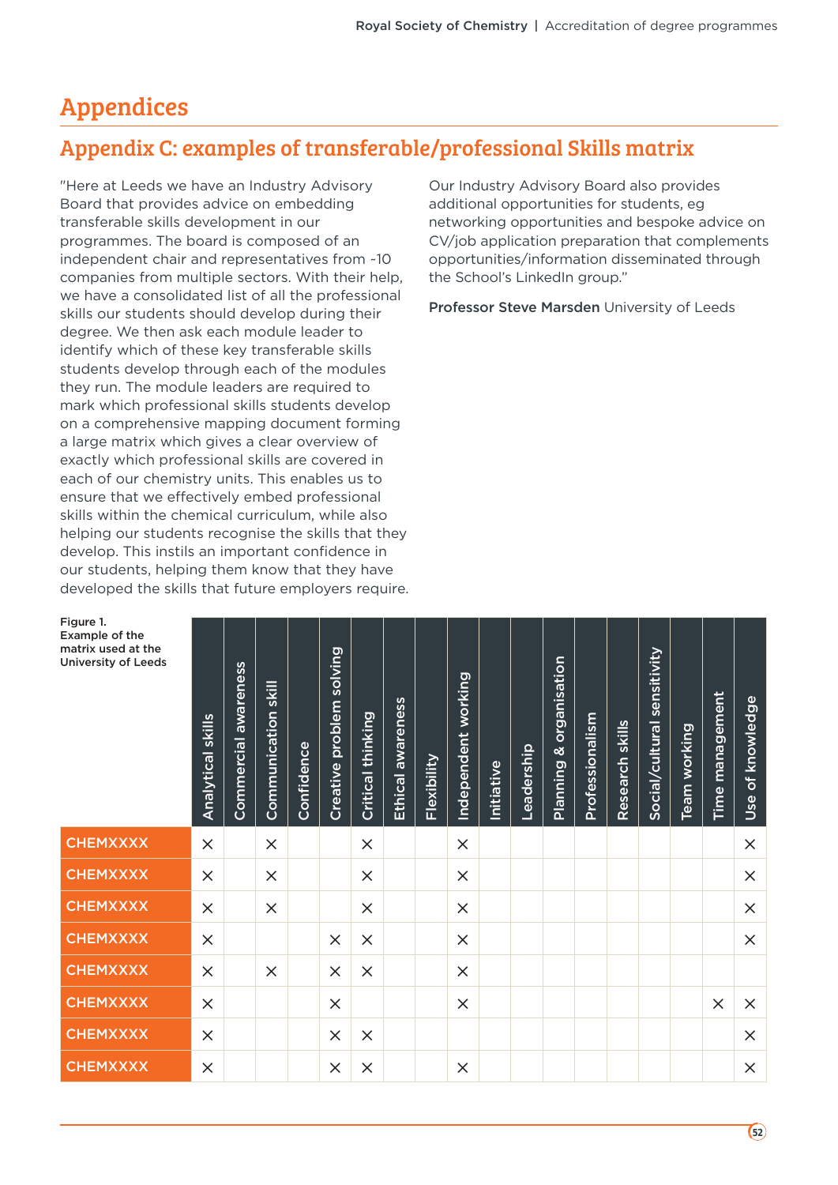# Appendices

## Appendix C: examples of transferable/professional Skills matrix

"Here at Leeds we have an Industry Advisory Board that provides advice on embedding transferable skills development in our programmes. The board is composed of an independent chair and representatives from ~10 companies from multiple sectors. With their help, we have a consolidated list of all the professional skills our students should develop during their degree. We then ask each module leader to identify which of these key transferable skills students develop through each of the modules they run. The module leaders are required to mark which professional skills students develop on a comprehensive mapping document forming a large matrix which gives a clear overview of exactly which professional skills are covered in each of our chemistry units. This enables us to ensure that we effectively embed professional skills within the chemical curriculum, while also helping our students recognise the skills that they develop. This instils an important confidence in our students, helping them know that they have developed the skills that future employers require.

Our Industry Advisory Board also provides additional opportunities for students, eg networking opportunities and bespoke advice on CV/job application preparation that complements opportunities/information disseminated through the School's LinkedIn group."

**Professor Steve Marsden** University of Leeds

**Figure 1. Example of the matrix used at the University of Leeds**

| | Analytical skills | Commercial awareness | Communication skill | Confidence | Creative problem solving | Critical thinking | Ethical awareness | Flexibility | Independent working | Initiative | Leadership | Planning & organisation | Professionalism | Research skills | Social/cultural sensitivity | Team working | Time management | Use of knowledge |
|---|---|---|---|---|---|---|---|---|---|---|---|---|---|---|---|---|---|---|
| CHEMXXXX | × | | × | | | × | | | × | | | | | | | | | × |
| CHEMXXXX | × | | × | | | × | | | × | | | | | | | | | × |
| CHEMXXXX | × | | × | | | × | | | × | | | | | | | | | × |
| CHEMXXXX | × | | | | × | × | | | × | | | | | | | | | × |
| CHEMXXXX | × | | × | | × | × | | | × | | | | | | | | | |
| CHEMXXXX | × | | | | × | | | | × | | | | | | | | × | × |
| CHEMXXXX | × | | | | × | × | | | | | | | | | | | | × |
| CHEMXXXX | × | | | | × | × | | | × | | | | | | | | | × |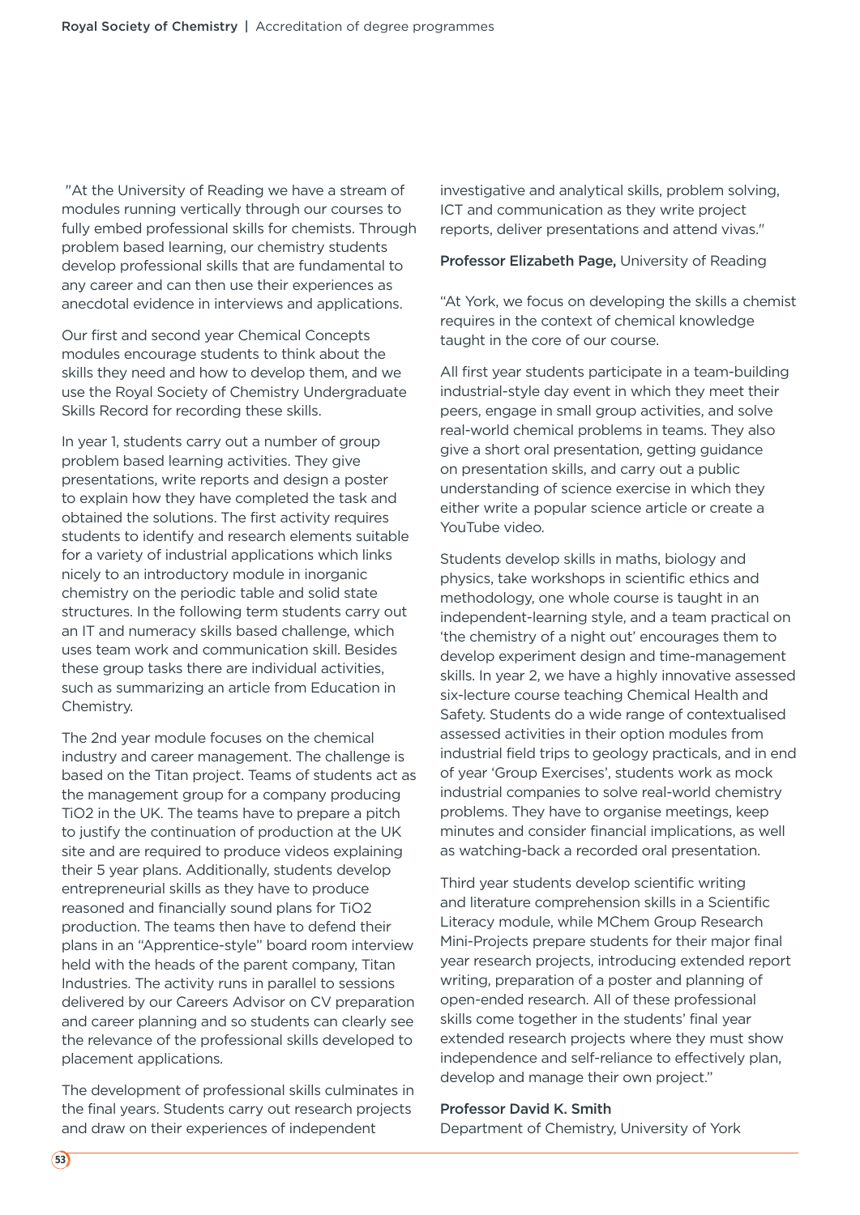"At the University of Reading we have a stream of modules running vertically through our courses to fully embed professional skills for chemists. Through problem based learning, our chemistry students develop professional skills that are fundamental to any career and can then use their experiences as anecdotal evidence in interviews and applications.

Our first and second year Chemical Concepts modules encourage students to think about the skills they need and how to develop them, and we use the Royal Society of Chemistry Undergraduate Skills Record for recording these skills.

In year 1, students carry out a number of group problem based learning activities. They give presentations, write reports and design a poster to explain how they have completed the task and obtained the solutions. The first activity requires students to identify and research elements suitable for a variety of industrial applications which links nicely to an introductory module in inorganic chemistry on the periodic table and solid state structures. In the following term students carry out an IT and numeracy skills based challenge, which uses team work and communication skill. Besides these group tasks there are individual activities, such as summarizing an article from Education in Chemistry.

The 2nd year module focuses on the chemical industry and career management. The challenge is based on the Titan project. Teams of students act as the management group for a company producing $TiO_2$ in the UK. The teams have to prepare a pitch to justify the continuation of production at the UK site and are required to produce videos explaining their 5 year plans. Additionally, students develop entrepreneurial skills as they have to produce reasoned and financially sound plans for $TiO_2$ production. The teams then have to defend their plans in an "Apprentice-style" board room interview held with the heads of the parent company, Titan Industries. The activity runs in parallel to sessions delivered by our Careers Advisor on CV preparation and career planning and so students can clearly see the relevance of the professional skills developed to placement applications.

The development of professional skills culminates in the final years. Students carry out research projects and draw on their experiences of independent investigative and analytical skills, problem solving, ICT and communication as they write project reports, deliver presentations and attend vivas."

**Professor Elizabeth Page,** University of Reading

"At York, we focus on developing the skills a chemist requires in the context of chemical knowledge taught in the core of our course.

All first year students participate in a team-building industrial-style day event in which they meet their peers, engage in small group activities, and solve real-world chemical problems in teams. They also give a short oral presentation, getting guidance on presentation skills, and carry out a public understanding of science exercise in which they either write a popular science article or create a YouTube video.

Students develop skills in maths, biology and physics, take workshops in scientific ethics and methodology, one whole course is taught in an independent-learning style, and a team practical on 'the chemistry of a night out' encourages them to develop experiment design and time-management skills. In year 2, we have a highly innovative assessed six-lecture course teaching Chemical Health and Safety. Students do a wide range of contextualised assessed activities in their option modules from industrial field trips to geology practicals, and in end of year 'Group Exercises', students work as mock industrial companies to solve real-world chemistry problems. They have to organise meetings, keep minutes and consider financial implications, as well as watching-back a recorded oral presentation.

Third year students develop scientific writing and literature comprehension skills in a Scientific Literacy module, while MChem Group Research Mini-Projects prepare students for their major final year research projects, introducing extended report writing, preparation of a poster and planning of open-ended research. All of these professional skills come together in the students' final year extended research projects where they must show independence and self-reliance to effectively plan, develop and manage their own project."

**Professor David K. Smith**
Department of Chemistry, University of York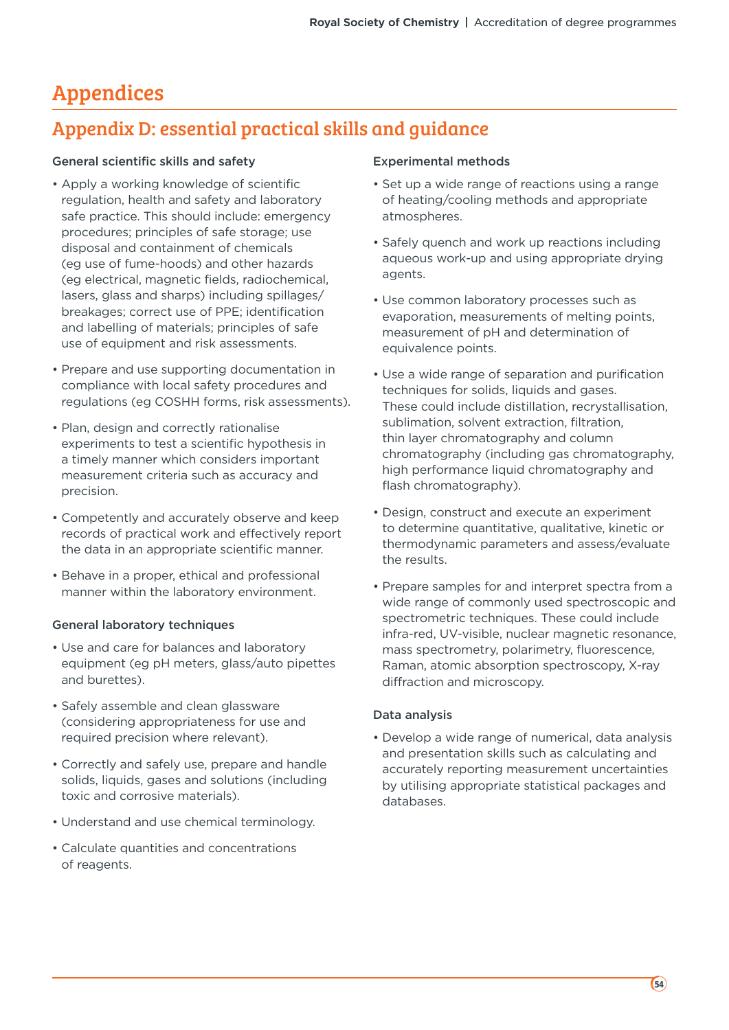# Appendices

## Appendix D: essential practical skills and guidance

### General scientific skills and safety

- Apply a working knowledge of scientific regulation, health and safety and laboratory safe practice. This should include: emergency procedures; principles of safe storage; use disposal and containment of chemicals (eg use of fume-hoods) and other hazards (eg electrical, magnetic fields, radiochemical, lasers, glass and sharps) including spillages/ breakages; correct use of PPE; identification and labelling of materials; principles of safe use of equipment and risk assessments.
- Prepare and use supporting documentation in compliance with local safety procedures and regulations (eg COSHH forms, risk assessments).
- Plan, design and correctly rationalise experiments to test a scientific hypothesis in a timely manner which considers important measurement criteria such as accuracy and precision.
- Competently and accurately observe and keep records of practical work and effectively report the data in an appropriate scientific manner.
- Behave in a proper, ethical and professional manner within the laboratory environment.

### General laboratory techniques

- Use and care for balances and laboratory equipment (eg pH meters, glass/auto pipettes and burettes).
- Safely assemble and clean glassware (considering appropriateness for use and required precision where relevant).
- Correctly and safely use, prepare and handle solids, liquids, gases and solutions (including toxic and corrosive materials).
- Understand and use chemical terminology.
- Calculate quantities and concentrations of reagents.

### Experimental methods

- Set up a wide range of reactions using a range of heating/cooling methods and appropriate atmospheres.
- Safely quench and work up reactions including aqueous work-up and using appropriate drying agents.
- Use common laboratory processes such as evaporation, measurements of melting points, measurement of pH and determination of equivalence points.
- Use a wide range of separation and purification techniques for solids, liquids and gases. These could include distillation, recrystallisation, sublimation, solvent extraction, filtration, thin layer chromatography and column chromatography (including gas chromatography, high performance liquid chromatography and flash chromatography).
- Design, construct and execute an experiment to determine quantitative, qualitative, kinetic or thermodynamic parameters and assess/evaluate the results.
- Prepare samples for and interpret spectra from a wide range of commonly used spectroscopic and spectrometric techniques. These could include infra-red, UV-visible, nuclear magnetic resonance, mass spectrometry, polarimetry, fluorescence, Raman, atomic absorption spectroscopy, X-ray diffraction and microscopy.

### Data analysis

- Develop a wide range of numerical, data analysis and presentation skills such as calculating and accurately reporting measurement uncertainties by utilising appropriate statistical packages and databases.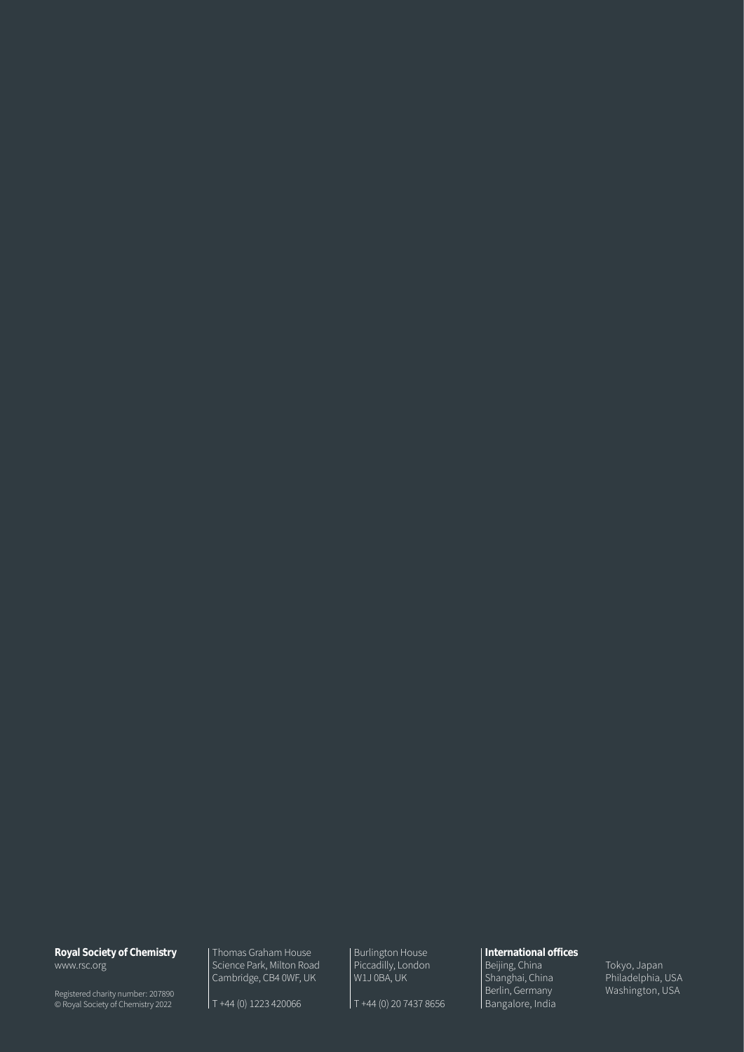**Royal Society of Chemistry**
www.rsc.org

Registered charity number: 207890
© Royal Society of Chemistry 2022

Thomas Graham House
Science Park, Milton Road
Cambridge, CB4 0WF, UK

T +44 (0) 1223 420066

Burlington House
Piccadilly, London
W1J 0BA, UK

T +44 (0) 20 7437 8656

**International offices**
Beijing, China
Shanghai, China
Berlin, Germany
Bangalore, India
Tokyo, Japan
Philadelphia, USA
Washington, USA